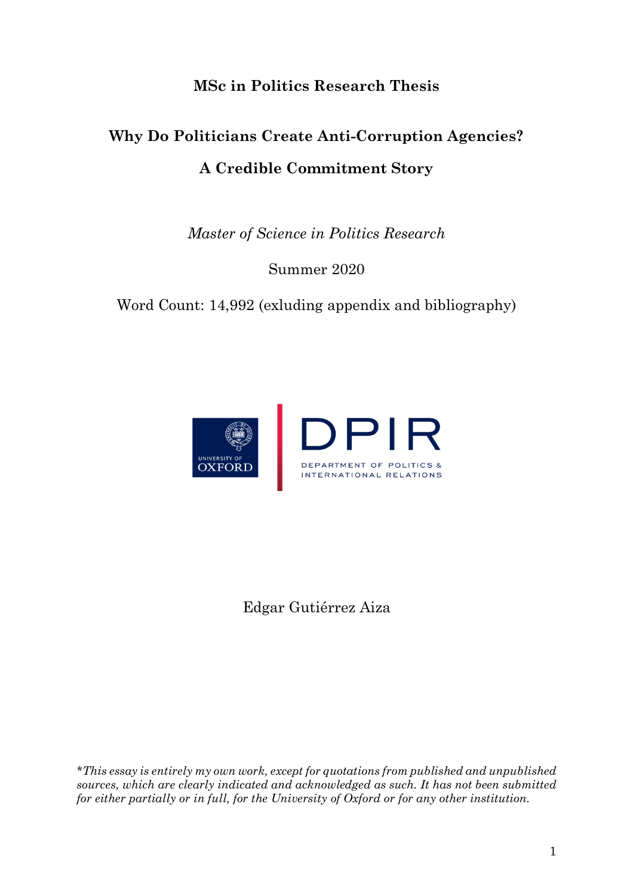**MSc in Politics Research Thesis**

# Why Do Politicians Create Anti-Corruption Agencies?

## A Credible Commitment Story

*Master of Science in Politics Research*

Summer 2020

Word Count: 14,992 (exluding appendix and bibliography)

UNIVERSITY OF OXFORD

DPIR

DEPARTMENT OF POLITICS & INTERNATIONAL RELATIONS

Edgar Gutiérrez Aiza

**This essay is entirely my own work, except for quotations from published and unpublished sources, which are clearly indicated and acknowledged as such. It has not been submitted for either partially or in full, for the University of Oxford or for any other institution.*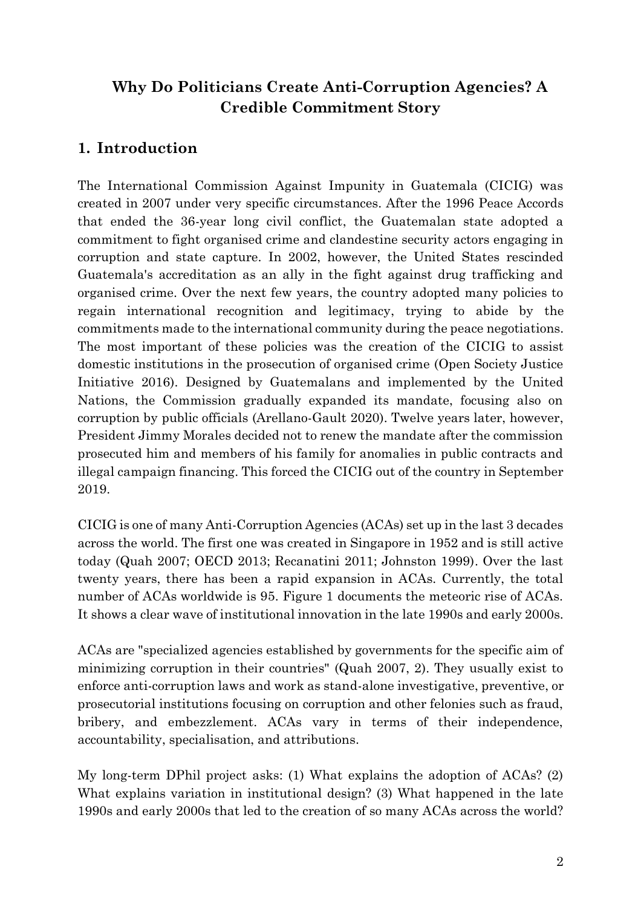# Why Do Politicians Create Anti-Corruption Agencies? A Credible Commitment Story

## 1. Introduction

The International Commission Against Impunity in Guatemala (CICIG) was created in 2007 under very specific circumstances. After the 1996 Peace Accords that ended the 36-year long civil conflict, the Guatemalan state adopted a commitment to fight organised crime and clandestine security actors engaging in corruption and state capture. In 2002, however, the United States rescinded Guatemala's accreditation as an ally in the fight against drug trafficking and organised crime. Over the next few years, the country adopted many policies to regain international recognition and legitimacy, trying to abide by the commitments made to the international community during the peace negotiations. The most important of these policies was the creation of the CICIG to assist domestic institutions in the prosecution of organised crime (Open Society Justice Initiative 2016). Designed by Guatemalans and implemented by the United Nations, the Commission gradually expanded its mandate, focusing also on corruption by public officials (Arellano-Gault 2020). Twelve years later, however, President Jimmy Morales decided not to renew the mandate after the commission prosecuted him and members of his family for anomalies in public contracts and illegal campaign financing. This forced the CICIG out of the country in September 2019.

CICIG is one of many Anti-Corruption Agencies (ACAs) set up in the last 3 decades across the world. The first one was created in Singapore in 1952 and is still active today (Quah 2007; OECD 2013; Recanatini 2011; Johnston 1999). Over the last twenty years, there has been a rapid expansion in ACAs. Currently, the total number of ACAs worldwide is 95. Figure 1 documents the meteoric rise of ACAs. It shows a clear wave of institutional innovation in the late 1990s and early 2000s.

ACAs are "specialized agencies established by governments for the specific aim of minimizing corruption in their countries" (Quah 2007, 2). They usually exist to enforce anti-corruption laws and work as stand-alone investigative, preventive, or prosecutorial institutions focusing on corruption and other felonies such as fraud, bribery, and embezzlement. ACAs vary in terms of their independence, accountability, specialisation, and attributions.

My long-term DPhil project asks: (1) What explains the adoption of ACAs? (2) What explains variation in institutional design? (3) What happened in the late 1990s and early 2000s that led to the creation of so many ACAs across the world?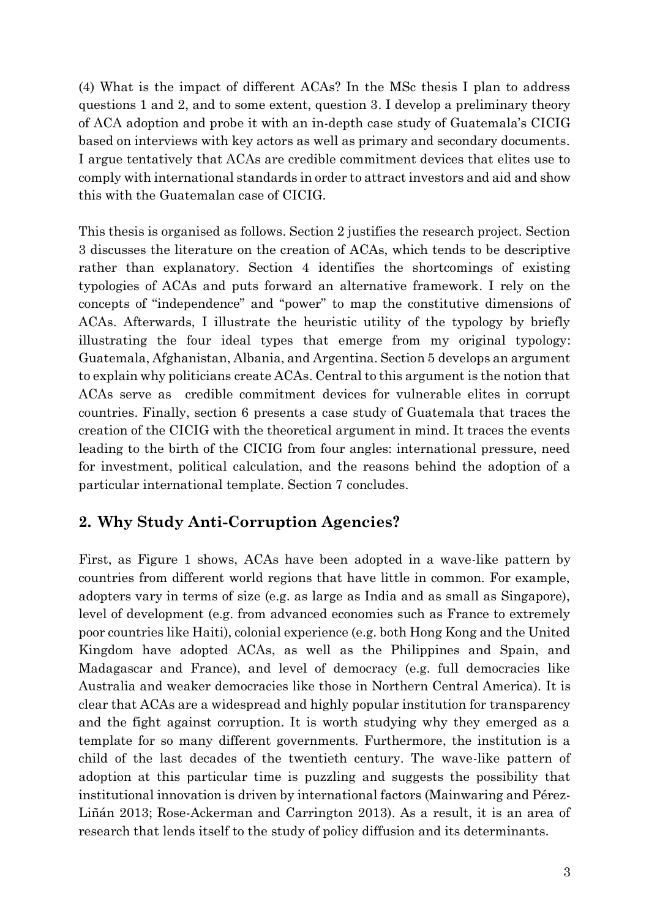(4) What is the impact of different ACAs? In the MSc thesis I plan to address questions 1 and 2, and to some extent, question 3. I develop a preliminary theory of ACA adoption and probe it with an in-depth case study of Guatemala's CICIG based on interviews with key actors as well as primary and secondary documents. I argue tentatively that ACAs are credible commitment devices that elites use to comply with international standards in order to attract investors and aid and show this with the Guatemalan case of CICIG.

This thesis is organised as follows. Section 2 justifies the research project. Section 3 discusses the literature on the creation of ACAs, which tends to be descriptive rather than explanatory. Section 4 identifies the shortcomings of existing typologies of ACAs and puts forward an alternative framework. I rely on the concepts of "independence" and "power" to map the constitutive dimensions of ACAs. Afterwards, I illustrate the heuristic utility of the typology by briefly illustrating the four ideal types that emerge from my original typology: Guatemala, Afghanistan, Albania, and Argentina. Section 5 develops an argument to explain why politicians create ACAs. Central to this argument is the notion that ACAs serve as credible commitment devices for vulnerable elites in corrupt countries. Finally, section 6 presents a case study of Guatemala that traces the creation of the CICIG with the theoretical argument in mind. It traces the events leading to the birth of the CICIG from four angles: international pressure, need for investment, political calculation, and the reasons behind the adoption of a particular international template. Section 7 concludes.

## 2. Why Study Anti-Corruption Agencies?

First, as Figure 1 shows, ACAs have been adopted in a wave-like pattern by countries from different world regions that have little in common. For example, adopters vary in terms of size (e.g. as large as India and as small as Singapore), level of development (e.g. from advanced economies such as France to extremely poor countries like Haiti), colonial experience (e.g. both Hong Kong and the United Kingdom have adopted ACAs, as well as the Philippines and Spain, and Madagascar and France), and level of democracy (e.g. full democracies like Australia and weaker democracies like those in Northern Central America). It is clear that ACAs are a widespread and highly popular institution for transparency and the fight against corruption. It is worth studying why they emerged as a template for so many different governments. Furthermore, the institution is a child of the last decades of the twentieth century. The wave-like pattern of adoption at this particular time is puzzling and suggests the possibility that institutional innovation is driven by international factors (Mainwaring and Pérez-Liñán 2013; Rose-Ackerman and Carrington 2013). As a result, it is an area of research that lends itself to the study of policy diffusion and its determinants.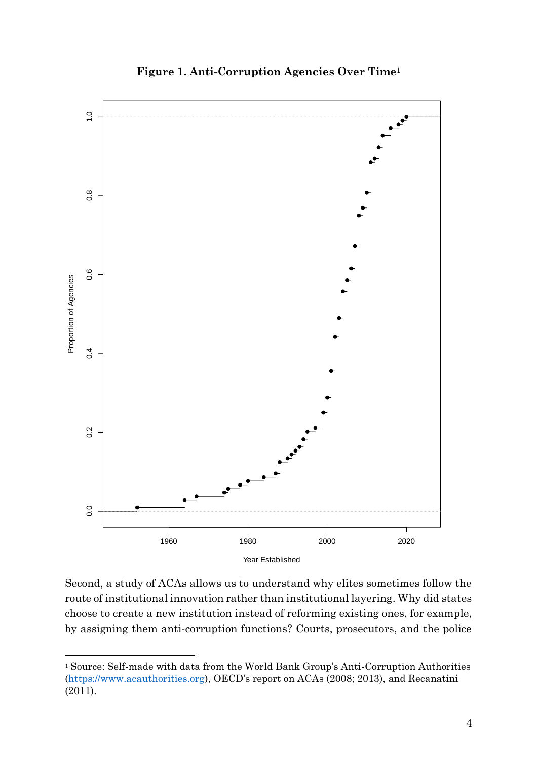**Figure 1. Anti-Corruption Agencies Over Time[1]**

Second, a study of ACAs allows us to understand why elites sometimes follow the route of institutional innovation rather than institutional layering. Why did states choose to create a new institution instead of reforming existing ones, for example, by assigning them anti-corruption functions? Courts, prosecutors, and the police

---

[1] Source: Self-made with data from the World Bank Group's Anti-Corruption Authorities (https://www.acauthorities.org), OECD's report on ACAs (2008; 2013), and Recanatini (2011).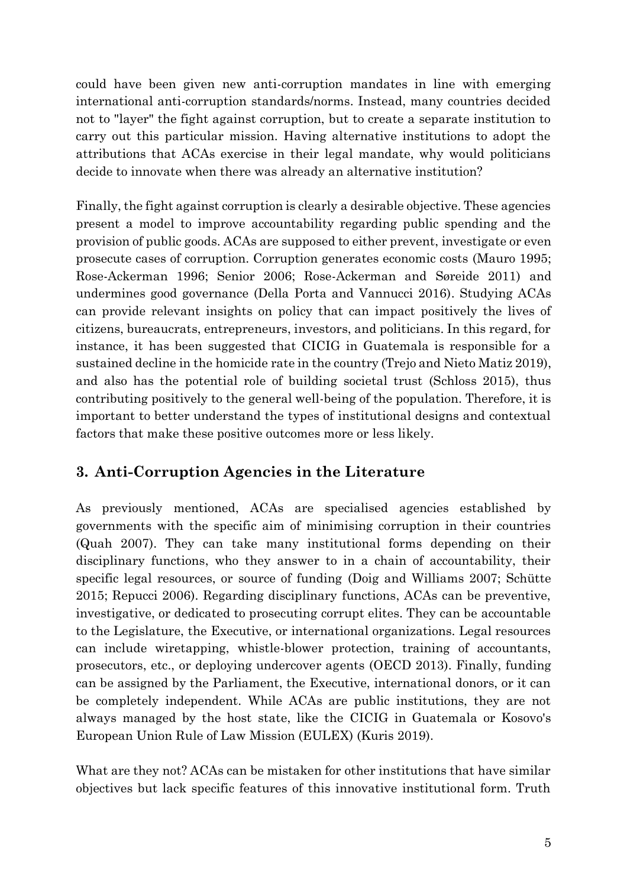could have been given new anti-corruption mandates in line with emerging international anti-corruption standards/norms. Instead, many countries decided not to "layer" the fight against corruption, but to create a separate institution to carry out this particular mission. Having alternative institutions to adopt the attributions that ACAs exercise in their legal mandate, why would politicians decide to innovate when there was already an alternative institution?

Finally, the fight against corruption is clearly a desirable objective. These agencies present a model to improve accountability regarding public spending and the provision of public goods. ACAs are supposed to either prevent, investigate or even prosecute cases of corruption. Corruption generates economic costs (Mauro 1995; Rose-Ackerman 1996; Senior 2006; Rose-Ackerman and Søreide 2011) and undermines good governance (Della Porta and Vannucci 2016). Studying ACAs can provide relevant insights on policy that can impact positively the lives of citizens, bureaucrats, entrepreneurs, investors, and politicians. In this regard, for instance, it has been suggested that CICIG in Guatemala is responsible for a sustained decline in the homicide rate in the country (Trejo and Nieto Matiz 2019), and also has the potential role of building societal trust (Schloss 2015), thus contributing positively to the general well-being of the population. Therefore, it is important to better understand the types of institutional designs and contextual factors that make these positive outcomes more or less likely.

## 3. Anti-Corruption Agencies in the Literature

As previously mentioned, ACAs are specialised agencies established by governments with the specific aim of minimising corruption in their countries (Quah 2007). They can take many institutional forms depending on their disciplinary functions, who they answer to in a chain of accountability, their specific legal resources, or source of funding (Doig and Williams 2007; Schütte 2015; Repucci 2006). Regarding disciplinary functions, ACAs can be preventive, investigative, or dedicated to prosecuting corrupt elites. They can be accountable to the Legislature, the Executive, or international organizations. Legal resources can include wiretapping, whistle-blower protection, training of accountants, prosecutors, etc., or deploying undercover agents (OECD 2013). Finally, funding can be assigned by the Parliament, the Executive, international donors, or it can be completely independent. While ACAs are public institutions, they are not always managed by the host state, like the CICIG in Guatemala or Kosovo's European Union Rule of Law Mission (EULEX) (Kuris 2019).

What are they not? ACAs can be mistaken for other institutions that have similar objectives but lack specific features of this innovative institutional form. Truth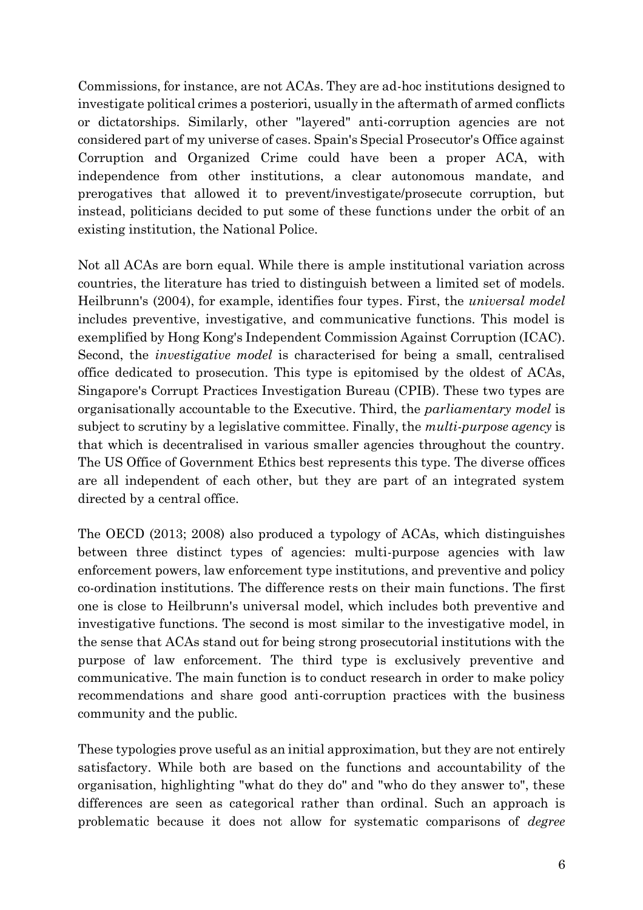Commissions, for instance, are not ACAs. They are ad-hoc institutions designed to investigate political crimes a posteriori, usually in the aftermath of armed conflicts or dictatorships. Similarly, other "layered" anti-corruption agencies are not considered part of my universe of cases. Spain's Special Prosecutor's Office against Corruption and Organized Crime could have been a proper ACA, with independence from other institutions, a clear autonomous mandate, and prerogatives that allowed it to prevent/investigate/prosecute corruption, but instead, politicians decided to put some of these functions under the orbit of an existing institution, the National Police.

Not all ACAs are born equal. While there is ample institutional variation across countries, the literature has tried to distinguish between a limited set of models. Heilbrunn's (2004), for example, identifies four types. First, the *universal model* includes preventive, investigative, and communicative functions. This model is exemplified by Hong Kong's Independent Commission Against Corruption (ICAC). Second, the *investigative model* is characterised for being a small, centralised office dedicated to prosecution. This type is epitomised by the oldest of ACAs, Singapore's Corrupt Practices Investigation Bureau (CPIB). These two types are organisationally accountable to the Executive. Third, the *parliamentary model* is subject to scrutiny by a legislative committee. Finally, the *multi-purpose agency* is that which is decentralised in various smaller agencies throughout the country. The US Office of Government Ethics best represents this type. The diverse offices are all independent of each other, but they are part of an integrated system directed by a central office.

The OECD (2013; 2008) also produced a typology of ACAs, which distinguishes between three distinct types of agencies: multi-purpose agencies with law enforcement powers, law enforcement type institutions, and preventive and policy co-ordination institutions. The difference rests on their main functions. The first one is close to Heilbrunn's universal model, which includes both preventive and investigative functions. The second is most similar to the investigative model, in the sense that ACAs stand out for being strong prosecutorial institutions with the purpose of law enforcement. The third type is exclusively preventive and communicative. The main function is to conduct research in order to make policy recommendations and share good anti-corruption practices with the business community and the public.

These typologies prove useful as an initial approximation, but they are not entirely satisfactory. While both are based on the functions and accountability of the organisation, highlighting "what do they do" and "who do they answer to", these differences are seen as categorical rather than ordinal. Such an approach is problematic because it does not allow for systematic comparisons of *degree*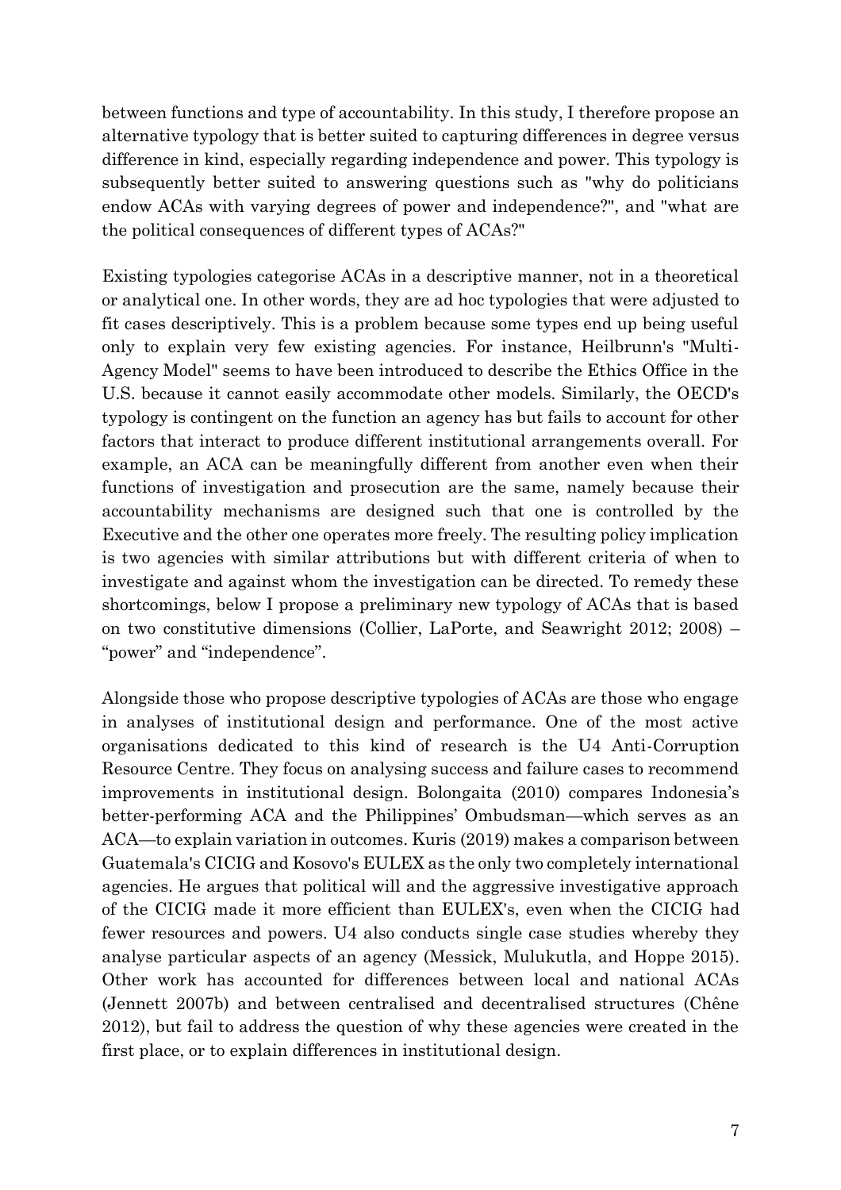between functions and type of accountability. In this study, I therefore propose an alternative typology that is better suited to capturing differences in degree versus difference in kind, especially regarding independence and power. This typology is subsequently better suited to answering questions such as "why do politicians endow ACAs with varying degrees of power and independence?", and "what are the political consequences of different types of ACAs?"

Existing typologies categorise ACAs in a descriptive manner, not in a theoretical or analytical one. In other words, they are ad hoc typologies that were adjusted to fit cases descriptively. This is a problem because some types end up being useful only to explain very few existing agencies. For instance, Heilbrunn's "Multi-Agency Model" seems to have been introduced to describe the Ethics Office in the U.S. because it cannot easily accommodate other models. Similarly, the OECD's typology is contingent on the function an agency has but fails to account for other factors that interact to produce different institutional arrangements overall. For example, an ACA can be meaningfully different from another even when their functions of investigation and prosecution are the same, namely because their accountability mechanisms are designed such that one is controlled by the Executive and the other one operates more freely. The resulting policy implication is two agencies with similar attributions but with different criteria of when to investigate and against whom the investigation can be directed. To remedy these shortcomings, below I propose a preliminary new typology of ACAs that is based on two constitutive dimensions (Collier, LaPorte, and Seawright 2012; 2008) – "power" and "independence".

Alongside those who propose descriptive typologies of ACAs are those who engage in analyses of institutional design and performance. One of the most active organisations dedicated to this kind of research is the U4 Anti-Corruption Resource Centre. They focus on analysing success and failure cases to recommend improvements in institutional design. Bolongaita (2010) compares Indonesia's better-performing ACA and the Philippines' Ombudsman—which serves as an ACA—to explain variation in outcomes. Kuris (2019) makes a comparison between Guatemala's CICIG and Kosovo's EULEX as the only two completely international agencies. He argues that political will and the aggressive investigative approach of the CICIG made it more efficient than EULEX's, even when the CICIG had fewer resources and powers. U4 also conducts single case studies whereby they analyse particular aspects of an agency (Messick, Mulukutla, and Hoppe 2015). Other work has accounted for differences between local and national ACAs (Jennett 2007b) and between centralised and decentralised structures (Chêne 2012), but fail to address the question of why these agencies were created in the first place, or to explain differences in institutional design.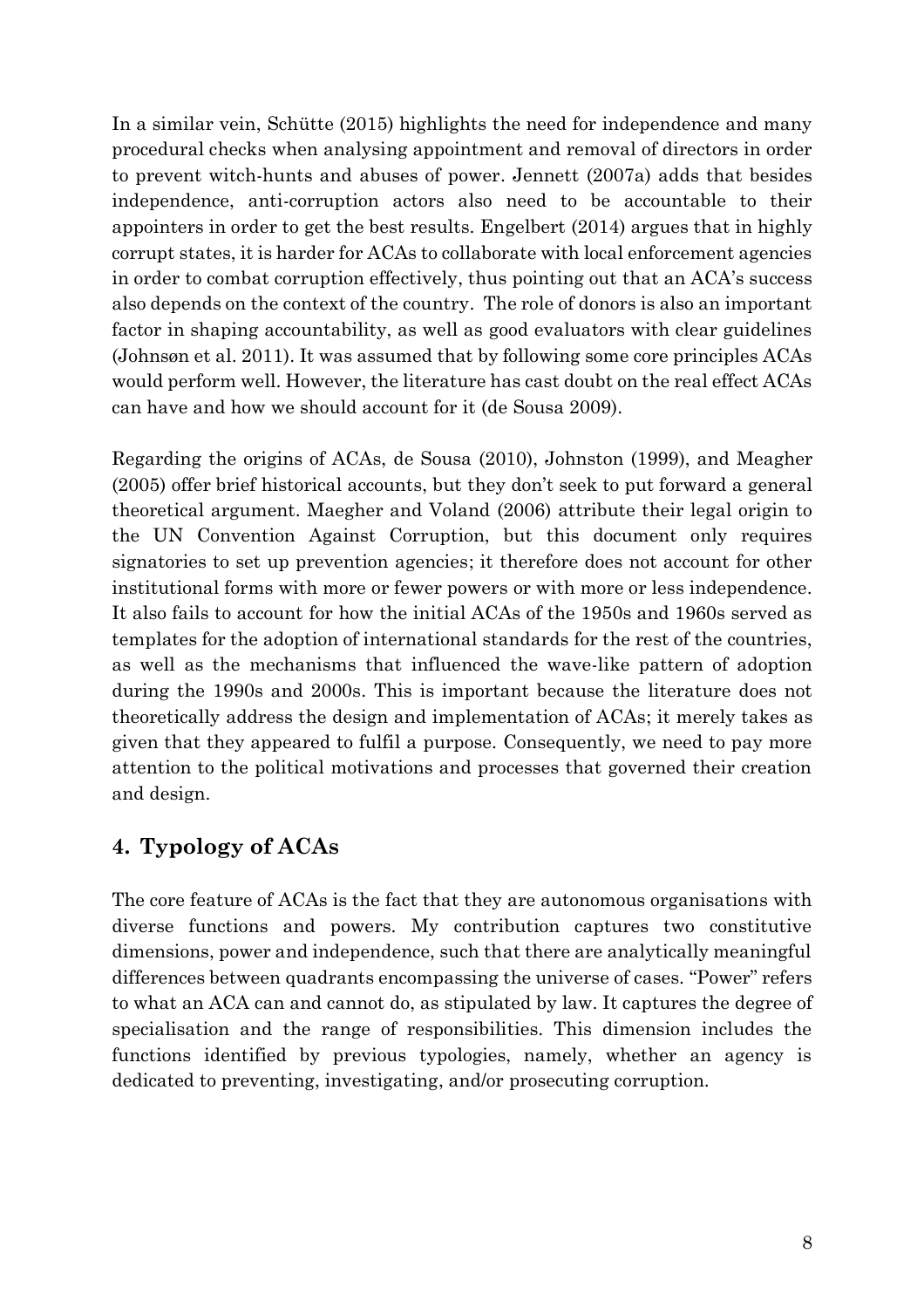In a similar vein, Schütte (2015) highlights the need for independence and many procedural checks when analysing appointment and removal of directors in order to prevent witch-hunts and abuses of power. Jennett (2007a) adds that besides independence, anti-corruption actors also need to be accountable to their appointers in order to get the best results. Engelbert (2014) argues that in highly corrupt states, it is harder for ACAs to collaborate with local enforcement agencies in order to combat corruption effectively, thus pointing out that an ACA's success also depends on the context of the country. The role of donors is also an important factor in shaping accountability, as well as good evaluators with clear guidelines (Johnsøn et al. 2011). It was assumed that by following some core principles ACAs would perform well. However, the literature has cast doubt on the real effect ACAs can have and how we should account for it (de Sousa 2009).

Regarding the origins of ACAs, de Sousa (2010), Johnston (1999), and Meagher (2005) offer brief historical accounts, but they don't seek to put forward a general theoretical argument. Maegher and Voland (2006) attribute their legal origin to the UN Convention Against Corruption, but this document only requires signatories to set up prevention agencies; it therefore does not account for other institutional forms with more or fewer powers or with more or less independence. It also fails to account for how the initial ACAs of the 1950s and 1960s served as templates for the adoption of international standards for the rest of the countries, as well as the mechanisms that influenced the wave-like pattern of adoption during the 1990s and 2000s. This is important because the literature does not theoretically address the design and implementation of ACAs; it merely takes as given that they appeared to fulfil a purpose. Consequently, we need to pay more attention to the political motivations and processes that governed their creation and design.

## 4. Typology of ACAs

The core feature of ACAs is the fact that they are autonomous organisations with diverse functions and powers. My contribution captures two constitutive dimensions, power and independence, such that there are analytically meaningful differences between quadrants encompassing the universe of cases. "Power" refers to what an ACA can and cannot do, as stipulated by law. It captures the degree of specialisation and the range of responsibilities. This dimension includes the functions identified by previous typologies, namely, whether an agency is dedicated to preventing, investigating, and/or prosecuting corruption.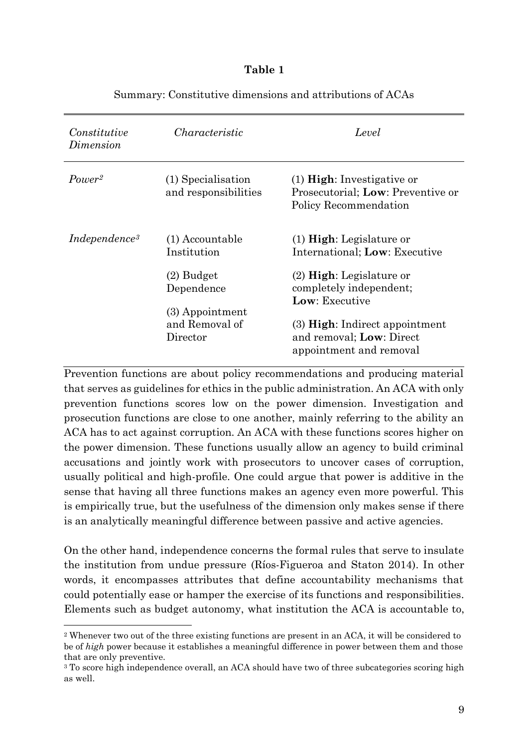**Table 1**

Summary: Constitutive dimensions and attributions of ACAs

| *Constitutive Dimension* | *Characteristic* | *Level* |
|---|---|---|
| *Power*[2] | (1) Specialisation and responsibilities | (1) **High**: Investigative or Prosecutorial; **Low**: Preventive or Policy Recommendation |
| *Independence*[3] | (1) Accountable Institution | (1) **High**: Legislature or International; **Low**: Executive |
| | (2) Budget Dependence | (2) **High**: Legislature or completely independent; **Low**: Executive |
| | (3) Appointment and Removal of Director | (3) **High**: Indirect appointment and removal; **Low**: Direct appointment and removal |

Prevention functions are about policy recommendations and producing material that serves as guidelines for ethics in the public administration. An ACA with only prevention functions scores low on the power dimension. Investigation and prosecution functions are close to one another, mainly referring to the ability an ACA has to act against corruption. An ACA with these functions scores higher on the power dimension. These functions usually allow an agency to build criminal accusations and jointly work with prosecutors to uncover cases of corruption, usually political and high-profile. One could argue that power is additive in the sense that having all three functions makes an agency even more powerful. This is empirically true, but the usefulness of the dimension only makes sense if there is an analytically meaningful difference between passive and active agencies.

On the other hand, independence concerns the formal rules that serve to insulate the institution from undue pressure (Ríos-Figueroa and Staton 2014). In other words, it encompasses attributes that define accountability mechanisms that could potentially ease or hamper the exercise of its functions and responsibilities. Elements such as budget autonomy, what institution the ACA is accountable to,

---

[2] Whenever two out of the three existing functions are present in an ACA, it will be considered to be of *high* power because it establishes a meaningful difference in power between them and those that are only preventive.

[3] To score high independence overall, an ACA should have two of three subcategories scoring high as well.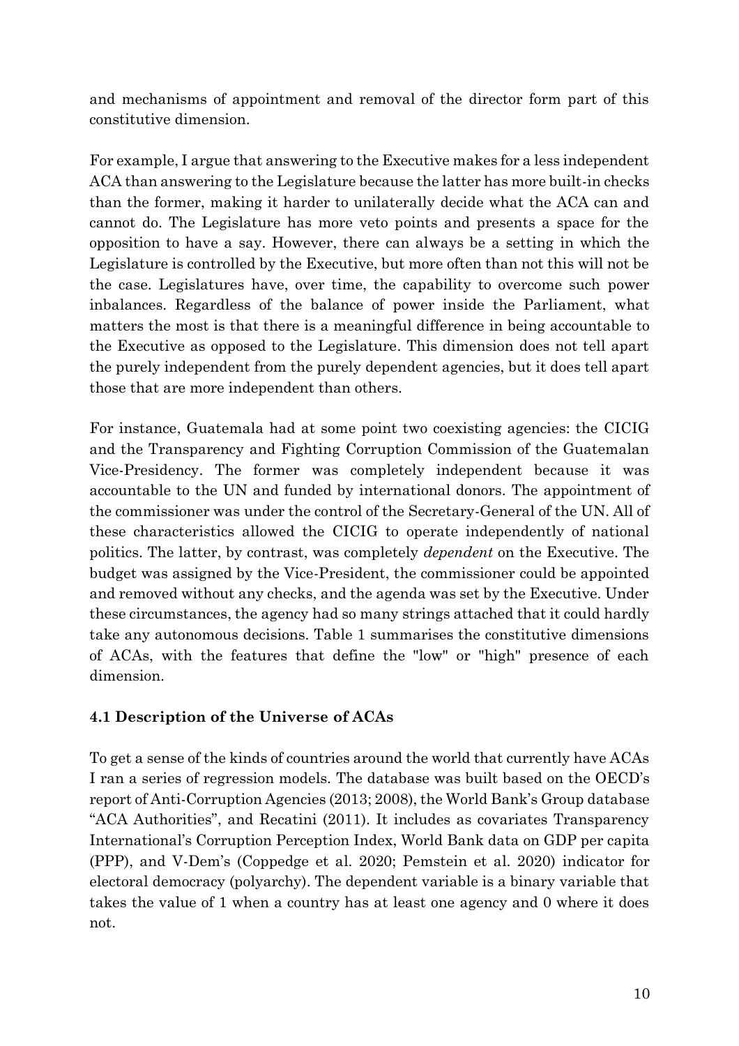and mechanisms of appointment and removal of the director form part of this constitutive dimension.

For example, I argue that answering to the Executive makes for a less independent ACA than answering to the Legislature because the latter has more built-in checks than the former, making it harder to unilaterally decide what the ACA can and cannot do. The Legislature has more veto points and presents a space for the opposition to have a say. However, there can always be a setting in which the Legislature is controlled by the Executive, but more often than not this will not be the case. Legislatures have, over time, the capability to overcome such power inbalances. Regardless of the balance of power inside the Parliament, what matters the most is that there is a meaningful difference in being accountable to the Executive as opposed to the Legislature. This dimension does not tell apart the purely independent from the purely dependent agencies, but it does tell apart those that are more independent than others.

For instance, Guatemala had at some point two coexisting agencies: the CICIG and the Transparency and Fighting Corruption Commission of the Guatemalan Vice-Presidency. The former was completely independent because it was accountable to the UN and funded by international donors. The appointment of the commissioner was under the control of the Secretary-General of the UN. All of these characteristics allowed the CICIG to operate independently of national politics. The latter, by contrast, was completely *dependent* on the Executive. The budget was assigned by the Vice-President, the commissioner could be appointed and removed without any checks, and the agenda was set by the Executive. Under these circumstances, the agency had so many strings attached that it could hardly take any autonomous decisions. Table 1 summarises the constitutive dimensions of ACAs, with the features that define the "low" or "high" presence of each dimension.

### 4.1 Description of the Universe of ACAs

To get a sense of the kinds of countries around the world that currently have ACAs I ran a series of regression models. The database was built based on the OECD's report of Anti-Corruption Agencies (2013; 2008), the World Bank's Group database "ACA Authorities", and Recatini (2011). It includes as covariates Transparency International's Corruption Perception Index, World Bank data on GDP per capita (PPP), and V-Dem's (Coppedge et al. 2020; Pemstein et al. 2020) indicator for electoral democracy (polyarchy). The dependent variable is a binary variable that takes the value of 1 when a country has at least one agency and 0 where it does not.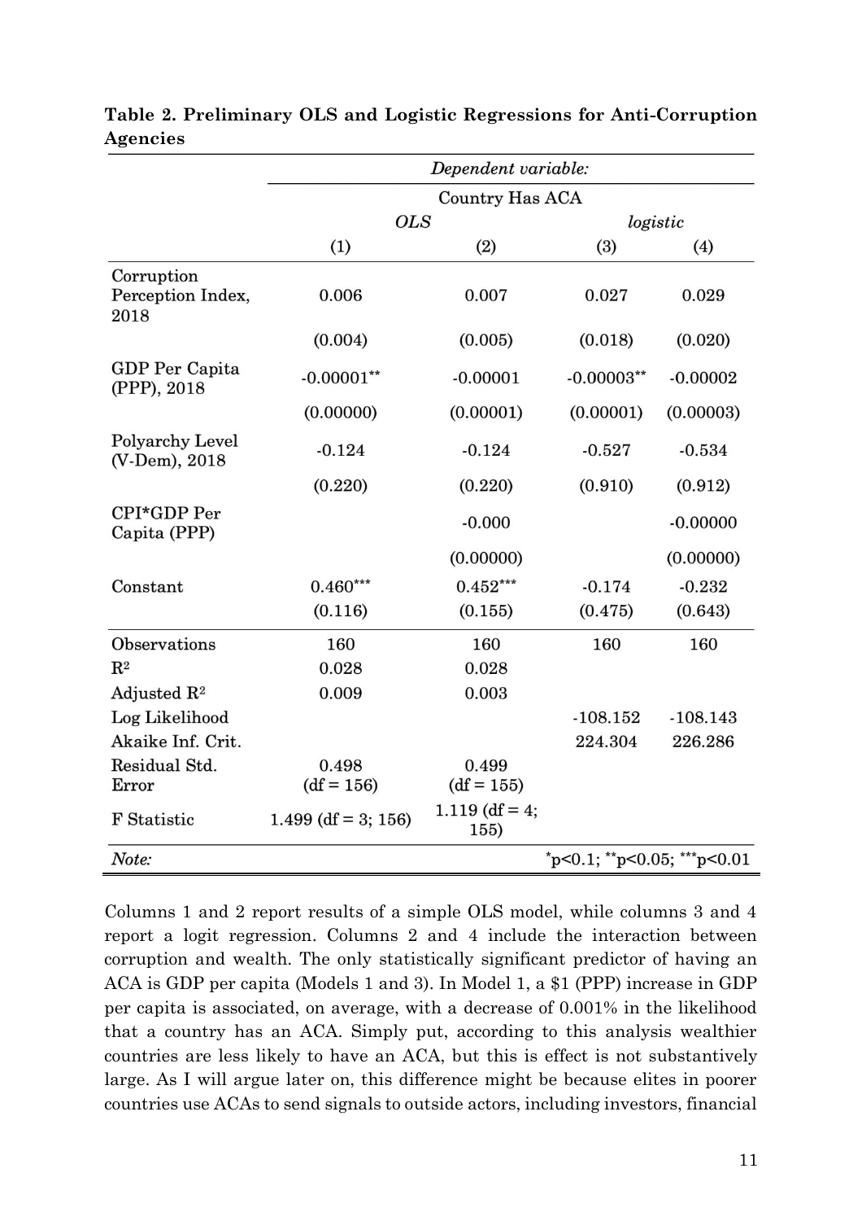**Table 2. Preliminary OLS and Logistic Regressions for Anti-Corruption Agencies**

| | *Dependent variable:* | | | |
|---|---|---|---|---|
| | Country Has ACA | | | |
| | *OLS* | | *logistic* | |
| | (1) | (2) | (3) | (4) |
| Corruption Perception Index, 2018 | 0.006 | 0.007 | 0.027 | 0.029 |
| | (0.004) | (0.005) | (0.018) | (0.020) |
| GDP Per Capita (PPP), 2018 | -0.00001** | -0.00001 | -0.00003** | -0.00002 |
| | (0.00000) | (0.00001) | (0.00001) | (0.00003) |
| Polyarchy Level (V-Dem), 2018 | -0.124 | -0.124 | -0.527 | -0.534 |
| | (0.220) | (0.220) | (0.910) | (0.912) |
| CPI*GDP Per Capita (PPP) | | -0.000 | | -0.00000 |
| | | (0.00000) | | (0.00000) |
| Constant | 0.460*** | 0.452*** | -0.174 | -0.232 |
| | (0.116) | (0.155) | (0.475) | (0.643) |
| Observations | 160 | 160 | 160 | 160 |
| $R^2$ | 0.028 | 0.028 | | |
| Adjusted $R^2$ | 0.009 | 0.003 | | |
| Log Likelihood | | | -108.152 | -108.143 |
| Akaike Inf. Crit. | | | 224.304 | 226.286 |
| Residual Std. Error | 0.498 (df = 156) | 0.499 (df = 155) | | |
| F Statistic | 1.499 (df = 3; 156) | 1.119 (df = 4; 155) | | |
| *Note:* | | | *p<0.1; **p<0.05; ***p<0.01 | |

Columns 1 and 2 report results of a simple OLS model, while columns 3 and 4 report a logit regression. Columns 2 and 4 include the interaction between corruption and wealth. The only statistically significant predictor of having an ACA is GDP per capita (Models 1 and 3). In Model 1, a $1 (PPP) increase in GDP per capita is associated, on average, with a decrease of 0.001% in the likelihood that a country has an ACA. Simply put, according to this analysis wealthier countries are less likely to have an ACA, but this is effect is not substantively large. As I will argue later on, this difference might be because elites in poorer countries use ACAs to send signals to outside actors, including investors, financial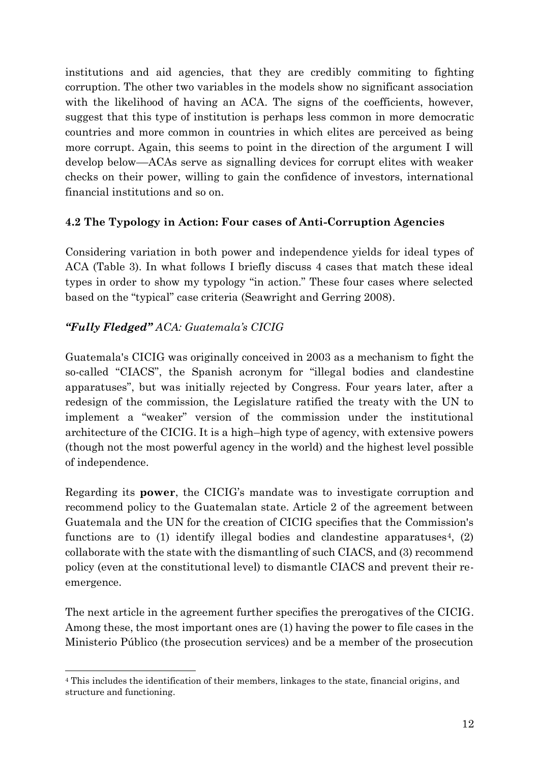institutions and aid agencies, that they are credibly commiting to fighting corruption. The other two variables in the models show no significant association with the likelihood of having an ACA. The signs of the coefficients, however, suggest that this type of institution is perhaps less common in more democratic countries and more common in countries in which elites are perceived as being more corrupt. Again, this seems to point in the direction of the argument I will develop below—ACAs serve as signalling devices for corrupt elites with weaker checks on their power, willing to gain the confidence of investors, international financial institutions and so on.

### 4.2 The Typology in Action: Four cases of Anti-Corruption Agencies

Considering variation in both power and independence yields for ideal types of ACA (Table 3). In what follows I briefly discuss 4 cases that match these ideal types in order to show my typology "in action." These four cases where selected based on the "typical" case criteria (Seawright and Gerring 2008).

#### ***"Fully Fledged"*** *ACA: Guatemala's CICIG*

Guatemala's CICIG was originally conceived in 2003 as a mechanism to fight the so-called "CIACS", the Spanish acronym for "illegal bodies and clandestine apparatuses", but was initially rejected by Congress. Four years later, after a redesign of the commission, the Legislature ratified the treaty with the UN to implement a "weaker" version of the commission under the institutional architecture of the CICIG. It is a high–high type of agency, with extensive powers (though not the most powerful agency in the world) and the highest level possible of independence.

Regarding its **power**, the CICIG's mandate was to investigate corruption and recommend policy to the Guatemalan state. Article 2 of the agreement between Guatemala and the UN for the creation of CICIG specifies that the Commission's functions are to (1) identify illegal bodies and clandestine apparatuses[4], (2) collaborate with the state with the dismantling of such CIACS, and (3) recommend policy (even at the constitutional level) to dismantle CIACS and prevent their re-emergence.

The next article in the agreement further specifies the prerogatives of the CICIG. Among these, the most important ones are (1) having the power to file cases in the Ministerio Público (the prosecution services) and be a member of the prosecution

[4] This includes the identification of their members, linkages to the state, financial origins, and structure and functioning.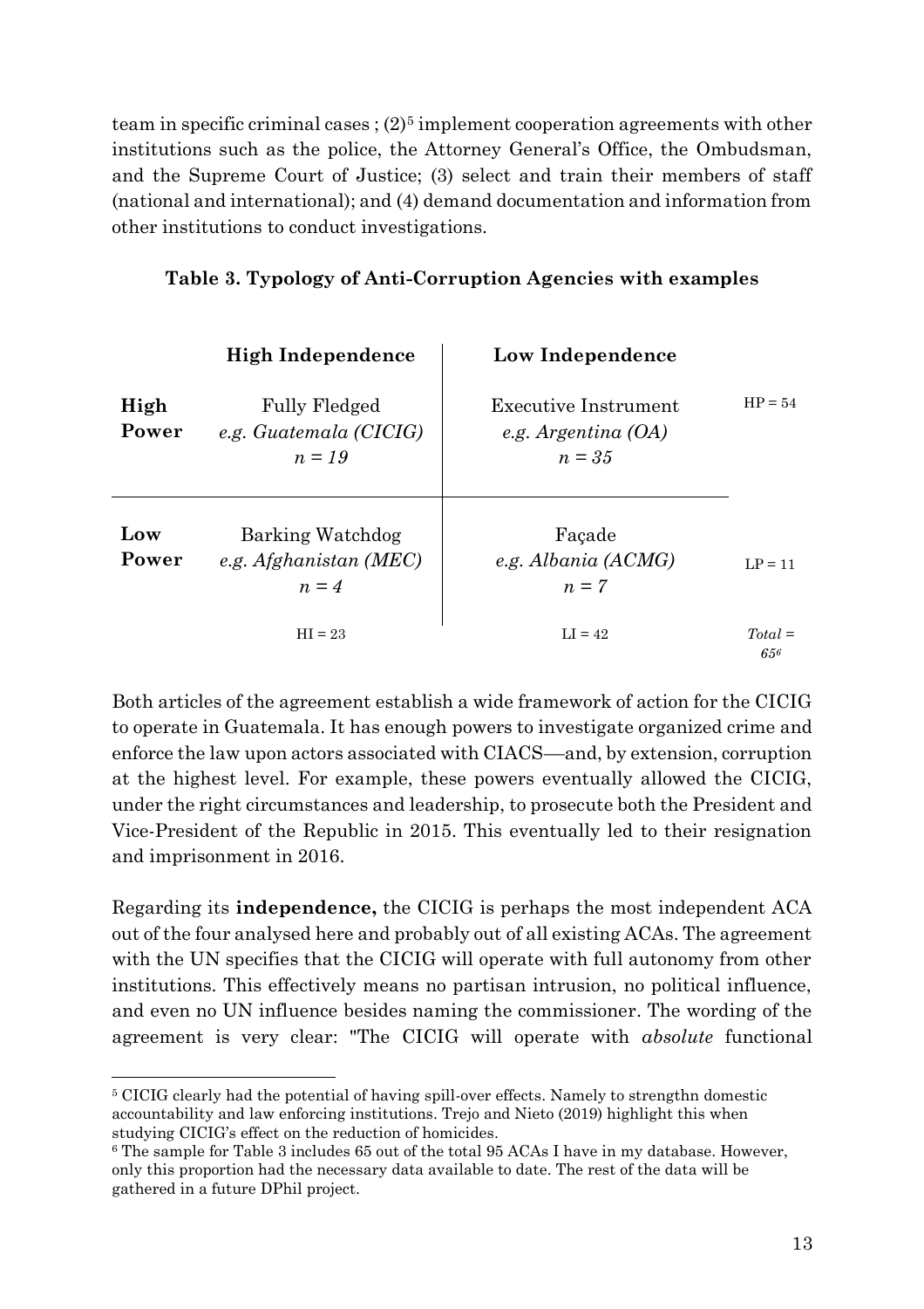team in specific criminal cases ; (2)[5] implement cooperation agreements with other institutions such as the police, the Attorney General's Office, the Ombudsman, and the Supreme Court of Justice; (3) select and train their members of staff (national and international); and (4) demand documentation and information from other institutions to conduct investigations.

**Table 3. Typology of Anti-Corruption Agencies with examples**

| | **High Independence** | **Low Independence** | |
|---|---|---|---|
| **High Power** | Fully Fledged<br>*e.g. Guatemala (CICIG)*<br>*n = 19* | Executive Instrument<br>*e.g. Argentina (OA)*<br>*n = 35* | HP = 54 |
| **Low Power** | Barking Watchdog<br>*e.g. Afghanistan (MEC)*<br>*n = 4* | Façade<br>*e.g. Albania (ACMG)*<br>*n = 7* | LP = 11 |
| | HI = 23 | LI = 42 | *Total = 65*[6] |

Both articles of the agreement establish a wide framework of action for the CICIG to operate in Guatemala. It has enough powers to investigate organized crime and enforce the law upon actors associated with CIACS—and, by extension, corruption at the highest level. For example, these powers eventually allowed the CICIG, under the right circumstances and leadership, to prosecute both the President and Vice-President of the Republic in 2015. This eventually led to their resignation and imprisonment in 2016.

Regarding its **independence,** the CICIG is perhaps the most independent ACA out of the four analysed here and probably out of all existing ACAs. The agreement with the UN specifies that the CICIG will operate with full autonomy from other institutions. This effectively means no partisan intrusion, no political influence, and even no UN influence besides naming the commissioner. The wording of the agreement is very clear: "The CICIG will operate with *absolute* functional

---

[5] CICIG clearly had the potential of having spill-over effects. Namely to strengthn domestic accountability and law enforcing institutions. Trejo and Nieto (2019) highlight this when studying CICIG's effect on the reduction of homicides.

[6] The sample for Table 3 includes 65 out of the total 95 ACAs I have in my database. However, only this proportion had the necessary data available to date. The rest of the data will be gathered in a future DPhil project.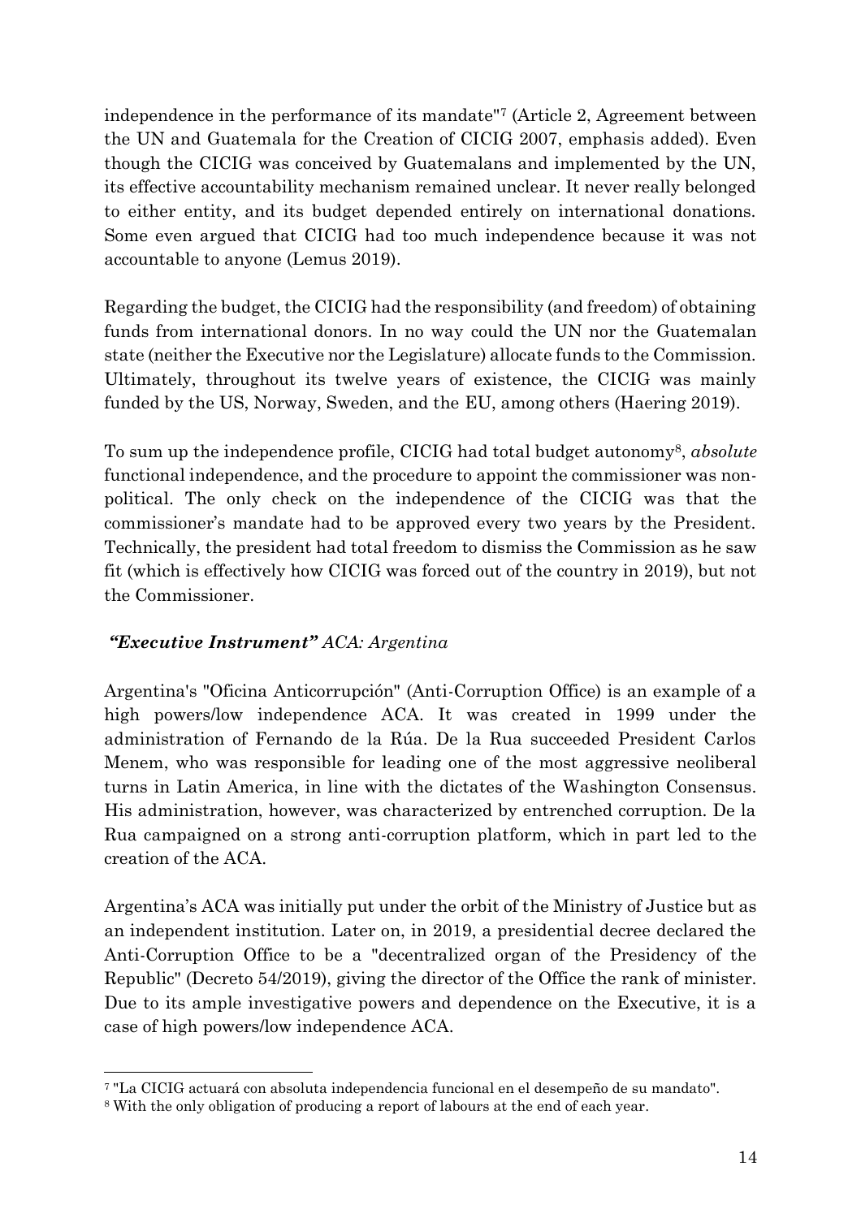independence in the performance of its mandate"[7] (Article 2, Agreement between the UN and Guatemala for the Creation of CICIG 2007, emphasis added). Even though the CICIG was conceived by Guatemalans and implemented by the UN, its effective accountability mechanism remained unclear. It never really belonged to either entity, and its budget depended entirely on international donations. Some even argued that CICIG had too much independence because it was not accountable to anyone (Lemus 2019).

Regarding the budget, the CICIG had the responsibility (and freedom) of obtaining funds from international donors. In no way could the UN nor the Guatemalan state (neither the Executive nor the Legislature) allocate funds to the Commission. Ultimately, throughout its twelve years of existence, the CICIG was mainly funded by the US, Norway, Sweden, and the EU, among others (Haering 2019).

To sum up the independence profile, CICIG had total budget autonomy[8], *absolute* functional independence, and the procedure to appoint the commissioner was non-political. The only check on the independence of the CICIG was that the commissioner's mandate had to be approved every two years by the President. Technically, the president had total freedom to dismiss the Commission as he saw fit (which is effectively how CICIG was forced out of the country in 2019), but not the Commissioner.

### *"Executive Instrument" ACA: Argentina*

Argentina's "Oficina Anticorrupción" (Anti-Corruption Office) is an example of a high powers/low independence ACA. It was created in 1999 under the administration of Fernando de la Rúa. De la Rua succeeded President Carlos Menem, who was responsible for leading one of the most aggressive neoliberal turns in Latin America, in line with the dictates of the Washington Consensus. His administration, however, was characterized by entrenched corruption. De la Rua campaigned on a strong anti-corruption platform, which in part led to the creation of the ACA.

Argentina's ACA was initially put under the orbit of the Ministry of Justice but as an independent institution. Later on, in 2019, a presidential decree declared the Anti-Corruption Office to be a "decentralized organ of the Presidency of the Republic" (Decreto 54/2019), giving the director of the Office the rank of minister. Due to its ample investigative powers and dependence on the Executive, it is a case of high powers/low independence ACA.

---

[7] "La CICIG actuará con absoluta independencia funcional en el desempeño de su mandato".

[8] With the only obligation of producing a report of labours at the end of each year.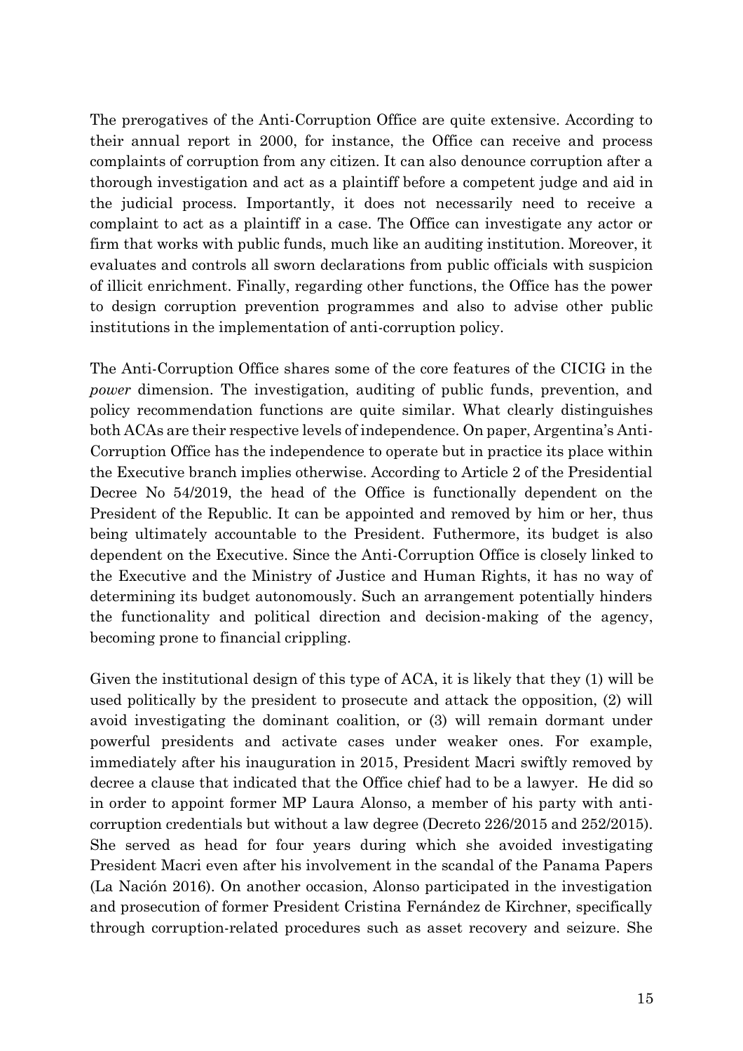The prerogatives of the Anti-Corruption Office are quite extensive. According to their annual report in 2000, for instance, the Office can receive and process complaints of corruption from any citizen. It can also denounce corruption after a thorough investigation and act as a plaintiff before a competent judge and aid in the judicial process. Importantly, it does not necessarily need to receive a complaint to act as a plaintiff in a case. The Office can investigate any actor or firm that works with public funds, much like an auditing institution. Moreover, it evaluates and controls all sworn declarations from public officials with suspicion of illicit enrichment. Finally, regarding other functions, the Office has the power to design corruption prevention programmes and also to advise other public institutions in the implementation of anti-corruption policy.

The Anti-Corruption Office shares some of the core features of the CICIG in the *power* dimension. The investigation, auditing of public funds, prevention, and policy recommendation functions are quite similar. What clearly distinguishes both ACAs are their respective levels of independence. On paper, Argentina's Anti-Corruption Office has the independence to operate but in practice its place within the Executive branch implies otherwise. According to Article 2 of the Presidential Decree No 54/2019, the head of the Office is functionally dependent on the President of the Republic. It can be appointed and removed by him or her, thus being ultimately accountable to the President. Futhermore, its budget is also dependent on the Executive. Since the Anti-Corruption Office is closely linked to the Executive and the Ministry of Justice and Human Rights, it has no way of determining its budget autonomously. Such an arrangement potentially hinders the functionality and political direction and decision-making of the agency, becoming prone to financial crippling.

Given the institutional design of this type of ACA, it is likely that they (1) will be used politically by the president to prosecute and attack the opposition, (2) will avoid investigating the dominant coalition, or (3) will remain dormant under powerful presidents and activate cases under weaker ones. For example, immediately after his inauguration in 2015, President Macri swiftly removed by decree a clause that indicated that the Office chief had to be a lawyer. He did so in order to appoint former MP Laura Alonso, a member of his party with anti-corruption credentials but without a law degree (Decreto 226/2015 and 252/2015). She served as head for four years during which she avoided investigating President Macri even after his involvement in the scandal of the Panama Papers (La Nación 2016). On another occasion, Alonso participated in the investigation and prosecution of former President Cristina Fernández de Kirchner, specifically through corruption-related procedures such as asset recovery and seizure. She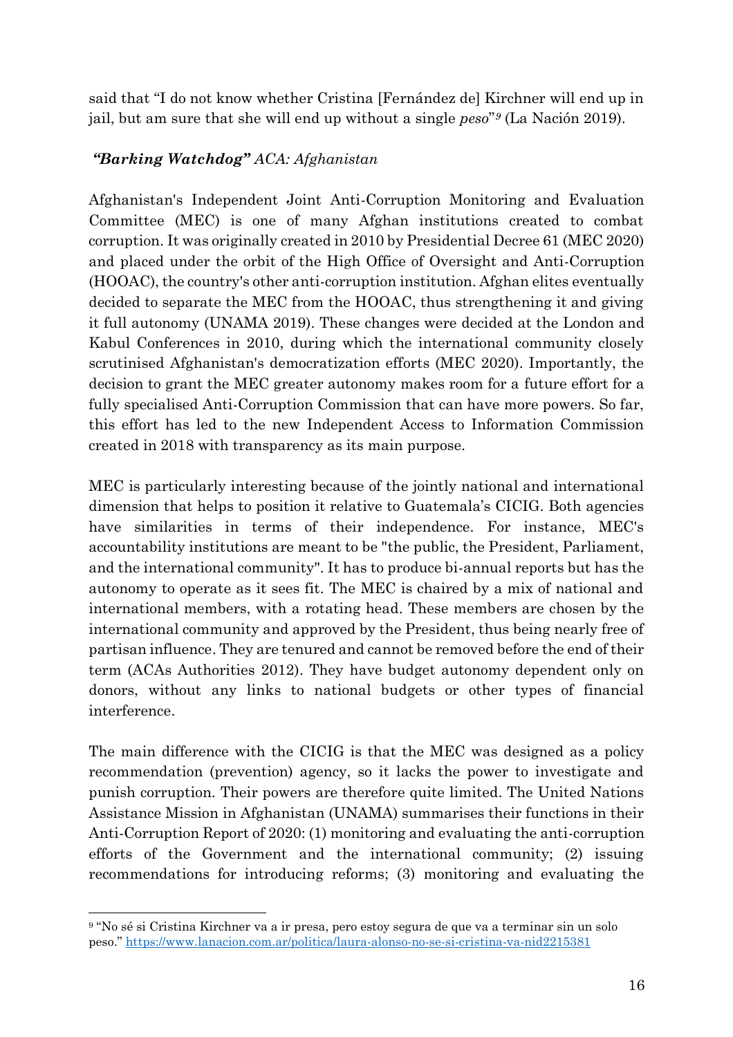said that "I do not know whether Cristina [Fernández de] Kirchner will end up in jail, but am sure that she will end up without a single *peso*"[9] (La Nación 2019).

### *"Barking Watchdog" ACA: Afghanistan*

Afghanistan's Independent Joint Anti-Corruption Monitoring and Evaluation Committee (MEC) is one of many Afghan institutions created to combat corruption. It was originally created in 2010 by Presidential Decree 61 (MEC 2020) and placed under the orbit of the High Office of Oversight and Anti-Corruption (HOOAC), the country's other anti-corruption institution. Afghan elites eventually decided to separate the MEC from the HOOAC, thus strengthening it and giving it full autonomy (UNAMA 2019). These changes were decided at the London and Kabul Conferences in 2010, during which the international community closely scrutinised Afghanistan's democratization efforts (MEC 2020). Importantly, the decision to grant the MEC greater autonomy makes room for a future effort for a fully specialised Anti-Corruption Commission that can have more powers. So far, this effort has led to the new Independent Access to Information Commission created in 2018 with transparency as its main purpose.

MEC is particularly interesting because of the jointly national and international dimension that helps to position it relative to Guatemala's CICIG. Both agencies have similarities in terms of their independence. For instance, MEC's accountability institutions are meant to be "the public, the President, Parliament, and the international community". It has to produce bi-annual reports but has the autonomy to operate as it sees fit. The MEC is chaired by a mix of national and international members, with a rotating head. These members are chosen by the international community and approved by the President, thus being nearly free of partisan influence. They are tenured and cannot be removed before the end of their term (ACAs Authorities 2012). They have budget autonomy dependent only on donors, without any links to national budgets or other types of financial interference.

The main difference with the CICIG is that the MEC was designed as a policy recommendation (prevention) agency, so it lacks the power to investigate and punish corruption. Their powers are therefore quite limited. The United Nations Assistance Mission in Afghanistan (UNAMA) summarises their functions in their Anti-Corruption Report of 2020: (1) monitoring and evaluating the anti-corruption efforts of the Government and the international community; (2) issuing recommendations for introducing reforms; (3) monitoring and evaluating the

[9] "No sé si Cristina Kirchner va a ir presa, pero estoy segura de que va a terminar sin un solo peso." https://www.lanacion.com.ar/politica/laura-alonso-no-se-si-cristina-va-nid2215381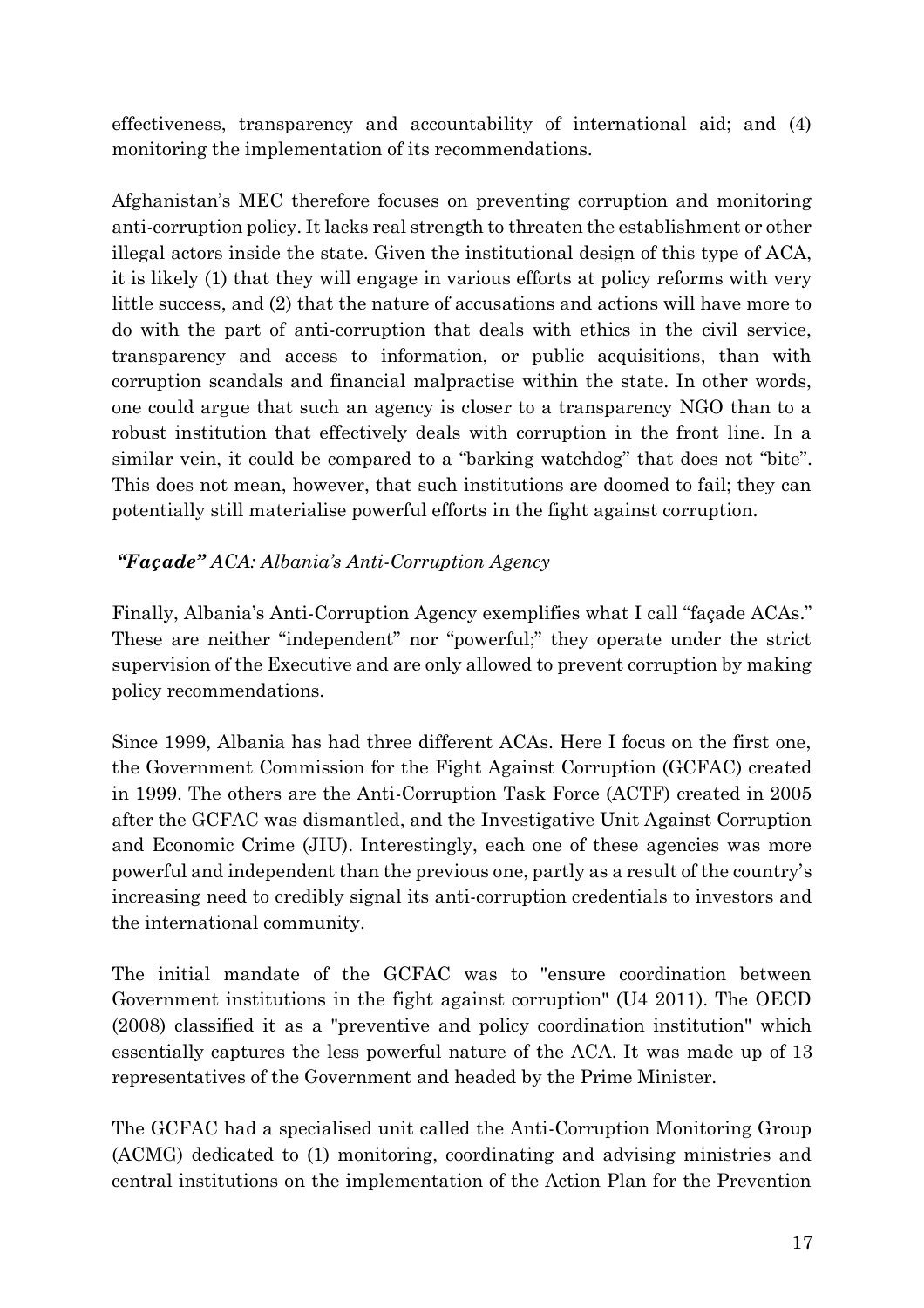effectiveness, transparency and accountability of international aid; and (4) monitoring the implementation of its recommendations.

Afghanistan's MEC therefore focuses on preventing corruption and monitoring anti-corruption policy. It lacks real strength to threaten the establishment or other illegal actors inside the state. Given the institutional design of this type of ACA, it is likely (1) that they will engage in various efforts at policy reforms with very little success, and (2) that the nature of accusations and actions will have more to do with the part of anti-corruption that deals with ethics in the civil service, transparency and access to information, or public acquisitions, than with corruption scandals and financial malpractise within the state. In other words, one could argue that such an agency is closer to a transparency NGO than to a robust institution that effectively deals with corruption in the front line. In a similar vein, it could be compared to a "barking watchdog" that does not "bite". This does not mean, however, that such institutions are doomed to fail; they can potentially still materialise powerful efforts in the fight against corruption.

### ***"Façade"*** *ACA: Albania's Anti-Corruption Agency*

Finally, Albania's Anti-Corruption Agency exemplifies what I call "façade ACAs." These are neither "independent" nor "powerful;" they operate under the strict supervision of the Executive and are only allowed to prevent corruption by making policy recommendations.

Since 1999, Albania has had three different ACAs. Here I focus on the first one, the Government Commission for the Fight Against Corruption (GCFAC) created in 1999. The others are the Anti-Corruption Task Force (ACTF) created in 2005 after the GCFAC was dismantled, and the Investigative Unit Against Corruption and Economic Crime (JIU). Interestingly, each one of these agencies was more powerful and independent than the previous one, partly as a result of the country's increasing need to credibly signal its anti-corruption credentials to investors and the international community.

The initial mandate of the GCFAC was to "ensure coordination between Government institutions in the fight against corruption" (U4 2011). The OECD (2008) classified it as a "preventive and policy coordination institution" which essentially captures the less powerful nature of the ACA. It was made up of 13 representatives of the Government and headed by the Prime Minister.

The GCFAC had a specialised unit called the Anti-Corruption Monitoring Group (ACMG) dedicated to (1) monitoring, coordinating and advising ministries and central institutions on the implementation of the Action Plan for the Prevention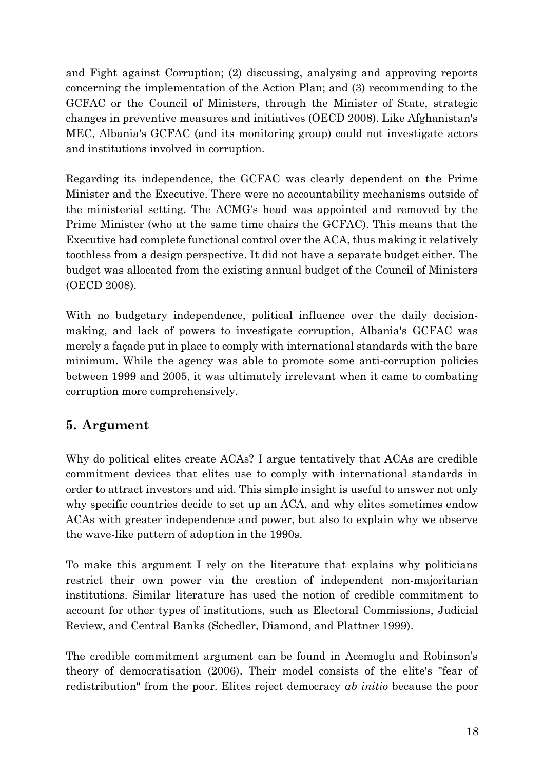and Fight against Corruption; (2) discussing, analysing and approving reports concerning the implementation of the Action Plan; and (3) recommending to the GCFAC or the Council of Ministers, through the Minister of State, strategic changes in preventive measures and initiatives (OECD 2008). Like Afghanistan's MEC, Albania's GCFAC (and its monitoring group) could not investigate actors and institutions involved in corruption.

Regarding its independence, the GCFAC was clearly dependent on the Prime Minister and the Executive. There were no accountability mechanisms outside of the ministerial setting. The ACMG's head was appointed and removed by the Prime Minister (who at the same time chairs the GCFAC). This means that the Executive had complete functional control over the ACA, thus making it relatively toothless from a design perspective. It did not have a separate budget either. The budget was allocated from the existing annual budget of the Council of Ministers (OECD 2008).

With no budgetary independence, political influence over the daily decision-making, and lack of powers to investigate corruption, Albania's GCFAC was merely a façade put in place to comply with international standards with the bare minimum. While the agency was able to promote some anti-corruption policies between 1999 and 2005, it was ultimately irrelevant when it came to combating corruption more comprehensively.

## 5. Argument

Why do political elites create ACAs? I argue tentatively that ACAs are credible commitment devices that elites use to comply with international standards in order to attract investors and aid. This simple insight is useful to answer not only why specific countries decide to set up an ACA, and why elites sometimes endow ACAs with greater independence and power, but also to explain why we observe the wave-like pattern of adoption in the 1990s.

To make this argument I rely on the literature that explains why politicians restrict their own power via the creation of independent non-majoritarian institutions. Similar literature has used the notion of credible commitment to account for other types of institutions, such as Electoral Commissions, Judicial Review, and Central Banks (Schedler, Diamond, and Plattner 1999).

The credible commitment argument can be found in Acemoglu and Robinson's theory of democratisation (2006). Their model consists of the elite's "fear of redistribution" from the poor. Elites reject democracy *ab initio* because the poor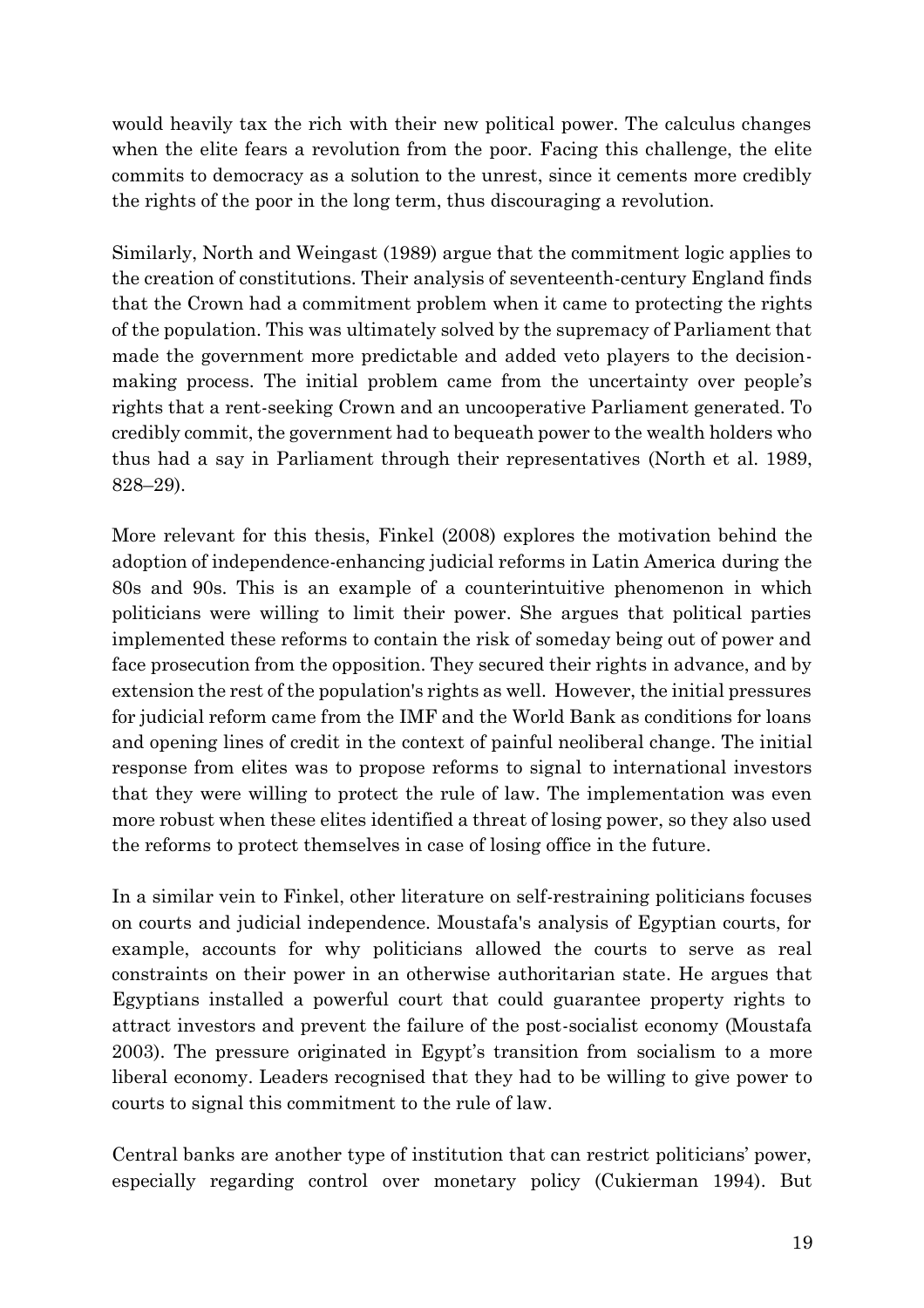would heavily tax the rich with their new political power. The calculus changes when the elite fears a revolution from the poor. Facing this challenge, the elite commits to democracy as a solution to the unrest, since it cements more credibly the rights of the poor in the long term, thus discouraging a revolution.

Similarly, North and Weingast (1989) argue that the commitment logic applies to the creation of constitutions. Their analysis of seventeenth-century England finds that the Crown had a commitment problem when it came to protecting the rights of the population. This was ultimately solved by the supremacy of Parliament that made the government more predictable and added veto players to the decision-making process. The initial problem came from the uncertainty over people's rights that a rent-seeking Crown and an uncooperative Parliament generated. To credibly commit, the government had to bequeath power to the wealth holders who thus had a say in Parliament through their representatives (North et al. 1989, 828–29).

More relevant for this thesis, Finkel (2008) explores the motivation behind the adoption of independence-enhancing judicial reforms in Latin America during the 80s and 90s. This is an example of a counterintuitive phenomenon in which politicians were willing to limit their power. She argues that political parties implemented these reforms to contain the risk of someday being out of power and face prosecution from the opposition. They secured their rights in advance, and by extension the rest of the population's rights as well. However, the initial pressures for judicial reform came from the IMF and the World Bank as conditions for loans and opening lines of credit in the context of painful neoliberal change. The initial response from elites was to propose reforms to signal to international investors that they were willing to protect the rule of law. The implementation was even more robust when these elites identified a threat of losing power, so they also used the reforms to protect themselves in case of losing office in the future.

In a similar vein to Finkel, other literature on self-restraining politicians focuses on courts and judicial independence. Moustafa's analysis of Egyptian courts, for example, accounts for why politicians allowed the courts to serve as real constraints on their power in an otherwise authoritarian state. He argues that Egyptians installed a powerful court that could guarantee property rights to attract investors and prevent the failure of the post-socialist economy (Moustafa 2003). The pressure originated in Egypt's transition from socialism to a more liberal economy. Leaders recognised that they had to be willing to give power to courts to signal this commitment to the rule of law.

Central banks are another type of institution that can restrict politicians' power, especially regarding control over monetary policy (Cukierman 1994). But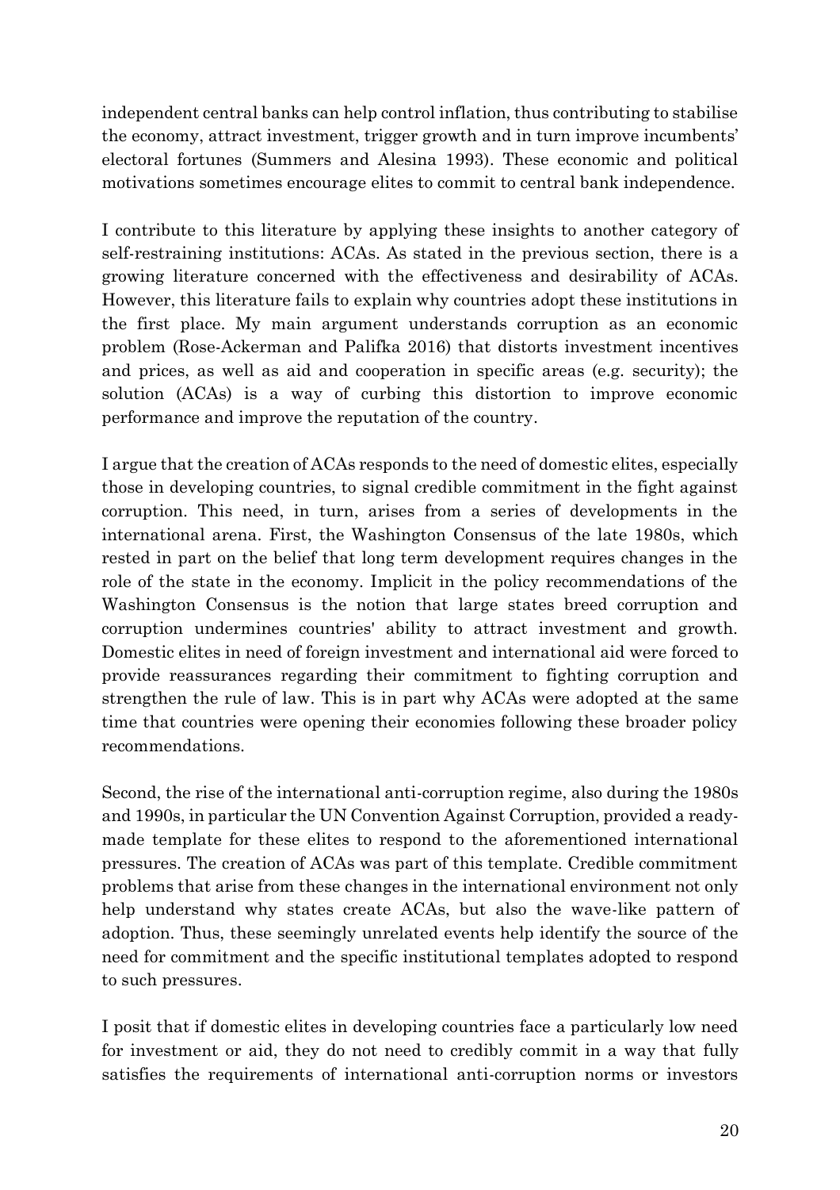independent central banks can help control inflation, thus contributing to stabilise the economy, attract investment, trigger growth and in turn improve incumbents' electoral fortunes (Summers and Alesina 1993). These economic and political motivations sometimes encourage elites to commit to central bank independence.

I contribute to this literature by applying these insights to another category of self-restraining institutions: ACAs. As stated in the previous section, there is a growing literature concerned with the effectiveness and desirability of ACAs. However, this literature fails to explain why countries adopt these institutions in the first place. My main argument understands corruption as an economic problem (Rose-Ackerman and Palifka 2016) that distorts investment incentives and prices, as well as aid and cooperation in specific areas (e.g. security); the solution (ACAs) is a way of curbing this distortion to improve economic performance and improve the reputation of the country.

I argue that the creation of ACAs responds to the need of domestic elites, especially those in developing countries, to signal credible commitment in the fight against corruption. This need, in turn, arises from a series of developments in the international arena. First, the Washington Consensus of the late 1980s, which rested in part on the belief that long term development requires changes in the role of the state in the economy. Implicit in the policy recommendations of the Washington Consensus is the notion that large states breed corruption and corruption undermines countries' ability to attract investment and growth. Domestic elites in need of foreign investment and international aid were forced to provide reassurances regarding their commitment to fighting corruption and strengthen the rule of law. This is in part why ACAs were adopted at the same time that countries were opening their economies following these broader policy recommendations.

Second, the rise of the international anti-corruption regime, also during the 1980s and 1990s, in particular the UN Convention Against Corruption, provided a ready-made template for these elites to respond to the aforementioned international pressures. The creation of ACAs was part of this template. Credible commitment problems that arise from these changes in the international environment not only help understand why states create ACAs, but also the wave-like pattern of adoption. Thus, these seemingly unrelated events help identify the source of the need for commitment and the specific institutional templates adopted to respond to such pressures.

I posit that if domestic elites in developing countries face a particularly low need for investment or aid, they do not need to credibly commit in a way that fully satisfies the requirements of international anti-corruption norms or investors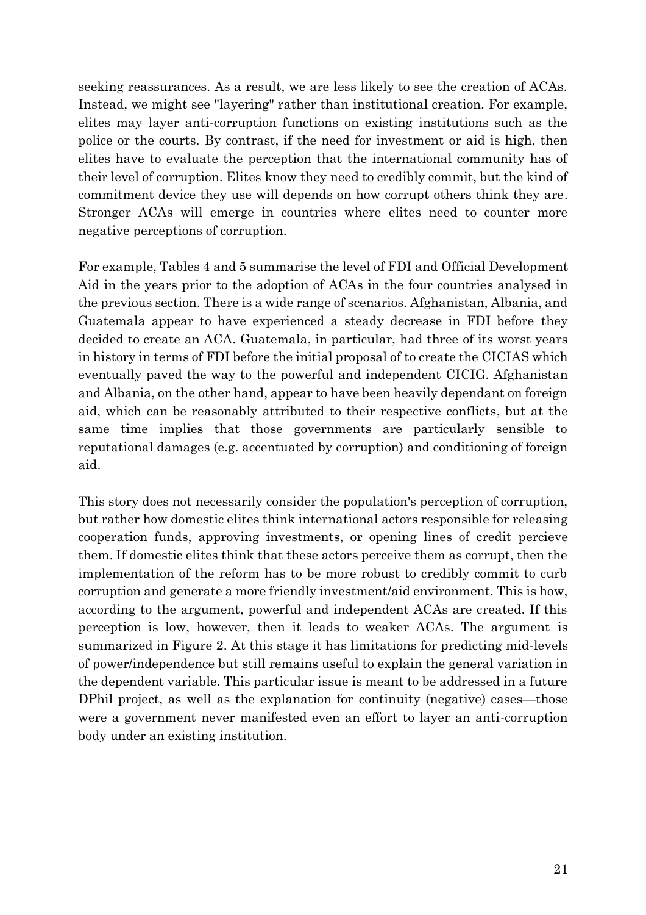seeking reassurances. As a result, we are less likely to see the creation of ACAs. Instead, we might see "layering" rather than institutional creation. For example, elites may layer anti-corruption functions on existing institutions such as the police or the courts. By contrast, if the need for investment or aid is high, then elites have to evaluate the perception that the international community has of their level of corruption. Elites know they need to credibly commit, but the kind of commitment device they use will depends on how corrupt others think they are. Stronger ACAs will emerge in countries where elites need to counter more negative perceptions of corruption.

For example, Tables 4 and 5 summarise the level of FDI and Official Development Aid in the years prior to the adoption of ACAs in the four countries analysed in the previous section. There is a wide range of scenarios. Afghanistan, Albania, and Guatemala appear to have experienced a steady decrease in FDI before they decided to create an ACA. Guatemala, in particular, had three of its worst years in history in terms of FDI before the initial proposal of to create the CICIAS which eventually paved the way to the powerful and independent CICIG. Afghanistan and Albania, on the other hand, appear to have been heavily dependant on foreign aid, which can be reasonably attributed to their respective conflicts, but at the same time implies that those governments are particularly sensible to reputational damages (e.g. accentuated by corruption) and conditioning of foreign aid.

This story does not necessarily consider the population's perception of corruption, but rather how domestic elites think international actors responsible for releasing cooperation funds, approving investments, or opening lines of credit percieve them. If domestic elites think that these actors perceive them as corrupt, then the implementation of the reform has to be more robust to credibly commit to curb corruption and generate a more friendly investment/aid environment. This is how, according to the argument, powerful and independent ACAs are created. If this perception is low, however, then it leads to weaker ACAs. The argument is summarized in Figure 2. At this stage it has limitations for predicting mid-levels of power/independence but still remains useful to explain the general variation in the dependent variable. This particular issue is meant to be addressed in a future DPhil project, as well as the explanation for continuity (negative) cases—those were a government never manifested even an effort to layer an anti-corruption body under an existing institution.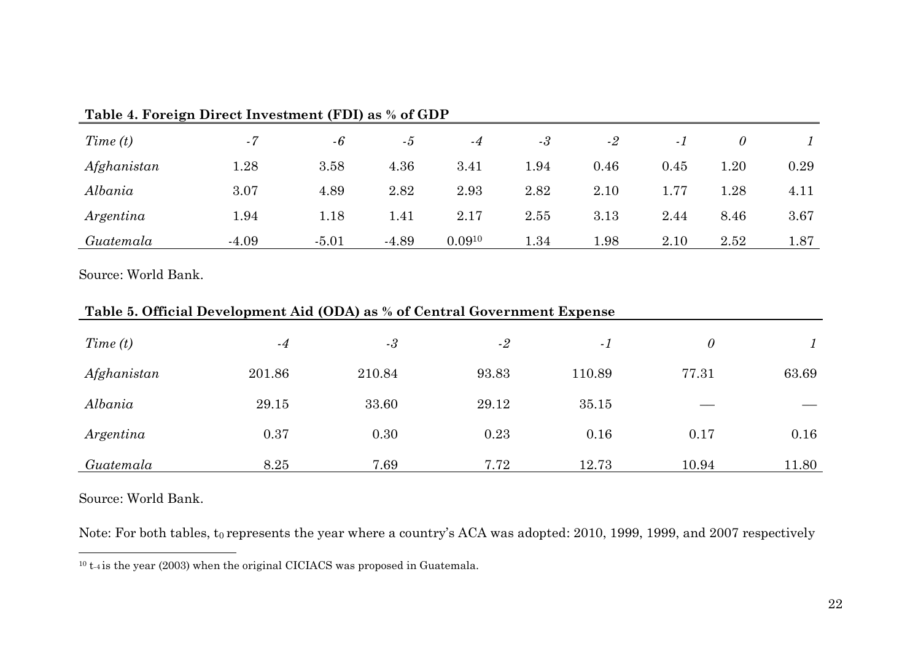**Table 4. Foreign Direct Investment (FDI) as % of GDP**

| *Time (t)* | *-7* | *-6* | *-5* | *-4* | *-3* | *-2* | *-1* | *0* | *1* |
|---|---|---|---|---|---|---|---|---|---|
| *Afghanistan* | 1.28 | 3.58 | 4.36 | 3.41 | 1.94 | 0.46 | 0.45 | 1.20 | 0.29 |
| *Albania* | 3.07 | 4.89 | 2.82 | 2.93 | 2.82 | 2.10 | 1.77 | 1.28 | 4.11 |
| *Argentina* | 1.94 | 1.18 | 1.41 | 2.17 | 2.55 | 3.13 | 2.44 | 8.46 | 3.67 |
| *Guatemala* | -4.09 | -5.01 | -4.89 | 0.09[10] | 1.34 | 1.98 | 2.10 | 2.52 | 1.87 |

Source: World Bank.

**Table 5. Official Development Aid (ODA) as % of Central Government Expense**

| *Time (t)* | *-4* | *-3* | *-2* | *-1* | *0* | *1* |
|---|---|---|---|---|---|---|
| *Afghanistan* | 201.86 | 210.84 | 93.83 | 110.89 | 77.31 | 63.69 |
| *Albania* | 29.15 | 33.60 | 29.12 | 35.15 | — | — |
| *Argentina* | 0.37 | 0.30 | 0.23 | 0.16 | 0.17 | 0.16 |
| *Guatemala* | 8.25 | 7.69 | 7.72 | 12.73 | 10.94 | 11.80 |

Source: World Bank.

Note: For both tables, $t_0$ represents the year where a country's ACA was adopted: 2010, 1999, 1999, and 2007 respectively

[10] $t_{-4}$ is the year (2003) when the original CICIACS was proposed in Guatemala.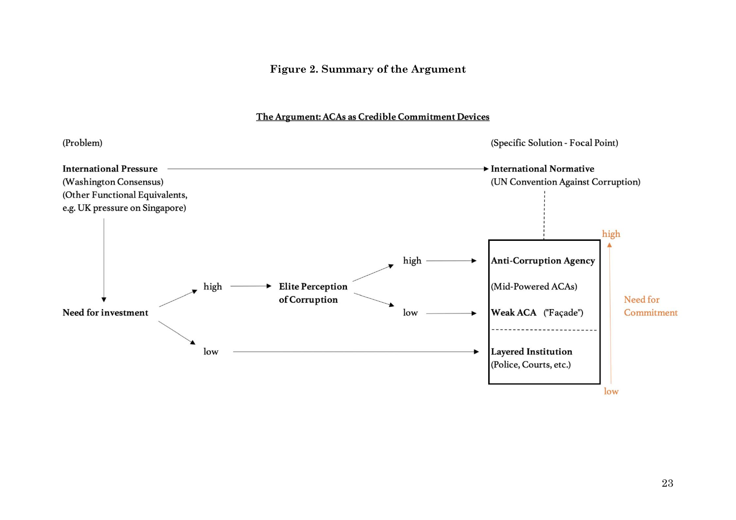**Figure 2. Summary of the Argument**

**The Argument: ACAs as Credible Commitment Devices**

(Problem)

**International Pressure**
(Washington Consensus)
(Other Functional Equivalents, e.g. UK pressure on Singapore)

→ **International Normative**
(UN Convention Against Corruption)

(Specific Solution - Focal Point)

**Need for investment**

- high → **Elite Perception of Corruption**
  - high → **Anti-Corruption Agency** (Mid-Powered ACAs)
  - low → **Weak ACA** ("Façade")
- low → **Layered Institution** (Police, Courts, etc.)

Need for Commitment: low → high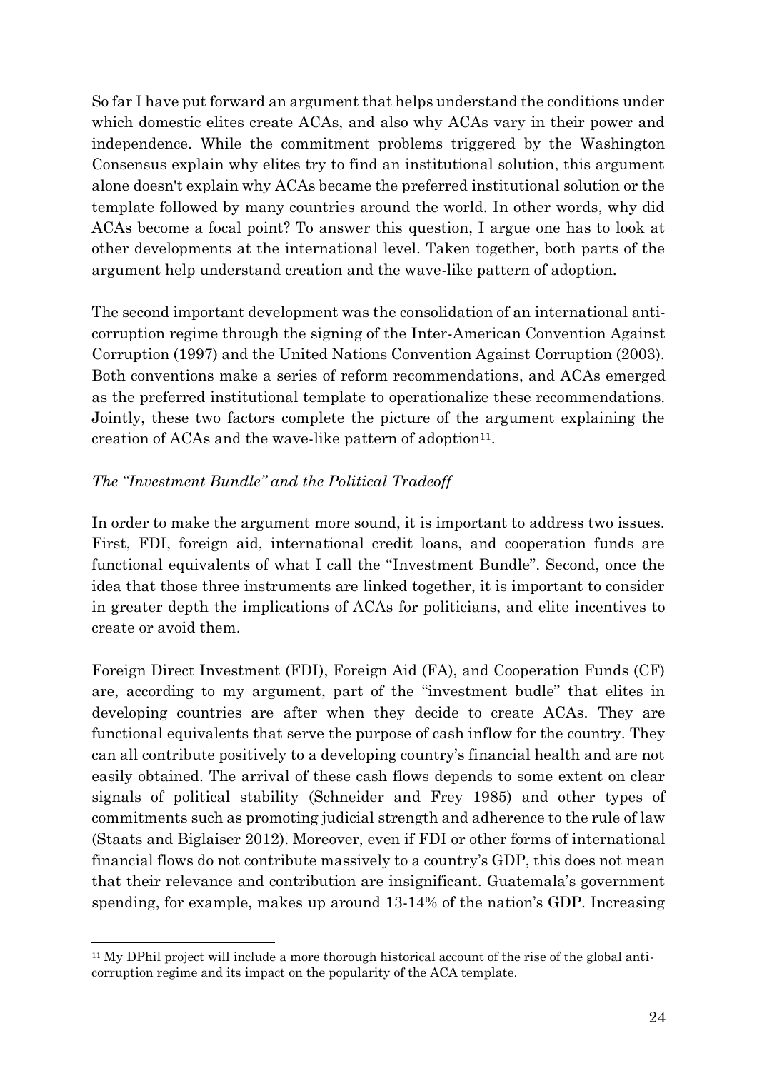So far I have put forward an argument that helps understand the conditions under which domestic elites create ACAs, and also why ACAs vary in their power and independence. While the commitment problems triggered by the Washington Consensus explain why elites try to find an institutional solution, this argument alone doesn't explain why ACAs became the preferred institutional solution or the template followed by many countries around the world. In other words, why did ACAs become a focal point? To answer this question, I argue one has to look at other developments at the international level. Taken together, both parts of the argument help understand creation and the wave-like pattern of adoption.

The second important development was the consolidation of an international anti-corruption regime through the signing of the Inter-American Convention Against Corruption (1997) and the United Nations Convention Against Corruption (2003). Both conventions make a series of reform recommendations, and ACAs emerged as the preferred institutional template to operationalize these recommendations. Jointly, these two factors complete the picture of the argument explaining the creation of ACAs and the wave-like pattern of adoption[11].

*The "Investment Bundle" and the Political Tradeoff*

In order to make the argument more sound, it is important to address two issues. First, FDI, foreign aid, international credit loans, and cooperation funds are functional equivalents of what I call the "Investment Bundle". Second, once the idea that those three instruments are linked together, it is important to consider in greater depth the implications of ACAs for politicians, and elite incentives to create or avoid them.

Foreign Direct Investment (FDI), Foreign Aid (FA), and Cooperation Funds (CF) are, according to my argument, part of the "investment budle" that elites in developing countries are after when they decide to create ACAs. They are functional equivalents that serve the purpose of cash inflow for the country. They can all contribute positively to a developing country's financial health and are not easily obtained. The arrival of these cash flows depends to some extent on clear signals of political stability (Schneider and Frey 1985) and other types of commitments such as promoting judicial strength and adherence to the rule of law (Staats and Biglaiser 2012). Moreover, even if FDI or other forms of international financial flows do not contribute massively to a country's GDP, this does not mean that their relevance and contribution are insignificant. Guatemala's government spending, for example, makes up around 13-14% of the nation's GDP. Increasing

[11] My DPhil project will include a more thorough historical account of the rise of the global anti-corruption regime and its impact on the popularity of the ACA template.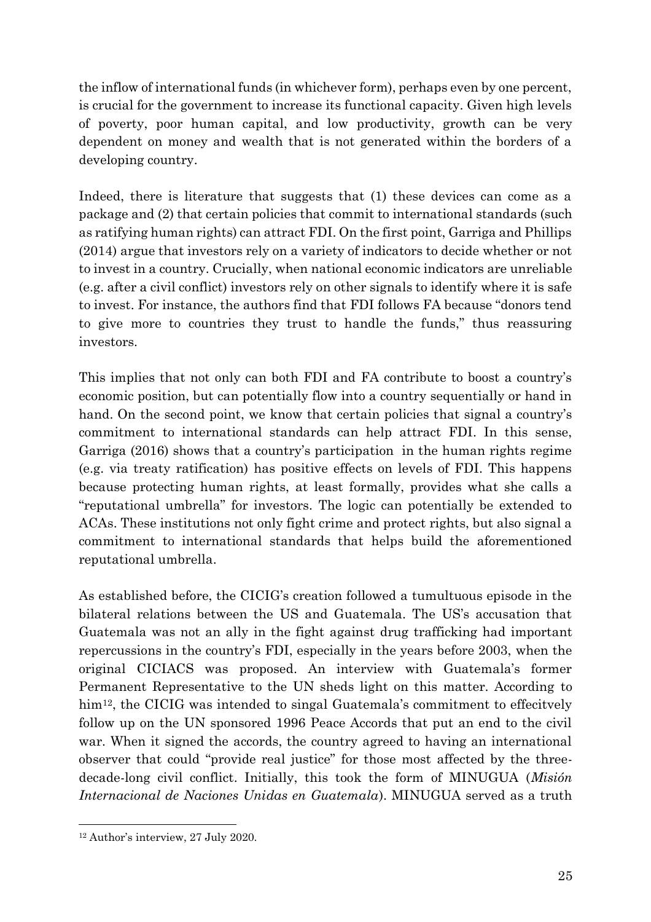the inflow of international funds (in whichever form), perhaps even by one percent, is crucial for the government to increase its functional capacity. Given high levels of poverty, poor human capital, and low productivity, growth can be very dependent on money and wealth that is not generated within the borders of a developing country.

Indeed, there is literature that suggests that (1) these devices can come as a package and (2) that certain policies that commit to international standards (such as ratifying human rights) can attract FDI. On the first point, Garriga and Phillips (2014) argue that investors rely on a variety of indicators to decide whether or not to invest in a country. Crucially, when national economic indicators are unreliable (e.g. after a civil conflict) investors rely on other signals to identify where it is safe to invest. For instance, the authors find that FDI follows FA because "donors tend to give more to countries they trust to handle the funds," thus reassuring investors.

This implies that not only can both FDI and FA contribute to boost a country's economic position, but can potentially flow into a country sequentially or hand in hand. On the second point, we know that certain policies that signal a country's commitment to international standards can help attract FDI. In this sense, Garriga (2016) shows that a country's participation in the human rights regime (e.g. via treaty ratification) has positive effects on levels of FDI. This happens because protecting human rights, at least formally, provides what she calls a "reputational umbrella" for investors. The logic can potentially be extended to ACAs. These institutions not only fight crime and protect rights, but also signal a commitment to international standards that helps build the aforementioned reputational umbrella.

As established before, the CICIG's creation followed a tumultuous episode in the bilateral relations between the US and Guatemala. The US's accusation that Guatemala was not an ally in the fight against drug trafficking had important repercussions in the country's FDI, especially in the years before 2003, when the original CICIACS was proposed. An interview with Guatemala's former Permanent Representative to the UN sheds light on this matter. According to him[12], the CICIG was intended to singal Guatemala's commitment to effecitvely follow up on the UN sponsored 1996 Peace Accords that put an end to the civil war. When it signed the accords, the country agreed to having an international observer that could "provide real justice" for those most affected by the three-decade-long civil conflict. Initially, this took the form of MINUGUA (*Misión Internacional de Naciones Unidas en Guatemala*). MINUGUA served as a truth

[12] Author's interview, 27 July 2020.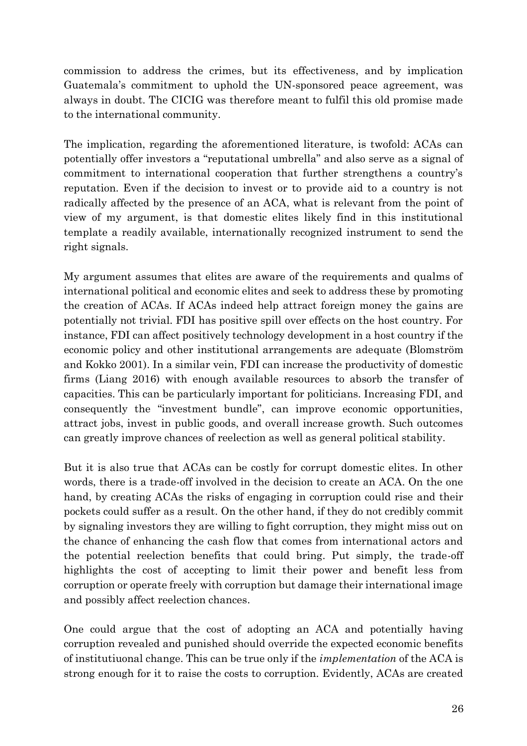commission to address the crimes, but its effectiveness, and by implication Guatemala's commitment to uphold the UN-sponsored peace agreement, was always in doubt. The CICIG was therefore meant to fulfil this old promise made to the international community.

The implication, regarding the aforementioned literature, is twofold: ACAs can potentially offer investors a "reputational umbrella" and also serve as a signal of commitment to international cooperation that further strengthens a country's reputation. Even if the decision to invest or to provide aid to a country is not radically affected by the presence of an ACA, what is relevant from the point of view of my argument, is that domestic elites likely find in this institutional template a readily available, internationally recognized instrument to send the right signals.

My argument assumes that elites are aware of the requirements and qualms of international political and economic elites and seek to address these by promoting the creation of ACAs. If ACAs indeed help attract foreign money the gains are potentially not trivial. FDI has positive spill over effects on the host country. For instance, FDI can affect positively technology development in a host country if the economic policy and other institutional arrangements are adequate (Blomström and Kokko 2001). In a similar vein, FDI can increase the productivity of domestic firms (Liang 2016) with enough available resources to absorb the transfer of capacities. This can be particularly important for politicians. Increasing FDI, and consequently the "investment bundle", can improve economic opportunities, attract jobs, invest in public goods, and overall increase growth. Such outcomes can greatly improve chances of reelection as well as general political stability.

But it is also true that ACAs can be costly for corrupt domestic elites. In other words, there is a trade-off involved in the decision to create an ACA. On the one hand, by creating ACAs the risks of engaging in corruption could rise and their pockets could suffer as a result. On the other hand, if they do not credibly commit by signaling investors they are willing to fight corruption, they might miss out on the chance of enhancing the cash flow that comes from international actors and the potential reelection benefits that could bring. Put simply, the trade-off highlights the cost of accepting to limit their power and benefit less from corruption or operate freely with corruption but damage their international image and possibly affect reelection chances.

One could argue that the cost of adopting an ACA and potentially having corruption revealed and punished should override the expected economic benefits of institutiuonal change. This can be true only if the *implementation* of the ACA is strong enough for it to raise the costs to corruption. Evidently, ACAs are created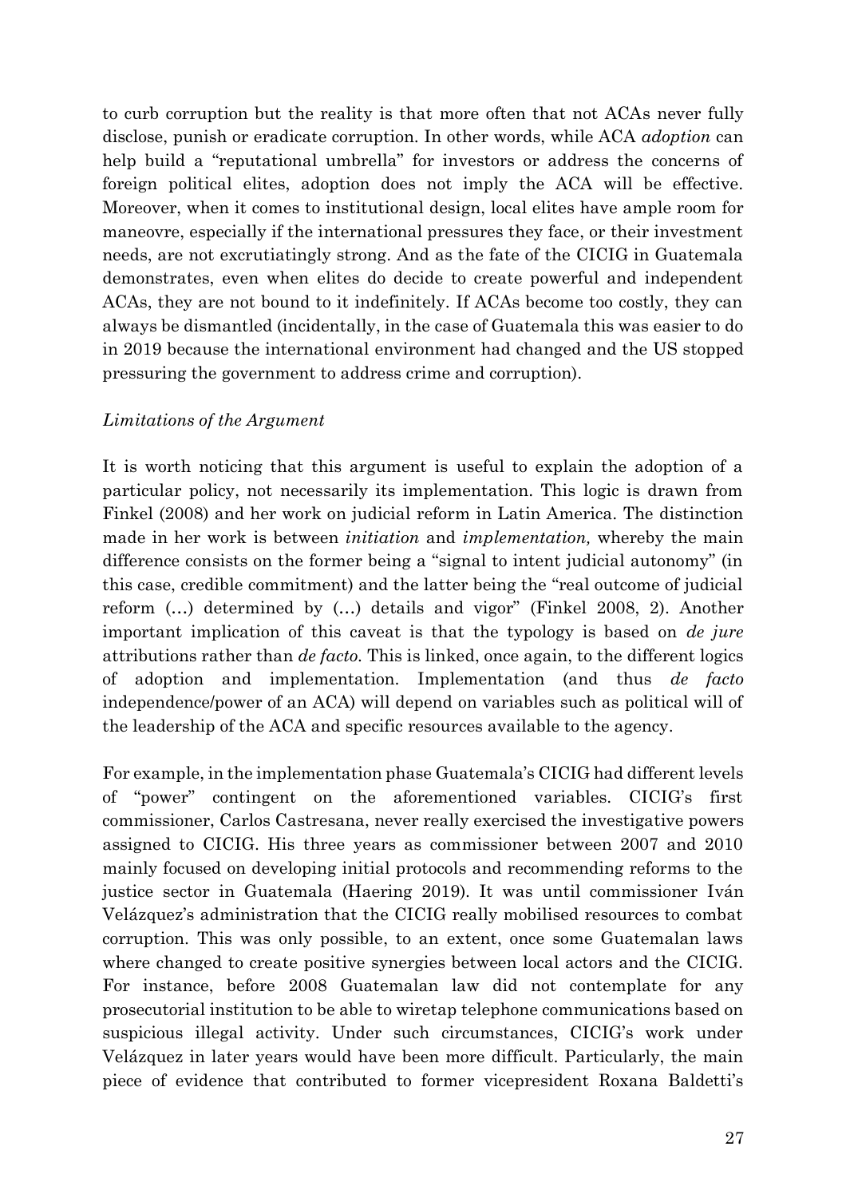to curb corruption but the reality is that more often that not ACAs never fully disclose, punish or eradicate corruption. In other words, while ACA *adoption* can help build a "reputational umbrella" for investors or address the concerns of foreign political elites, adoption does not imply the ACA will be effective. Moreover, when it comes to institutional design, local elites have ample room for maneovre, especially if the international pressures they face, or their investment needs, are not excrutiatingly strong. And as the fate of the CICIG in Guatemala demonstrates, even when elites do decide to create powerful and independent ACAs, they are not bound to it indefinitely. If ACAs become too costly, they can always be dismantled (incidentally, in the case of Guatemala this was easier to do in 2019 because the international environment had changed and the US stopped pressuring the government to address crime and corruption).

*Limitations of the Argument*

It is worth noticing that this argument is useful to explain the adoption of a particular policy, not necessarily its implementation. This logic is drawn from Finkel (2008) and her work on judicial reform in Latin America. The distinction made in her work is between *initiation* and *implementation,* whereby the main difference consists on the former being a "signal to intent judicial autonomy" (in this case, credible commitment) and the latter being the "real outcome of judicial reform (…) determined by (…) details and vigor" (Finkel 2008, 2). Another important implication of this caveat is that the typology is based on *de jure* attributions rather than *de facto*. This is linked, once again, to the different logics of adoption and implementation. Implementation (and thus *de facto* independence/power of an ACA) will depend on variables such as political will of the leadership of the ACA and specific resources available to the agency.

For example, in the implementation phase Guatemala's CICIG had different levels of "power" contingent on the aforementioned variables. CICIG's first commissioner, Carlos Castresana, never really exercised the investigative powers assigned to CICIG. His three years as commissioner between 2007 and 2010 mainly focused on developing initial protocols and recommending reforms to the justice sector in Guatemala (Haering 2019). It was until commissioner Iván Velázquez's administration that the CICIG really mobilised resources to combat corruption. This was only possible, to an extent, once some Guatemalan laws where changed to create positive synergies between local actors and the CICIG. For instance, before 2008 Guatemalan law did not contemplate for any prosecutorial institution to be able to wiretap telephone communications based on suspicious illegal activity. Under such circumstances, CICIG's work under Velázquez in later years would have been more difficult. Particularly, the main piece of evidence that contributed to former vicepresident Roxana Baldetti's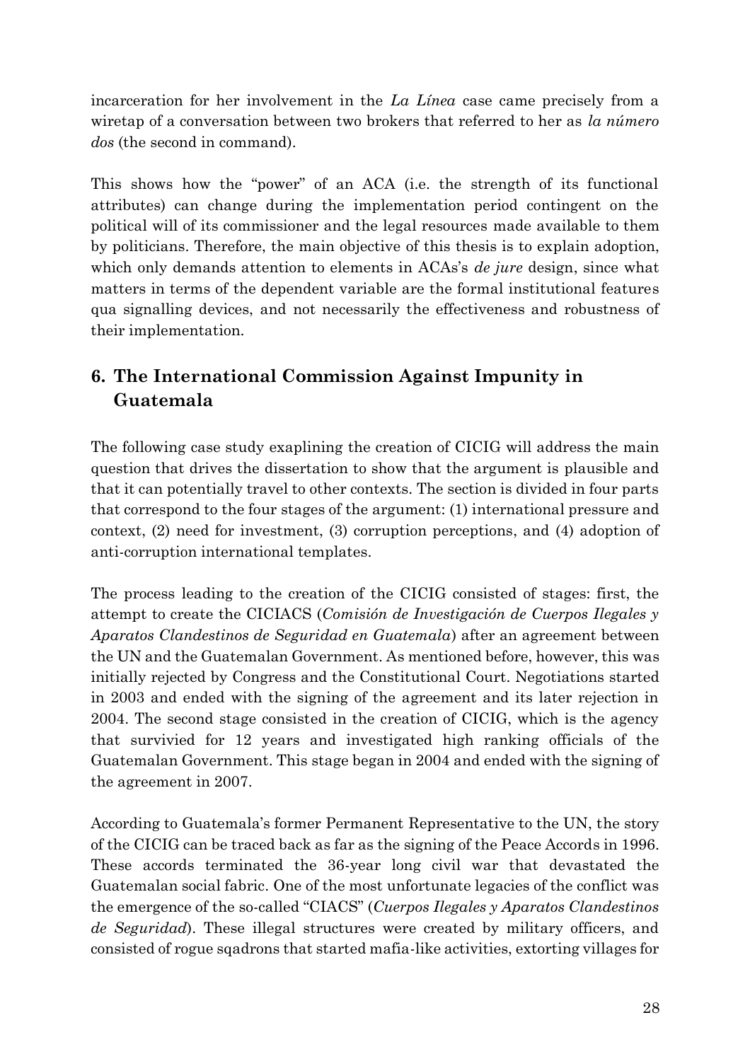incarceration for her involvement in the *La Línea* case came precisely from a wiretap of a conversation between two brokers that referred to her as *la número dos* (the second in command).

This shows how the "power" of an ACA (i.e. the strength of its functional attributes) can change during the implementation period contingent on the political will of its commissioner and the legal resources made available to them by politicians. Therefore, the main objective of this thesis is to explain adoption, which only demands attention to elements in ACAs's *de jure* design, since what matters in terms of the dependent variable are the formal institutional features qua signalling devices, and not necessarily the effectiveness and robustness of their implementation.

## 6. The International Commission Against Impunity in Guatemala

The following case study exaplining the creation of CICIG will address the main question that drives the dissertation to show that the argument is plausible and that it can potentially travel to other contexts. The section is divided in four parts that correspond to the four stages of the argument: (1) international pressure and context, (2) need for investment, (3) corruption perceptions, and (4) adoption of anti-corruption international templates.

The process leading to the creation of the CICIG consisted of stages: first, the attempt to create the CICIACS (*Comisión de Investigación de Cuerpos Ilegales y Aparatos Clandestinos de Seguridad en Guatemala*) after an agreement between the UN and the Guatemalan Government. As mentioned before, however, this was initially rejected by Congress and the Constitutional Court. Negotiations started in 2003 and ended with the signing of the agreement and its later rejection in 2004. The second stage consisted in the creation of CICIG, which is the agency that survivied for 12 years and investigated high ranking officials of the Guatemalan Government. This stage began in 2004 and ended with the signing of the agreement in 2007.

According to Guatemala's former Permanent Representative to the UN, the story of the CICIG can be traced back as far as the signing of the Peace Accords in 1996. These accords terminated the 36-year long civil war that devastated the Guatemalan social fabric. One of the most unfortunate legacies of the conflict was the emergence of the so-called "CIACS" (*Cuerpos Ilegales y Aparatos Clandestinos de Seguridad*). These illegal structures were created by military officers, and consisted of rogue sqadrons that started mafia-like activities, extorting villages for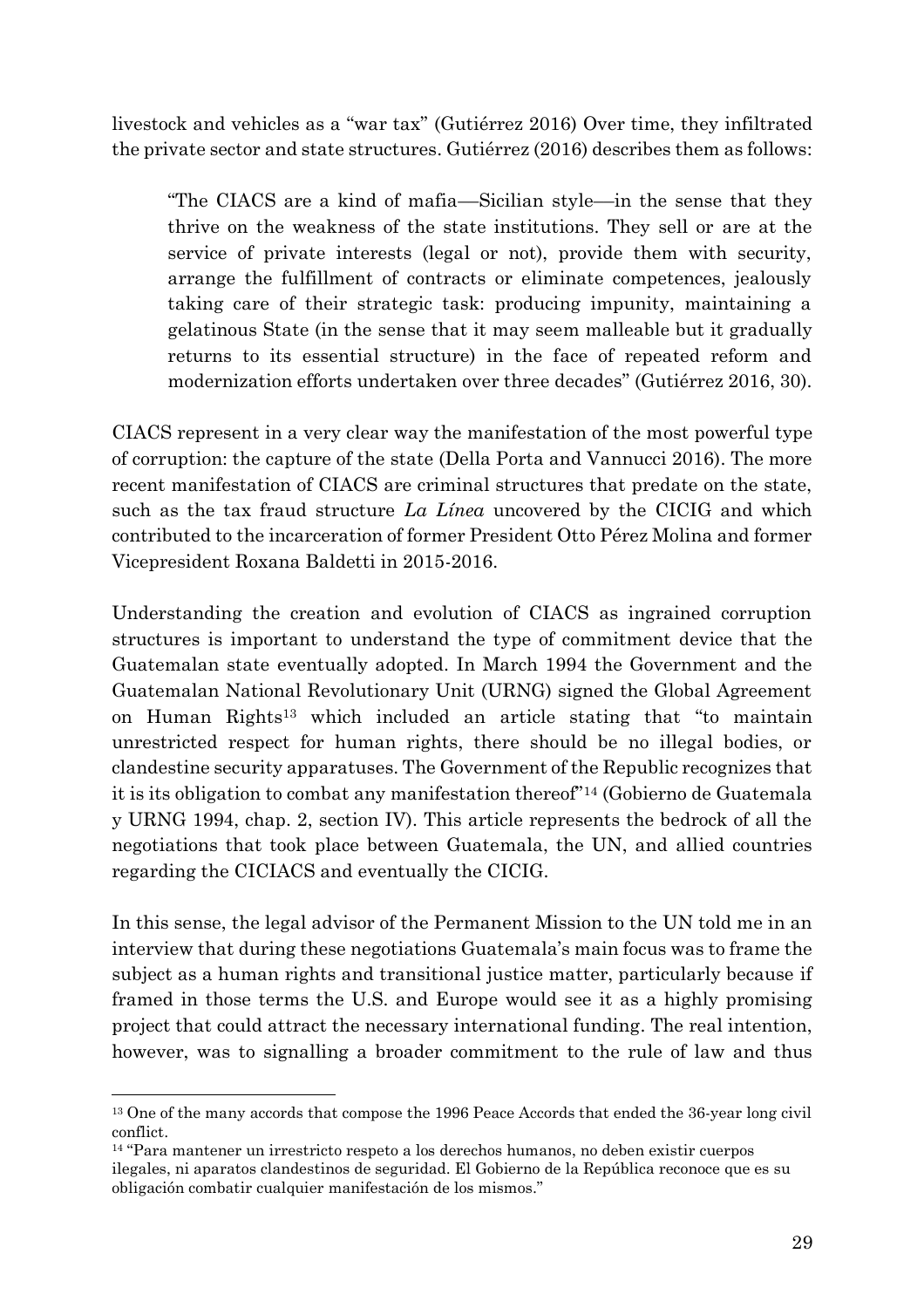livestock and vehicles as a "war tax" (Gutiérrez 2016) Over time, they infiltrated the private sector and state structures. Gutiérrez (2016) describes them as follows:

> "The CIACS are a kind of mafia—Sicilian style—in the sense that they thrive on the weakness of the state institutions. They sell or are at the service of private interests (legal or not), provide them with security, arrange the fulfillment of contracts or eliminate competences, jealously taking care of their strategic task: producing impunity, maintaining a gelatinous State (in the sense that it may seem malleable but it gradually returns to its essential structure) in the face of repeated reform and modernization efforts undertaken over three decades" (Gutiérrez 2016, 30).

CIACS represent in a very clear way the manifestation of the most powerful type of corruption: the capture of the state (Della Porta and Vannucci 2016). The more recent manifestation of CIACS are criminal structures that predate on the state, such as the tax fraud structure *La Línea* uncovered by the CICIG and which contributed to the incarceration of former President Otto Pérez Molina and former Vicepresident Roxana Baldetti in 2015-2016.

Understanding the creation and evolution of CIACS as ingrained corruption structures is important to understand the type of commitment device that the Guatemalan state eventually adopted. In March 1994 the Government and the Guatemalan National Revolutionary Unit (URNG) signed the Global Agreement on Human Rights[13] which included an article stating that "to maintain unrestricted respect for human rights, there should be no illegal bodies, or clandestine security apparatuses. The Government of the Republic recognizes that it is its obligation to combat any manifestation thereof"[14] (Gobierno de Guatemala y URNG 1994, chap. 2, section IV). This article represents the bedrock of all the negotiations that took place between Guatemala, the UN, and allied countries regarding the CICIACS and eventually the CICIG.

In this sense, the legal advisor of the Permanent Mission to the UN told me in an interview that during these negotiations Guatemala's main focus was to frame the subject as a human rights and transitional justice matter, particularly because if framed in those terms the U.S. and Europe would see it as a highly promising project that could attract the necessary international funding. The real intention, however, was to signalling a broader commitment to the rule of law and thus

---

[13] One of the many accords that compose the 1996 Peace Accords that ended the 36-year long civil conflict.

[14] "Para mantener un irrestricto respeto a los derechos humanos, no deben existir cuerpos ilegales, ni aparatos clandestinos de seguridad. El Gobierno de la República reconoce que es su obligación combatir cualquier manifestación de los mismos."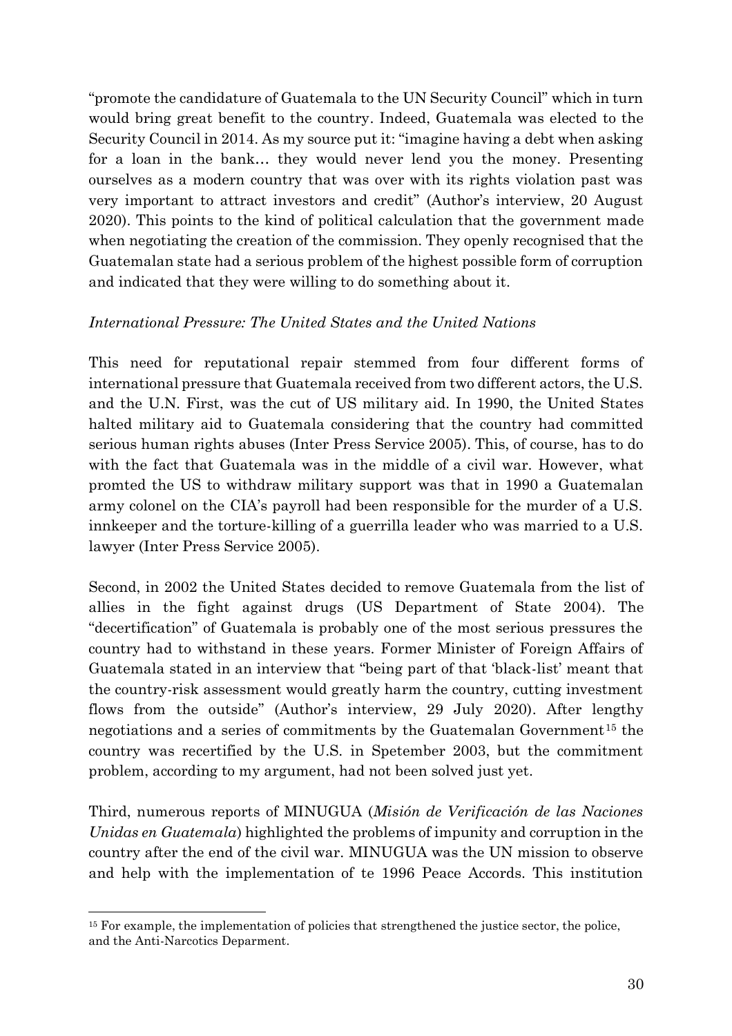"promote the candidature of Guatemala to the UN Security Council" which in turn would bring great benefit to the country. Indeed, Guatemala was elected to the Security Council in 2014. As my source put it: "imagine having a debt when asking for a loan in the bank… they would never lend you the money. Presenting ourselves as a modern country that was over with its rights violation past was very important to attract investors and credit" (Author's interview, 20 August 2020). This points to the kind of political calculation that the government made when negotiating the creation of the commission. They openly recognised that the Guatemalan state had a serious problem of the highest possible form of corruption and indicated that they were willing to do something about it.

*International Pressure: The United States and the United Nations*

This need for reputational repair stemmed from four different forms of international pressure that Guatemala received from two different actors, the U.S. and the U.N. First, was the cut of US military aid. In 1990, the United States halted military aid to Guatemala considering that the country had committed serious human rights abuses (Inter Press Service 2005). This, of course, has to do with the fact that Guatemala was in the middle of a civil war. However, what promted the US to withdraw military support was that in 1990 a Guatemalan army colonel on the CIA's payroll had been responsible for the murder of a U.S. innkeeper and the torture-killing of a guerrilla leader who was married to a U.S. lawyer (Inter Press Service 2005).

Second, in 2002 the United States decided to remove Guatemala from the list of allies in the fight against drugs (US Department of State 2004). The "decertification" of Guatemala is probably one of the most serious pressures the country had to withstand in these years. Former Minister of Foreign Affairs of Guatemala stated in an interview that "being part of that 'black-list' meant that the country-risk assessment would greatly harm the country, cutting investment flows from the outside" (Author's interview, 29 July 2020). After lengthy negotiations and a series of commitments by the Guatemalan Government[15] the country was recertified by the U.S. in Spetember 2003, but the commitment problem, according to my argument, had not been solved just yet.

Third, numerous reports of MINUGUA (*Misión de Verificación de las Naciones Unidas en Guatemala*) highlighted the problems of impunity and corruption in the country after the end of the civil war. MINUGUA was the UN mission to observe and help with the implementation of te 1996 Peace Accords. This institution

[15] For example, the implementation of policies that strengthened the justice sector, the police, and the Anti-Narcotics Deparment.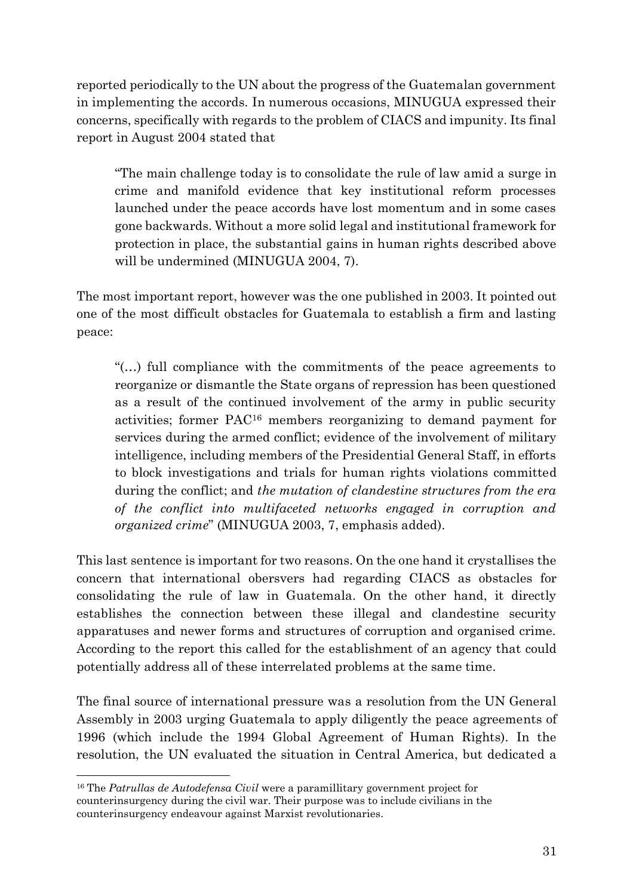reported periodically to the UN about the progress of the Guatemalan government in implementing the accords. In numerous occasions, MINUGUA expressed their concerns, specifically with regards to the problem of CIACS and impunity. Its final report in August 2004 stated that

> "The main challenge today is to consolidate the rule of law amid a surge in crime and manifold evidence that key institutional reform processes launched under the peace accords have lost momentum and in some cases gone backwards. Without a more solid legal and institutional framework for protection in place, the substantial gains in human rights described above will be undermined (MINUGUA 2004, 7).

The most important report, however was the one published in 2003. It pointed out one of the most difficult obstacles for Guatemala to establish a firm and lasting peace:

> "(…) full compliance with the commitments of the peace agreements to reorganize or dismantle the State organs of repression has been questioned as a result of the continued involvement of the army in public security activities; former PAC[16] members reorganizing to demand payment for services during the armed conflict; evidence of the involvement of military intelligence, including members of the Presidential General Staff, in efforts to block investigations and trials for human rights violations committed during the conflict; and *the mutation of clandestine structures from the era of the conflict into multifaceted networks engaged in corruption and organized crime*" (MINUGUA 2003, 7, emphasis added).

This last sentence is important for two reasons. On the one hand it crystallises the concern that international obersvers had regarding CIACS as obstacles for consolidating the rule of law in Guatemala. On the other hand, it directly establishes the connection between these illegal and clandestine security apparatuses and newer forms and structures of corruption and organised crime. According to the report this called for the establishment of an agency that could potentially address all of these interrelated problems at the same time.

The final source of international pressure was a resolution from the UN General Assembly in 2003 urging Guatemala to apply diligently the peace agreements of 1996 (which include the 1994 Global Agreement of Human Rights). In the resolution, the UN evaluated the situation in Central America, but dedicated a

---

[16] The *Patrullas de Autodefensa Civil* were a paramillitary government project for counterinsurgency during the civil war. Their purpose was to include civilians in the counterinsurgency endeavour against Marxist revolutionaries.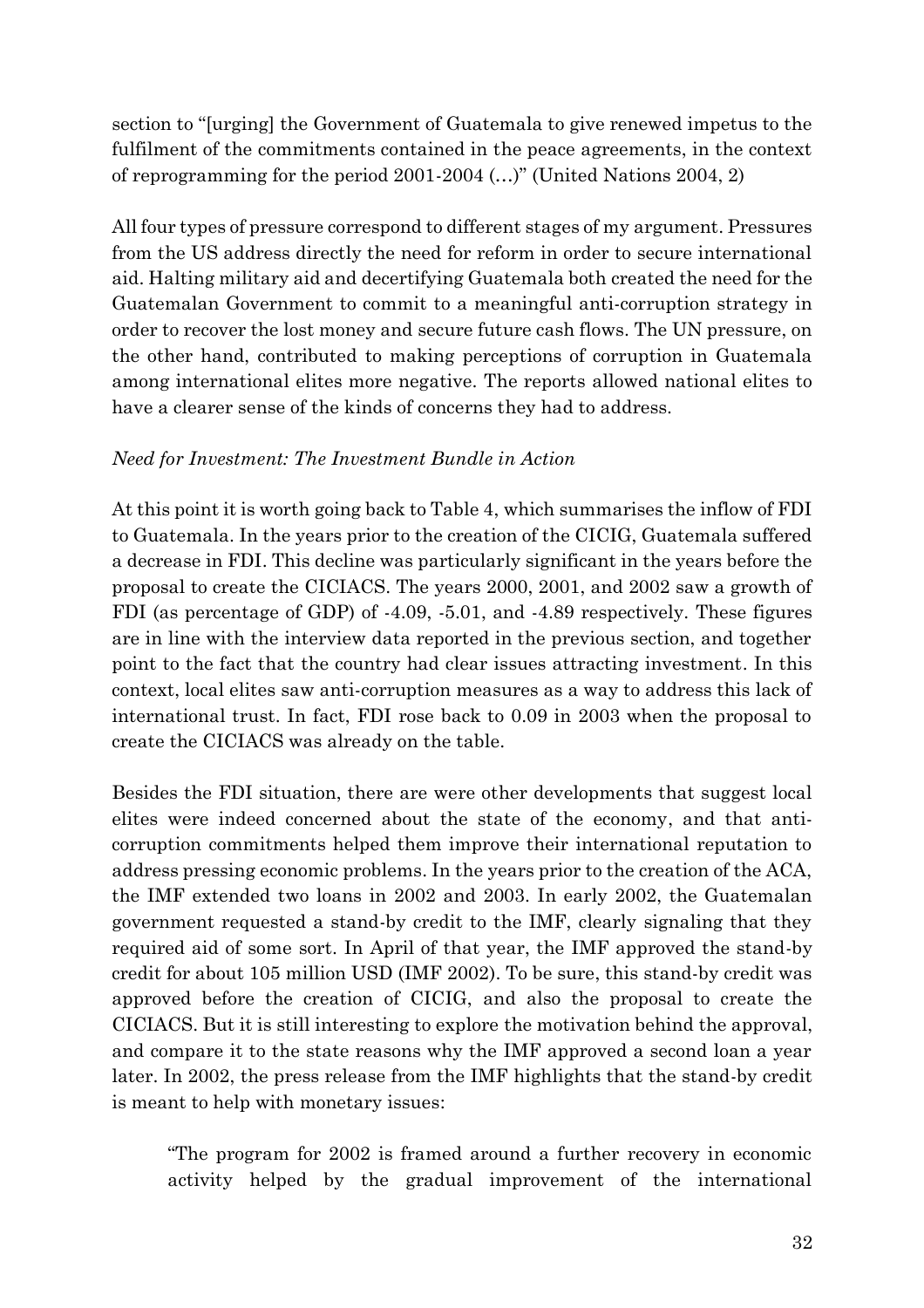section to "[urging] the Government of Guatemala to give renewed impetus to the fulfilment of the commitments contained in the peace agreements, in the context of reprogramming for the period 2001-2004 (…)" (United Nations 2004, 2)

All four types of pressure correspond to different stages of my argument. Pressures from the US address directly the need for reform in order to secure international aid. Halting military aid and decertifying Guatemala both created the need for the Guatemalan Government to commit to a meaningful anti-corruption strategy in order to recover the lost money and secure future cash flows. The UN pressure, on the other hand, contributed to making perceptions of corruption in Guatemala among international elites more negative. The reports allowed national elites to have a clearer sense of the kinds of concerns they had to address.

*Need for Investment: The Investment Bundle in Action*

At this point it is worth going back to Table 4, which summarises the inflow of FDI to Guatemala. In the years prior to the creation of the CICIG, Guatemala suffered a decrease in FDI. This decline was particularly significant in the years before the proposal to create the CICIACS. The years 2000, 2001, and 2002 saw a growth of FDI (as percentage of GDP) of -4.09, -5.01, and -4.89 respectively. These figures are in line with the interview data reported in the previous section, and together point to the fact that the country had clear issues attracting investment. In this context, local elites saw anti-corruption measures as a way to address this lack of international trust. In fact, FDI rose back to 0.09 in 2003 when the proposal to create the CICIACS was already on the table.

Besides the FDI situation, there are were other developments that suggest local elites were indeed concerned about the state of the economy, and that anti-corruption commitments helped them improve their international reputation to address pressing economic problems. In the years prior to the creation of the ACA, the IMF extended two loans in 2002 and 2003. In early 2002, the Guatemalan government requested a stand-by credit to the IMF, clearly signaling that they required aid of some sort. In April of that year, the IMF approved the stand-by credit for about 105 million USD (IMF 2002). To be sure, this stand-by credit was approved before the creation of CICIG, and also the proposal to create the CICIACS. But it is still interesting to explore the motivation behind the approval, and compare it to the state reasons why the IMF approved a second loan a year later. In 2002, the press release from the IMF highlights that the stand-by credit is meant to help with monetary issues:

> "The program for 2002 is framed around a further recovery in economic activity helped by the gradual improvement of the international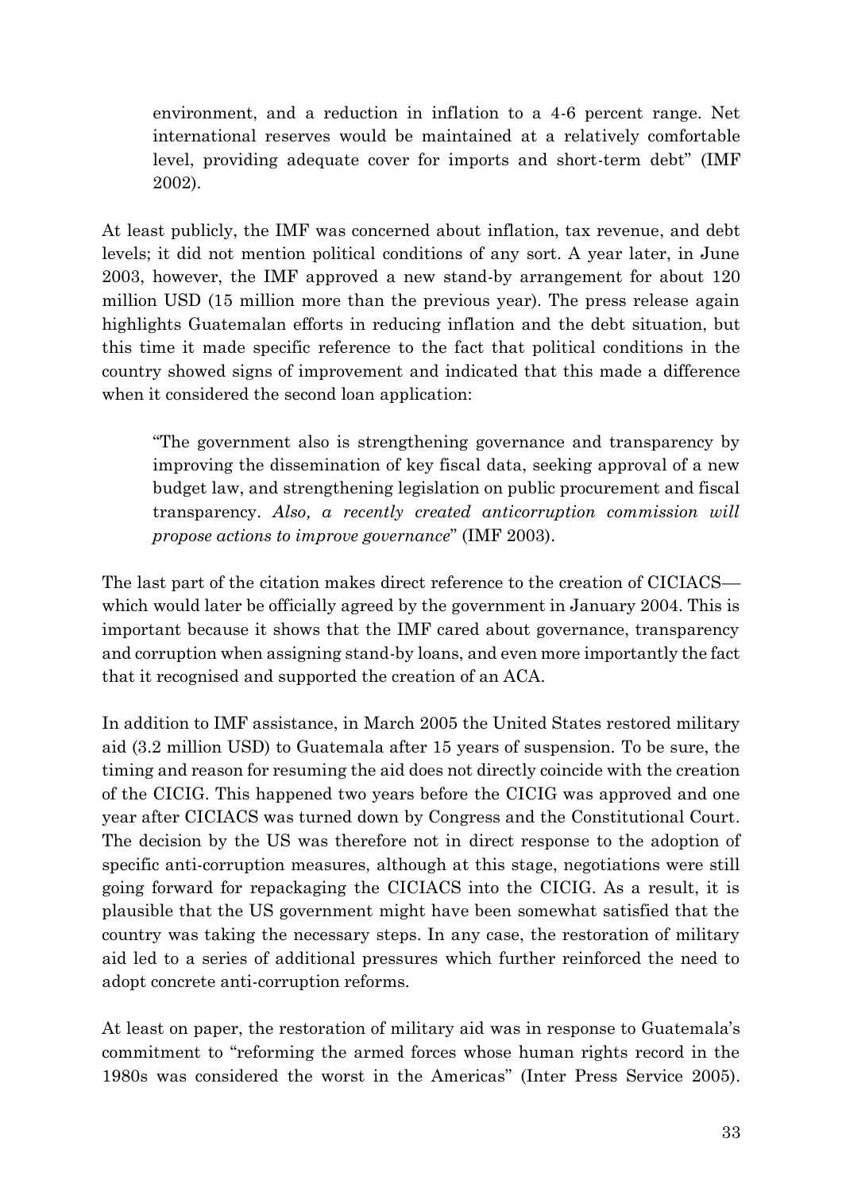> environment, and a reduction in inflation to a 4-6 percent range. Net international reserves would be maintained at a relatively comfortable level, providing adequate cover for imports and short-term debt" (IMF 2002).

At least publicly, the IMF was concerned about inflation, tax revenue, and debt levels; it did not mention political conditions of any sort. A year later, in June 2003, however, the IMF approved a new stand-by arrangement for about 120 million USD (15 million more than the previous year). The press release again highlights Guatemalan efforts in reducing inflation and the debt situation, but this time it made specific reference to the fact that political conditions in the country showed signs of improvement and indicated that this made a difference when it considered the second loan application:

> "The government also is strengthening governance and transparency by improving the dissemination of key fiscal data, seeking approval of a new budget law, and strengthening legislation on public procurement and fiscal transparency. *Also, a recently created anticorruption commission will propose actions to improve governance*" (IMF 2003).

The last part of the citation makes direct reference to the creation of CICIACS—which would later be officially agreed by the government in January 2004. This is important because it shows that the IMF cared about governance, transparency and corruption when assigning stand-by loans, and even more importantly the fact that it recognised and supported the creation of an ACA.

In addition to IMF assistance, in March 2005 the United States restored military aid (3.2 million USD) to Guatemala after 15 years of suspension. To be sure, the timing and reason for resuming the aid does not directly coincide with the creation of the CICIG. This happened two years before the CICIG was approved and one year after CICIACS was turned down by Congress and the Constitutional Court. The decision by the US was therefore not in direct response to the adoption of specific anti-corruption measures, although at this stage, negotiations were still going forward for repackaging the CICIACS into the CICIG. As a result, it is plausible that the US government might have been somewhat satisfied that the country was taking the necessary steps. In any case, the restoration of military aid led to a series of additional pressures which further reinforced the need to adopt concrete anti-corruption reforms.

At least on paper, the restoration of military aid was in response to Guatemala's commitment to "reforming the armed forces whose human rights record in the 1980s was considered the worst in the Americas" (Inter Press Service 2005).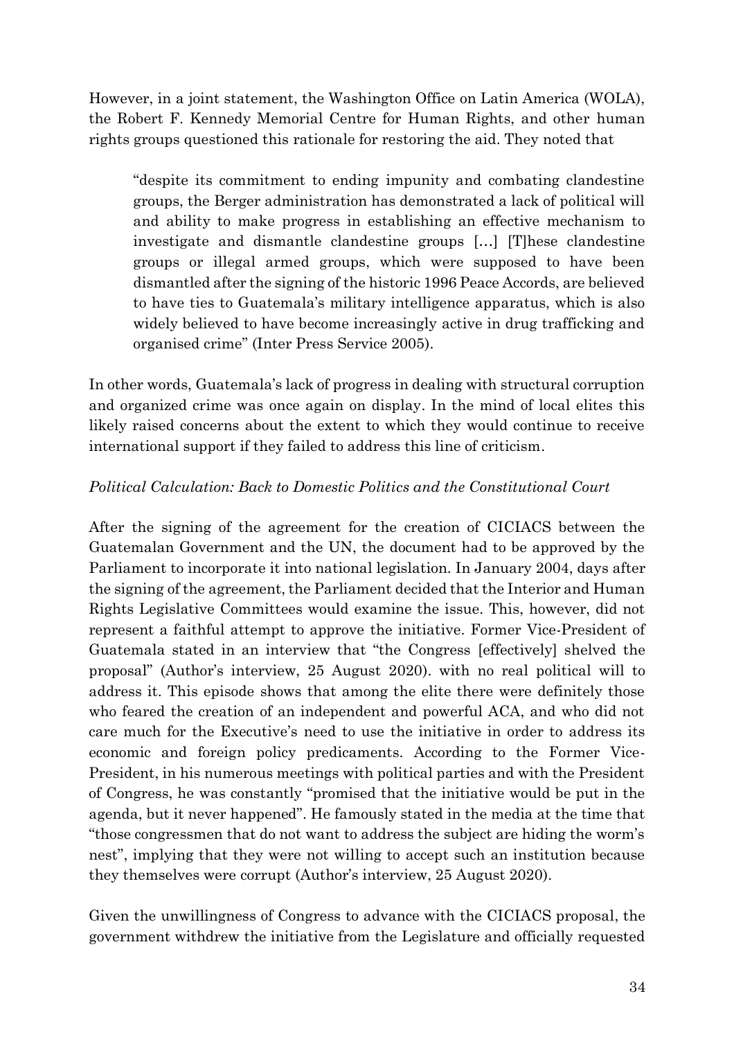However, in a joint statement, the Washington Office on Latin America (WOLA), the Robert F. Kennedy Memorial Centre for Human Rights, and other human rights groups questioned this rationale for restoring the aid. They noted that

> "despite its commitment to ending impunity and combating clandestine groups, the Berger administration has demonstrated a lack of political will and ability to make progress in establishing an effective mechanism to investigate and dismantle clandestine groups […] [T]hese clandestine groups or illegal armed groups, which were supposed to have been dismantled after the signing of the historic 1996 Peace Accords, are believed to have ties to Guatemala's military intelligence apparatus, which is also widely believed to have become increasingly active in drug trafficking and organised crime" (Inter Press Service 2005).

In other words, Guatemala's lack of progress in dealing with structural corruption and organized crime was once again on display. In the mind of local elites this likely raised concerns about the extent to which they would continue to receive international support if they failed to address this line of criticism.

*Political Calculation: Back to Domestic Politics and the Constitutional Court*

After the signing of the agreement for the creation of CICIACS between the Guatemalan Government and the UN, the document had to be approved by the Parliament to incorporate it into national legislation. In January 2004, days after the signing of the agreement, the Parliament decided that the Interior and Human Rights Legislative Committees would examine the issue. This, however, did not represent a faithful attempt to approve the initiative. Former Vice-President of Guatemala stated in an interview that "the Congress [effectively] shelved the proposal" (Author's interview, 25 August 2020). with no real political will to address it. This episode shows that among the elite there were definitely those who feared the creation of an independent and powerful ACA, and who did not care much for the Executive's need to use the initiative in order to address its economic and foreign policy predicaments. According to the Former Vice-President, in his numerous meetings with political parties and with the President of Congress, he was constantly "promised that the initiative would be put in the agenda, but it never happened". He famously stated in the media at the time that "those congressmen that do not want to address the subject are hiding the worm's nest", implying that they were not willing to accept such an institution because they themselves were corrupt (Author's interview, 25 August 2020).

Given the unwillingness of Congress to advance with the CICIACS proposal, the government withdrew the initiative from the Legislature and officially requested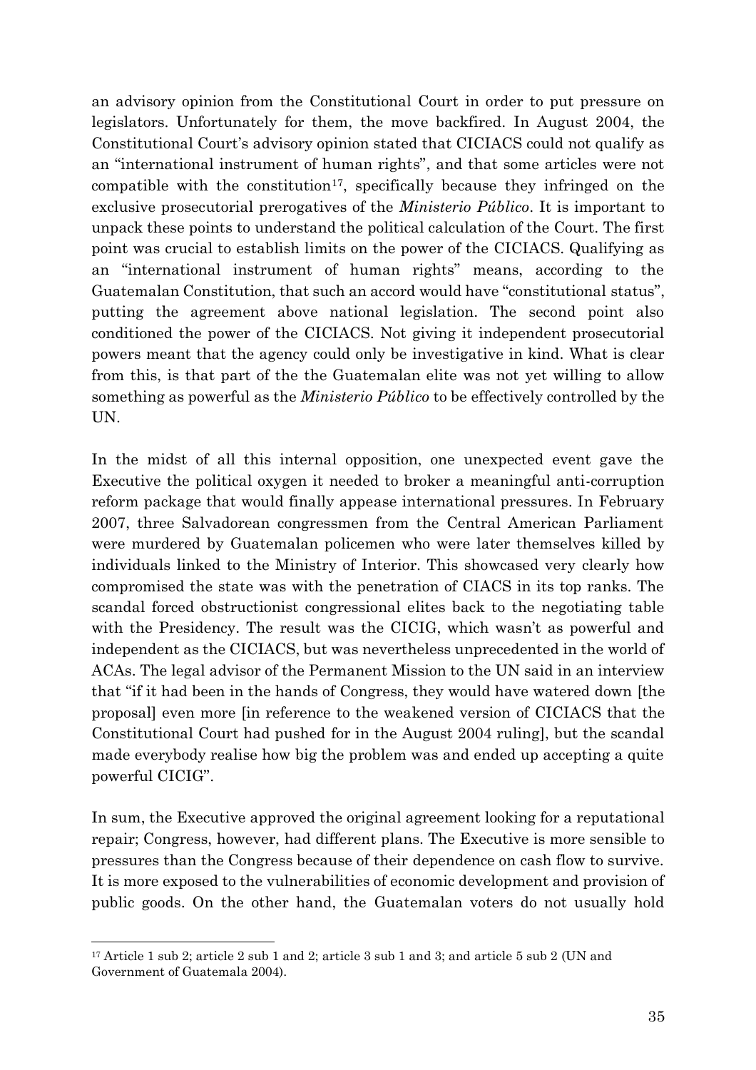an advisory opinion from the Constitutional Court in order to put pressure on legislators. Unfortunately for them, the move backfired. In August 2004, the Constitutional Court's advisory opinion stated that CICIACS could not qualify as an "international instrument of human rights", and that some articles were not compatible with the constitution[17], specifically because they infringed on the exclusive prosecutorial prerogatives of the *Ministerio Público*. It is important to unpack these points to understand the political calculation of the Court. The first point was crucial to establish limits on the power of the CICIACS. Qualifying as an "international instrument of human rights" means, according to the Guatemalan Constitution, that such an accord would have "constitutional status", putting the agreement above national legislation. The second point also conditioned the power of the CICIACS. Not giving it independent prosecutorial powers meant that the agency could only be investigative in kind. What is clear from this, is that part of the the Guatemalan elite was not yet willing to allow something as powerful as the *Ministerio Público* to be effectively controlled by the UN.

In the midst of all this internal opposition, one unexpected event gave the Executive the political oxygen it needed to broker a meaningful anti-corruption reform package that would finally appease international pressures. In February 2007, three Salvadorean congressmen from the Central American Parliament were murdered by Guatemalan policemen who were later themselves killed by individuals linked to the Ministry of Interior. This showcased very clearly how compromised the state was with the penetration of CIACS in its top ranks. The scandal forced obstructionist congressional elites back to the negotiating table with the Presidency. The result was the CICIG, which wasn't as powerful and independent as the CICIACS, but was nevertheless unprecedented in the world of ACAs. The legal advisor of the Permanent Mission to the UN said in an interview that "if it had been in the hands of Congress, they would have watered down [the proposal] even more [in reference to the weakened version of CICIACS that the Constitutional Court had pushed for in the August 2004 ruling], but the scandal made everybody realise how big the problem was and ended up accepting a quite powerful CICIG".

In sum, the Executive approved the original agreement looking for a reputational repair; Congress, however, had different plans. The Executive is more sensible to pressures than the Congress because of their dependence on cash flow to survive. It is more exposed to the vulnerabilities of economic development and provision of public goods. On the other hand, the Guatemalan voters do not usually hold

[17] Article 1 sub 2; article 2 sub 1 and 2; article 3 sub 1 and 3; and article 5 sub 2 (UN and Government of Guatemala 2004).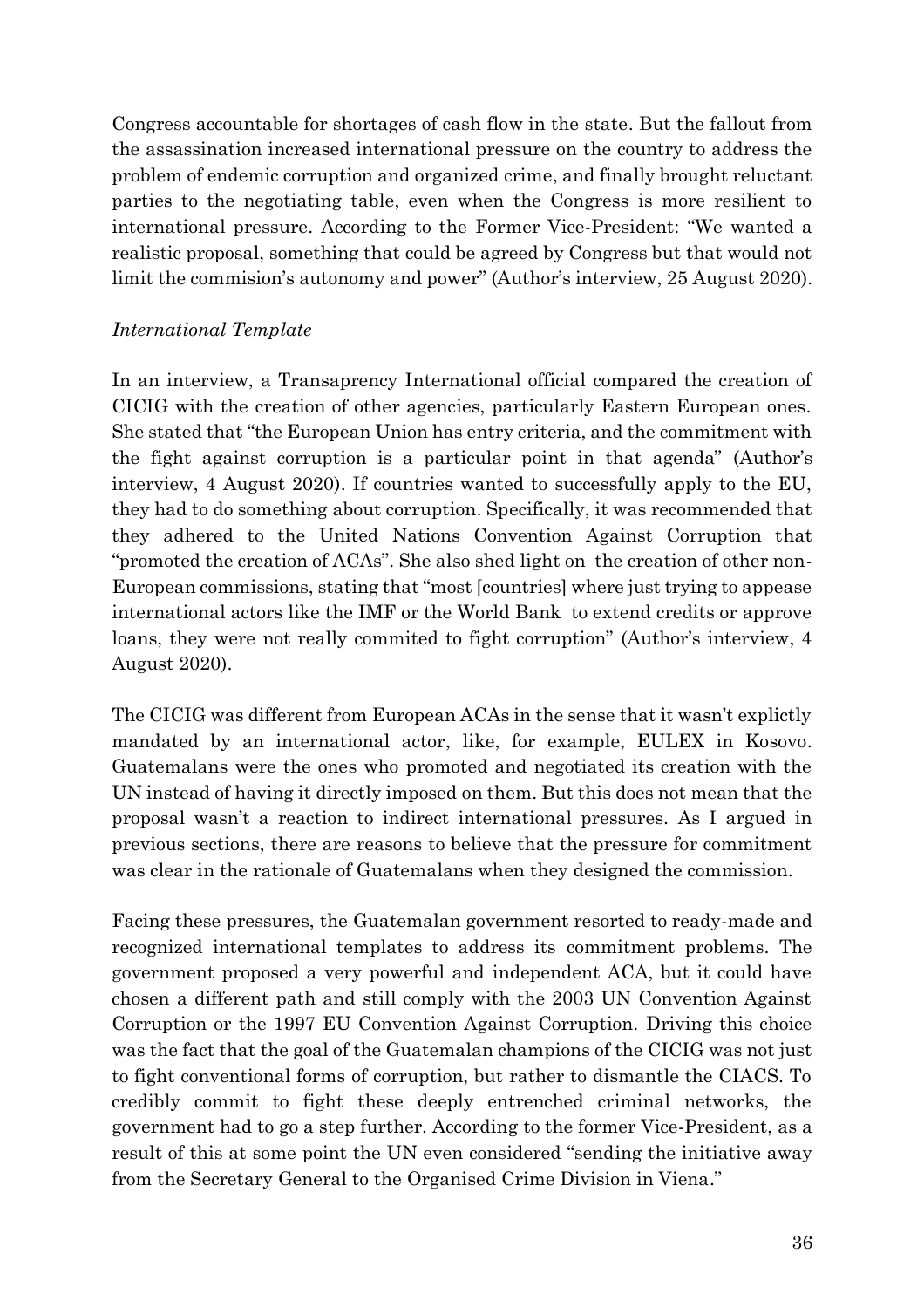Congress accountable for shortages of cash flow in the state. But the fallout from the assassination increased international pressure on the country to address the problem of endemic corruption and organized crime, and finally brought reluctant parties to the negotiating table, even when the Congress is more resilient to international pressure. According to the Former Vice-President: "We wanted a realistic proposal, something that could be agreed by Congress but that would not limit the commision's autonomy and power" (Author's interview, 25 August 2020).

*International Template*

In an interview, a Transaprency International official compared the creation of CICIG with the creation of other agencies, particularly Eastern European ones. She stated that "the European Union has entry criteria, and the commitment with the fight against corruption is a particular point in that agenda" (Author's interview, 4 August 2020). If countries wanted to successfully apply to the EU, they had to do something about corruption. Specifically, it was recommended that they adhered to the United Nations Convention Against Corruption that "promoted the creation of ACAs". She also shed light on the creation of other non-European commissions, stating that "most [countries] where just trying to appease international actors like the IMF or the World Bank to extend credits or approve loans, they were not really commited to fight corruption" (Author's interview, 4 August 2020).

The CICIG was different from European ACAs in the sense that it wasn't explictly mandated by an international actor, like, for example, EULEX in Kosovo. Guatemalans were the ones who promoted and negotiated its creation with the UN instead of having it directly imposed on them. But this does not mean that the proposal wasn't a reaction to indirect international pressures. As I argued in previous sections, there are reasons to believe that the pressure for commitment was clear in the rationale of Guatemalans when they designed the commission.

Facing these pressures, the Guatemalan government resorted to ready-made and recognized international templates to address its commitment problems. The government proposed a very powerful and independent ACA, but it could have chosen a different path and still comply with the 2003 UN Convention Against Corruption or the 1997 EU Convention Against Corruption. Driving this choice was the fact that the goal of the Guatemalan champions of the CICIG was not just to fight conventional forms of corruption, but rather to dismantle the CIACS. To credibly commit to fight these deeply entrenched criminal networks, the government had to go a step further. According to the former Vice-President, as a result of this at some point the UN even considered "sending the initiative away from the Secretary General to the Organised Crime Division in Viena."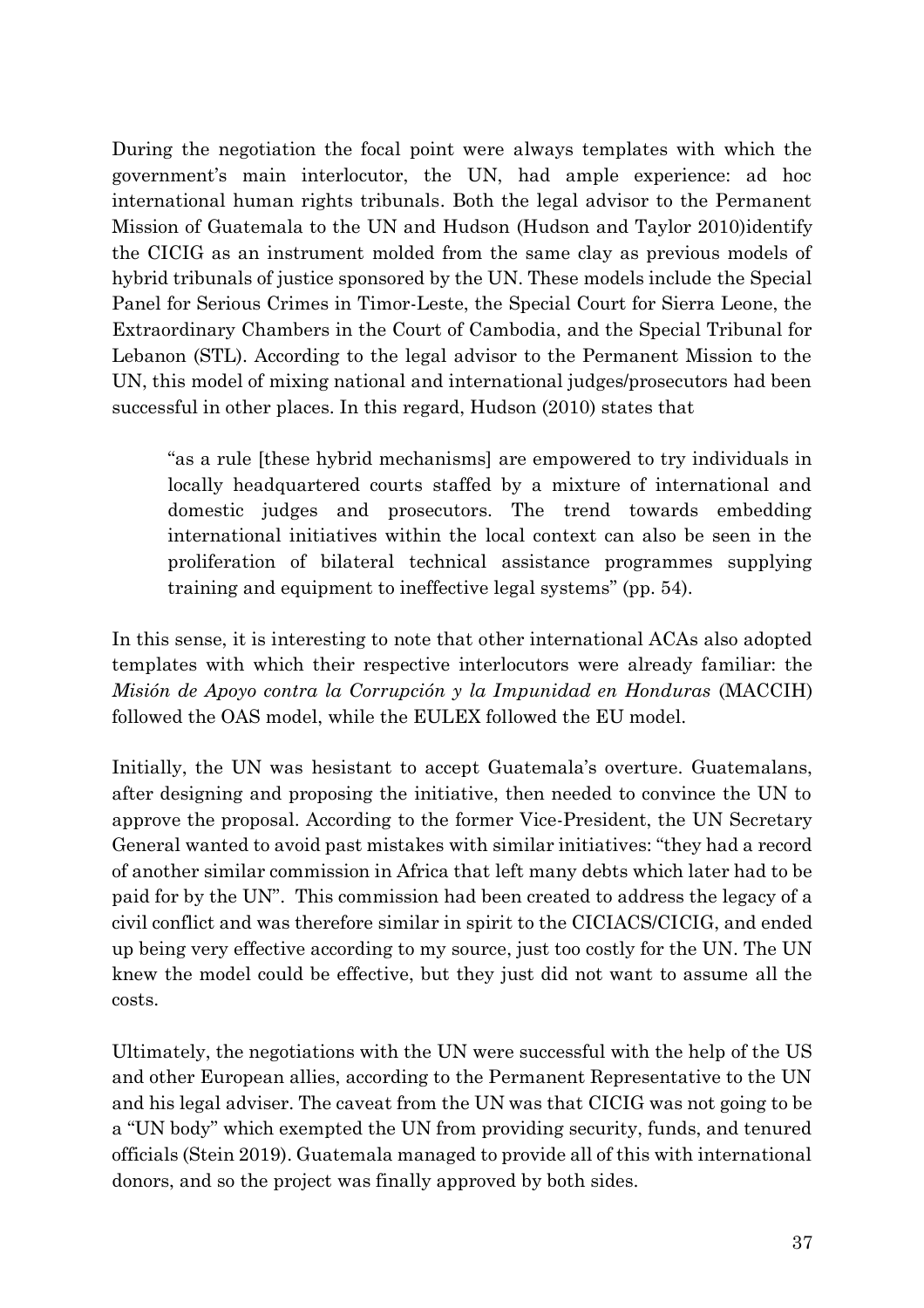During the negotiation the focal point were always templates with which the government's main interlocutor, the UN, had ample experience: ad hoc international human rights tribunals. Both the legal advisor to the Permanent Mission of Guatemala to the UN and Hudson (Hudson and Taylor 2010)identify the CICIG as an instrument molded from the same clay as previous models of hybrid tribunals of justice sponsored by the UN. These models include the Special Panel for Serious Crimes in Timor-Leste, the Special Court for Sierra Leone, the Extraordinary Chambers in the Court of Cambodia, and the Special Tribunal for Lebanon (STL). According to the legal advisor to the Permanent Mission to the UN, this model of mixing national and international judges/prosecutors had been successful in other places. In this regard, Hudson (2010) states that

> "as a rule [these hybrid mechanisms] are empowered to try individuals in locally headquartered courts staffed by a mixture of international and domestic judges and prosecutors. The trend towards embedding international initiatives within the local context can also be seen in the proliferation of bilateral technical assistance programmes supplying training and equipment to ineffective legal systems" (pp. 54).

In this sense, it is interesting to note that other international ACAs also adopted templates with which their respective interlocutors were already familiar: the *Misión de Apoyo contra la Corrupción y la Impunidad en Honduras* (MACCIH) followed the OAS model, while the EULEX followed the EU model.

Initially, the UN was hesistant to accept Guatemala's overture. Guatemalans, after designing and proposing the initiative, then needed to convince the UN to approve the proposal. According to the former Vice-President, the UN Secretary General wanted to avoid past mistakes with similar initiatives: "they had a record of another similar commission in Africa that left many debts which later had to be paid for by the UN". This commission had been created to address the legacy of a civil conflict and was therefore similar in spirit to the CICIACS/CICIG, and ended up being very effective according to my source, just too costly for the UN. The UN knew the model could be effective, but they just did not want to assume all the costs.

Ultimately, the negotiations with the UN were successful with the help of the US and other European allies, according to the Permanent Representative to the UN and his legal adviser. The caveat from the UN was that CICIG was not going to be a "UN body" which exempted the UN from providing security, funds, and tenured officials (Stein 2019). Guatemala managed to provide all of this with international donors, and so the project was finally approved by both sides.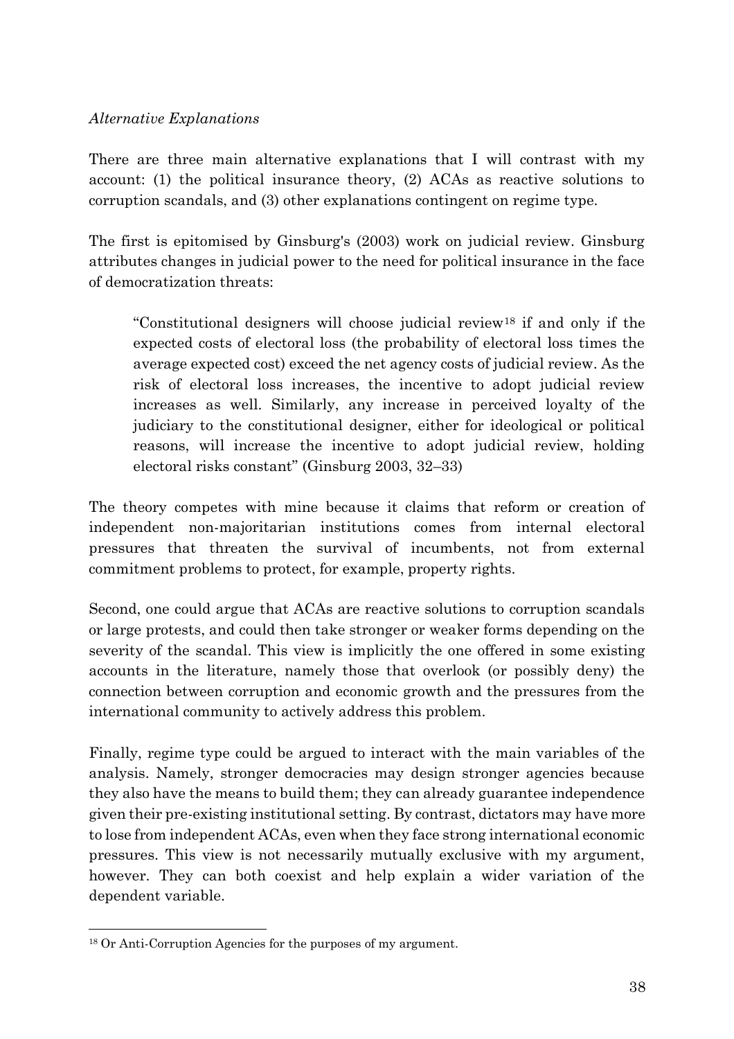*Alternative Explanations*

There are three main alternative explanations that I will contrast with my account: (1) the political insurance theory, (2) ACAs as reactive solutions to corruption scandals, and (3) other explanations contingent on regime type.

The first is epitomised by Ginsburg's (2003) work on judicial review. Ginsburg attributes changes in judicial power to the need for political insurance in the face of democratization threats:

> "Constitutional designers will choose judicial review[18] if and only if the expected costs of electoral loss (the probability of electoral loss times the average expected cost) exceed the net agency costs of judicial review. As the risk of electoral loss increases, the incentive to adopt judicial review increases as well. Similarly, any increase in perceived loyalty of the judiciary to the constitutional designer, either for ideological or political reasons, will increase the incentive to adopt judicial review, holding electoral risks constant" (Ginsburg 2003, 32–33)

The theory competes with mine because it claims that reform or creation of independent non-majoritarian institutions comes from internal electoral pressures that threaten the survival of incumbents, not from external commitment problems to protect, for example, property rights.

Second, one could argue that ACAs are reactive solutions to corruption scandals or large protests, and could then take stronger or weaker forms depending on the severity of the scandal. This view is implicitly the one offered in some existing accounts in the literature, namely those that overlook (or possibly deny) the connection between corruption and economic growth and the pressures from the international community to actively address this problem.

Finally, regime type could be argued to interact with the main variables of the analysis. Namely, stronger democracies may design stronger agencies because they also have the means to build them; they can already guarantee independence given their pre-existing institutional setting. By contrast, dictators may have more to lose from independent ACAs, even when they face strong international economic pressures. This view is not necessarily mutually exclusive with my argument, however. They can both coexist and help explain a wider variation of the dependent variable.

[18] Or Anti-Corruption Agencies for the purposes of my argument.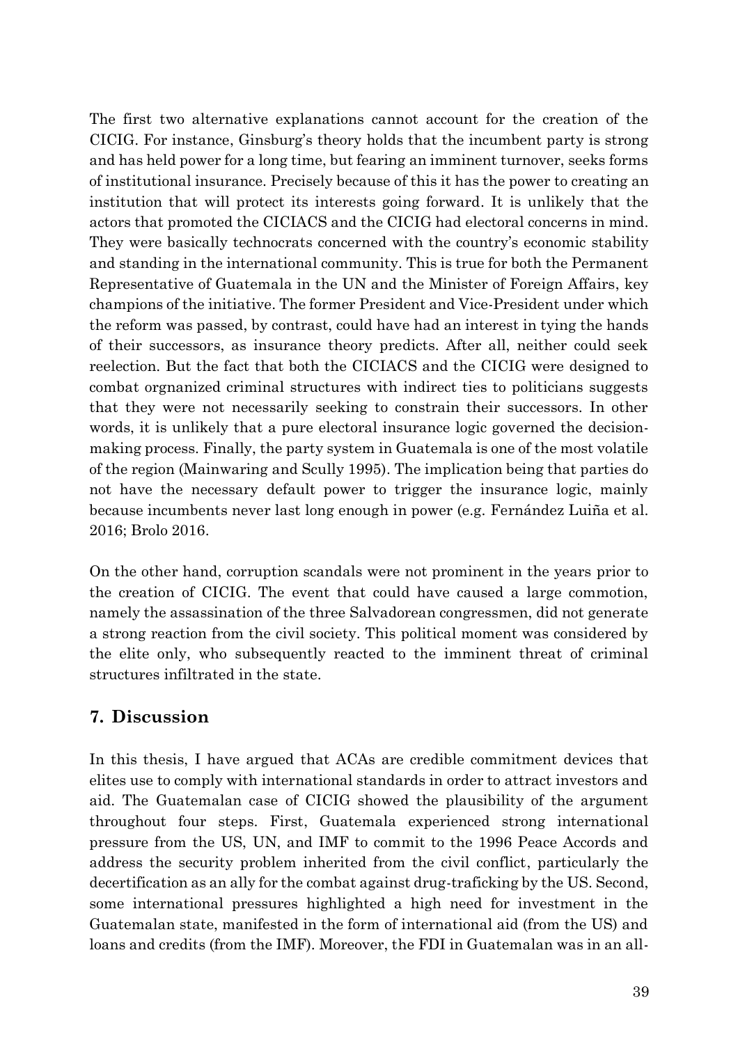The first two alternative explanations cannot account for the creation of the CICIG. For instance, Ginsburg's theory holds that the incumbent party is strong and has held power for a long time, but fearing an imminent turnover, seeks forms of institutional insurance. Precisely because of this it has the power to creating an institution that will protect its interests going forward. It is unlikely that the actors that promoted the CICIACS and the CICIG had electoral concerns in mind. They were basically technocrats concerned with the country's economic stability and standing in the international community. This is true for both the Permanent Representative of Guatemala in the UN and the Minister of Foreign Affairs, key champions of the initiative. The former President and Vice-President under which the reform was passed, by contrast, could have had an interest in tying the hands of their successors, as insurance theory predicts. After all, neither could seek reelection. But the fact that both the CICIACS and the CICIG were designed to combat orgnanized criminal structures with indirect ties to politicians suggests that they were not necessarily seeking to constrain their successors. In other words, it is unlikely that a pure electoral insurance logic governed the decision-making process. Finally, the party system in Guatemala is one of the most volatile of the region (Mainwaring and Scully 1995). The implication being that parties do not have the necessary default power to trigger the insurance logic, mainly because incumbents never last long enough in power (e.g. Fernández Luiña et al. 2016; Brolo 2016.

On the other hand, corruption scandals were not prominent in the years prior to the creation of CICIG. The event that could have caused a large commotion, namely the assassination of the three Salvadorean congressmen, did not generate a strong reaction from the civil society. This political moment was considered by the elite only, who subsequently reacted to the imminent threat of criminal structures infiltrated in the state.

## 7. Discussion

In this thesis, I have argued that ACAs are credible commitment devices that elites use to comply with international standards in order to attract investors and aid. The Guatemalan case of CICIG showed the plausibility of the argument throughout four steps. First, Guatemala experienced strong international pressure from the US, UN, and IMF to commit to the 1996 Peace Accords and address the security problem inherited from the civil conflict, particularly the decertification as an ally for the combat against drug-traficking by the US. Second, some international pressures highlighted a high need for investment in the Guatemalan state, manifested in the form of international aid (from the US) and loans and credits (from the IMF). Moreover, the FDI in Guatemalan was in an all-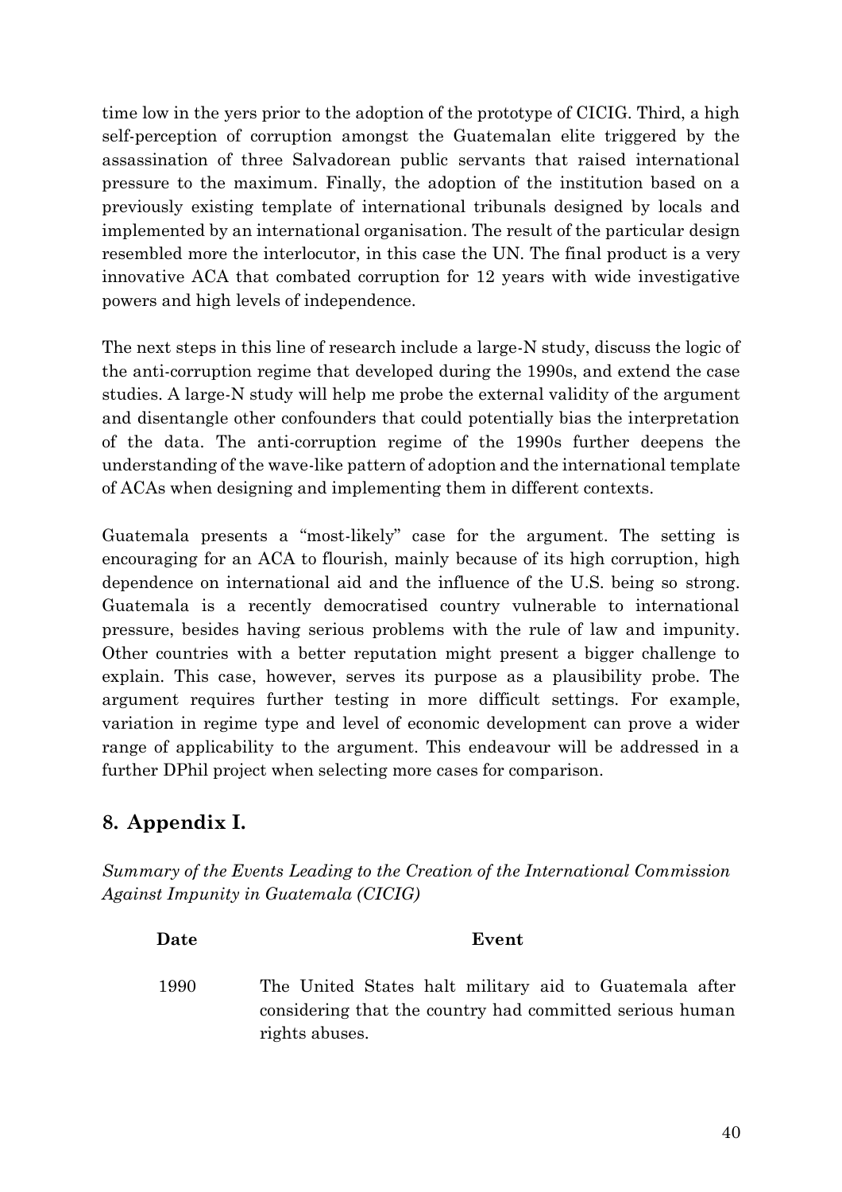time low in the yers prior to the adoption of the prototype of CICIG. Third, a high self-perception of corruption amongst the Guatemalan elite triggered by the assassination of three Salvadorean public servants that raised international pressure to the maximum. Finally, the adoption of the institution based on a previously existing template of international tribunals designed by locals and implemented by an international organisation. The result of the particular design resembled more the interlocutor, in this case the UN. The final product is a very innovative ACA that combated corruption for 12 years with wide investigative powers and high levels of independence.

The next steps in this line of research include a large-N study, discuss the logic of the anti-corruption regime that developed during the 1990s, and extend the case studies. A large-N study will help me probe the external validity of the argument and disentangle other confounders that could potentially bias the interpretation of the data. The anti-corruption regime of the 1990s further deepens the understanding of the wave-like pattern of adoption and the international template of ACAs when designing and implementing them in different contexts.

Guatemala presents a "most-likely" case for the argument. The setting is encouraging for an ACA to flourish, mainly because of its high corruption, high dependence on international aid and the influence of the U.S. being so strong. Guatemala is a recently democratised country vulnerable to international pressure, besides having serious problems with the rule of law and impunity. Other countries with a better reputation might present a bigger challenge to explain. This case, however, serves its purpose as a plausibility probe. The argument requires further testing in more difficult settings. For example, variation in regime type and level of economic development can prove a wider range of applicability to the argument. This endeavour will be addressed in a further DPhil project when selecting more cases for comparison.

## 8. Appendix I.

*Summary of the Events Leading to the Creation of the International Commission Against Impunity in Guatemala (CICIG)*

| Date | Event |
|---|---|
| 1990 | The United States halt military aid to Guatemala after considering that the country had committed serious human rights abuses. |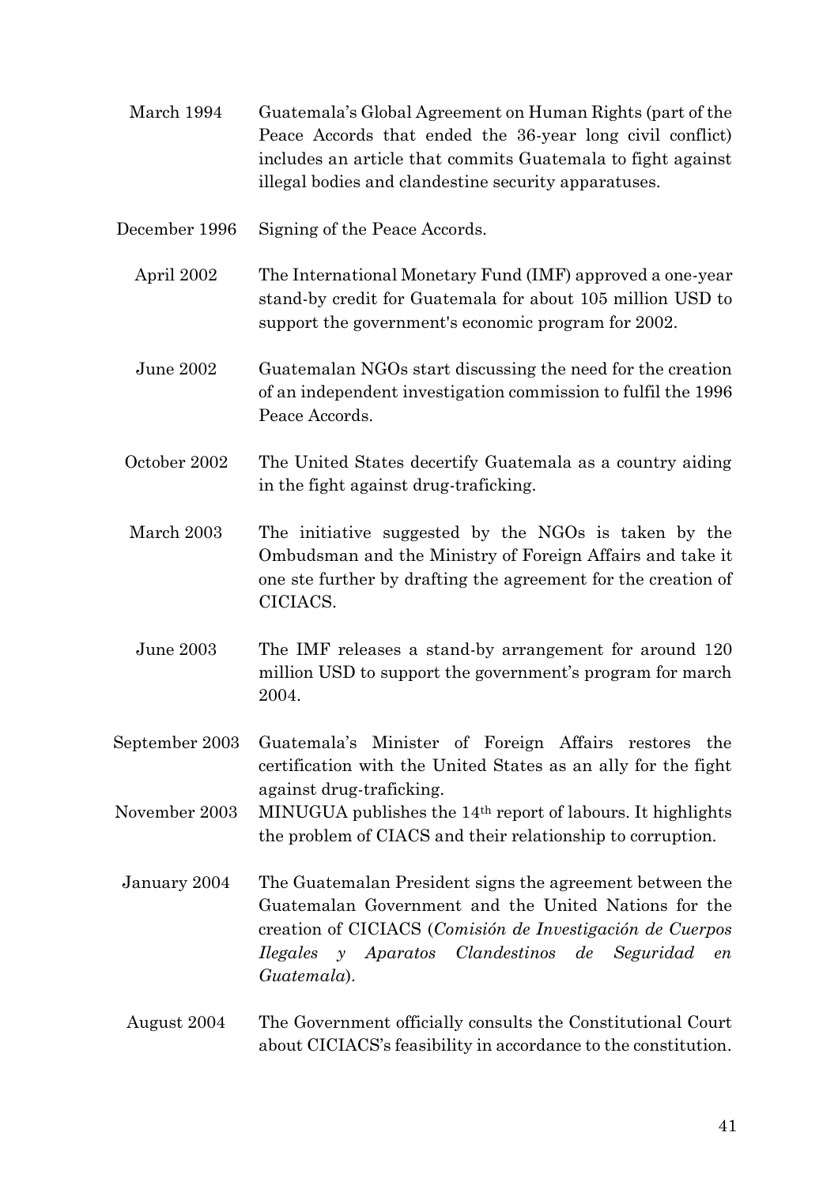| | |
|---|---|
| March 1994 | Guatemala's Global Agreement on Human Rights (part of the Peace Accords that ended the 36-year long civil conflict) includes an article that commits Guatemala to fight against illegal bodies and clandestine security apparatuses. |
| December 1996 | Signing of the Peace Accords. |
| April 2002 | The International Monetary Fund (IMF) approved a one-year stand-by credit for Guatemala for about 105 million USD to support the government's economic program for 2002. |
| June 2002 | Guatemalan NGOs start discussing the need for the creation of an independent investigation commission to fulfil the 1996 Peace Accords. |
| October 2002 | The United States decertify Guatemala as a country aiding in the fight against drug-traficking. |
| March 2003 | The initiative suggested by the NGOs is taken by the Ombudsman and the Ministry of Foreign Affairs and take it one ste further by drafting the agreement for the creation of CICIACS. |
| June 2003 | The IMF releases a stand-by arrangement for around 120 million USD to support the government's program for march 2004. |
| September 2003 | Guatemala's Minister of Foreign Affairs restores the certification with the United States as an ally for the fight against drug-traficking. |
| November 2003 | MINUGUA publishes the 14th report of labours. It highlights the problem of CIACS and their relationship to corruption. |
| January 2004 | The Guatemalan President signs the agreement between the Guatemalan Government and the United Nations for the creation of CICIACS (*Comisión de Investigación de Cuerpos Ilegales y Aparatos Clandestinos de Seguridad en Guatemala*). |
| August 2004 | The Government officially consults the Constitutional Court about CICIACS's feasibility in accordance to the constitution. |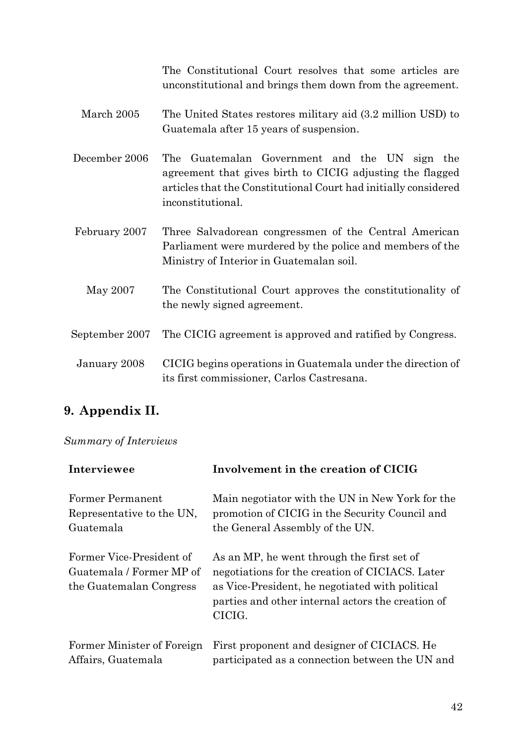| | |
|---|---|
| | The Constitutional Court resolves that some articles are unconstitutional and brings them down from the agreement. |
| March 2005 | The United States restores military aid (3.2 million USD) to Guatemala after 15 years of suspension. |
| December 2006 | The Guatemalan Government and the UN sign the agreement that gives birth to CICIG adjusting the flagged articles that the Constitutional Court had initially considered inconstitutional. |
| February 2007 | Three Salvadorean congressmen of the Central American Parliament were murdered by the police and members of the Ministry of Interior in Guatemalan soil. |
| May 2007 | The Constitutional Court approves the constitutionality of the newly signed agreement. |
| September 2007 | The CICIG agreement is approved and ratified by Congress. |
| January 2008 | CICIG begins operations in Guatemala under the direction of its first commissioner, Carlos Castresana. |

## 9. Appendix II.

*Summary of Interviews*

| Interviewee | Involvement in the creation of CICIG |
|---|---|
| Former Permanent Representative to the UN, Guatemala | Main negotiator with the UN in New York for the promotion of CICIG in the Security Council and the General Assembly of the UN. |
| Former Vice-President of Guatemala / Former MP of the Guatemalan Congress | As an MP, he went through the first set of negotiations for the creation of CICIACS. Later as Vice-President, he negotiated with political parties and other internal actors the creation of CICIG. |
| Former Minister of Foreign Affairs, Guatemala | First proponent and designer of CICIACS. He participated as a connection between the UN and |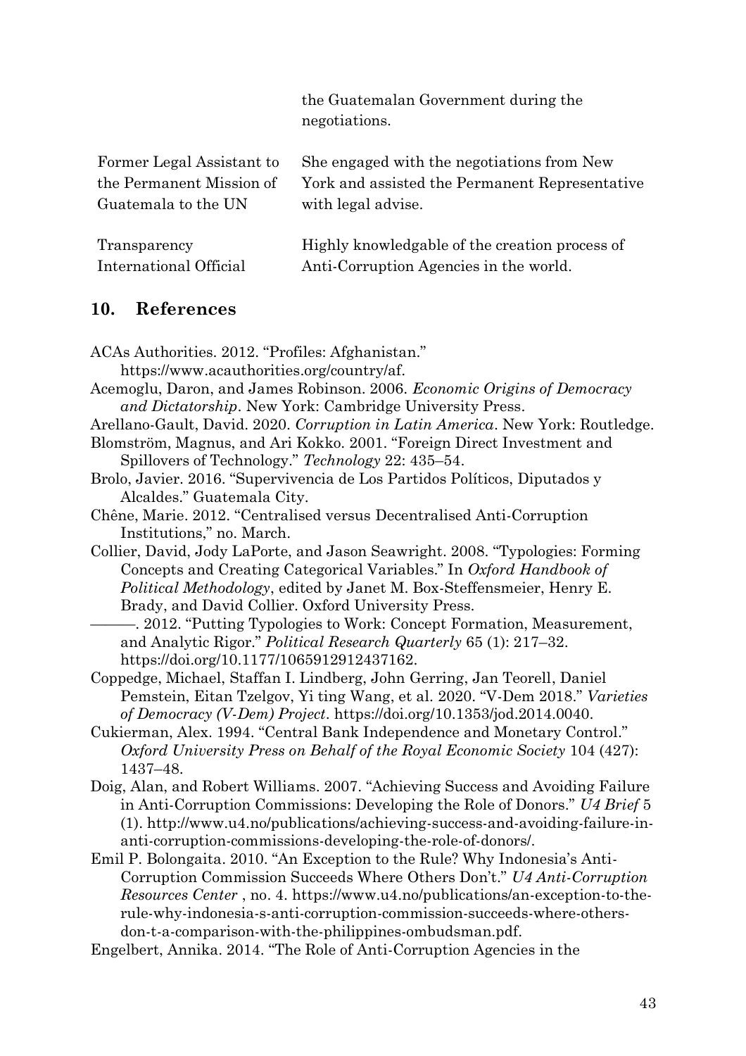| | |
|---|---|
| | the Guatemalan Government during the negotiations. |
| Former Legal Assistant to the Permanent Mission of Guatemala to the UN | She engaged with the negotiations from New York and assisted the Permanent Representative with legal advise. |
| Transparency International Official | Highly knowledgable of the creation process of Anti-Corruption Agencies in the world. |

## 10. References

ACAs Authorities. 2012. "Profiles: Afghanistan." https://www.acauthorities.org/country/af.

Acemoglu, Daron, and James Robinson. 2006. *Economic Origins of Democracy and Dictatorship*. New York: Cambridge University Press.

Arellano-Gault, David. 2020. *Corruption in Latin America*. New York: Routledge.

Blomström, Magnus, and Ari Kokko. 2001. "Foreign Direct Investment and Spillovers of Technology." *Technology* 22: 435–54.

Brolo, Javier. 2016. "Supervivencia de Los Partidos Políticos, Diputados y Alcaldes." Guatemala City.

Chêne, Marie. 2012. "Centralised versus Decentralised Anti-Corruption Institutions," no. March.

Collier, David, Jody LaPorte, and Jason Seawright. 2008. "Typologies: Forming Concepts and Creating Categorical Variables." In *Oxford Handbook of Political Methodology*, edited by Janet M. Box-Steffensmeier, Henry E. Brady, and David Collier. Oxford University Press.

———. 2012. "Putting Typologies to Work: Concept Formation, Measurement, and Analytic Rigor." *Political Research Quarterly* 65 (1): 217–32. https://doi.org/10.1177/1065912912437162.

Coppedge, Michael, Staffan I. Lindberg, John Gerring, Jan Teorell, Daniel Pemstein, Eitan Tzelgov, Yi ting Wang, et al. 2020. "V-Dem 2018." *Varieties of Democracy (V-Dem) Project*. https://doi.org/10.1353/jod.2014.0040.

Cukierman, Alex. 1994. "Central Bank Independence and Monetary Control." *Oxford University Press on Behalf of the Royal Economic Society* 104 (427): 1437–48.

Doig, Alan, and Robert Williams. 2007. "Achieving Success and Avoiding Failure in Anti-Corruption Commissions: Developing the Role of Donors." *U4 Brief* 5 (1). http://www.u4.no/publications/achieving-success-and-avoiding-failure-in-anti-corruption-commissions-developing-the-role-of-donors/.

Emil P. Bolongaita. 2010. "An Exception to the Rule? Why Indonesia's Anti-Corruption Commission Succeeds Where Others Don't." *U4 Anti-Corruption Resources Center* , no. 4. https://www.u4.no/publications/an-exception-to-the-rule-why-indonesia-s-anti-corruption-commission-succeeds-where-others-don-t-a-comparison-with-the-philippines-ombudsman.pdf.

Engelbert, Annika. 2014. "The Role of Anti-Corruption Agencies in the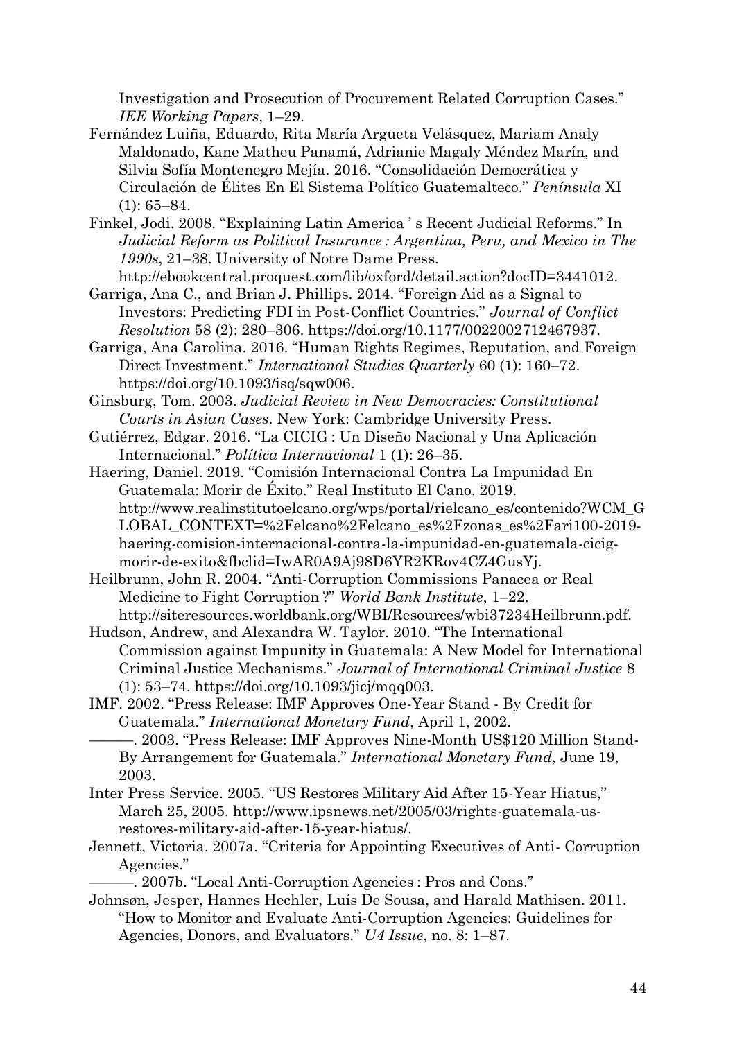Investigation and Prosecution of Procurement Related Corruption Cases." *IEE Working Papers*, 1–29.

Fernández Luiña, Eduardo, Rita María Argueta Velásquez, Mariam Analy Maldonado, Kane Matheu Panamá, Adrianie Magaly Méndez Marín, and Silvia Sofía Montenegro Mejía. 2016. "Consolidación Democrática y Circulación de Élites En El Sistema Político Guatemalteco." *Península* XI (1): 65–84.

Finkel, Jodi. 2008. "Explaining Latin America ' s Recent Judicial Reforms." In *Judicial Reform as Political Insurance : Argentina, Peru, and Mexico in The 1990s*, 21–38. University of Notre Dame Press. http://ebookcentral.proquest.com/lib/oxford/detail.action?docID=3441012.

Garriga, Ana C., and Brian J. Phillips. 2014. "Foreign Aid as a Signal to Investors: Predicting FDI in Post-Conflict Countries." *Journal of Conflict Resolution* 58 (2): 280–306. https://doi.org/10.1177/0022002712467937.

Garriga, Ana Carolina. 2016. "Human Rights Regimes, Reputation, and Foreign Direct Investment." *International Studies Quarterly* 60 (1): 160–72. https://doi.org/10.1093/isq/sqw006.

Ginsburg, Tom. 2003. *Judicial Review in New Democracies: Constitutional Courts in Asian Cases*. New York: Cambridge University Press.

Gutiérrez, Edgar. 2016. "La CICIG : Un Diseño Nacional y Una Aplicación Internacional." *Política Internacional* 1 (1): 26–35.

Haering, Daniel. 2019. "Comisión Internacional Contra La Impunidad En Guatemala: Morir de Éxito." Real Instituto El Cano. 2019. http://www.realinstitutoelcano.org/wps/portal/rielcano_es/contenido?WCM_GLOBAL_CONTEXT=%2Felcano%2Felcano_es%2Fzonas_es%2Fari100-2019-haering-comision-internacional-contra-la-impunidad-en-guatemala-cicig-morir-de-exito&fbclid=IwAR0A9Aj98D6YR2KRov4CZ4GusYj.

Heilbrunn, John R. 2004. "Anti-Corruption Commissions Panacea or Real Medicine to Fight Corruption ?" *World Bank Institute*, 1–22. http://siteresources.worldbank.org/WBI/Resources/wbi37234Heilbrunn.pdf.

Hudson, Andrew, and Alexandra W. Taylor. 2010. "The International Commission against Impunity in Guatemala: A New Model for International Criminal Justice Mechanisms." *Journal of International Criminal Justice* 8 (1): 53–74. https://doi.org/10.1093/jicj/mqq003.

IMF. 2002. "Press Release: IMF Approves One-Year Stand - By Credit for Guatemala." *International Monetary Fund*, April 1, 2002.

———. 2003. "Press Release: IMF Approves Nine-Month US$120 Million Stand-By Arrangement for Guatemala." *International Monetary Fund*, June 19, 2003.

Inter Press Service. 2005. "US Restores Military Aid After 15-Year Hiatus," March 25, 2005. http://www.ipsnews.net/2005/03/rights-guatemala-us-restores-military-aid-after-15-year-hiatus/.

Jennett, Victoria. 2007a. "Criteria for Appointing Executives of Anti- Corruption Agencies."

———. 2007b. "Local Anti-Corruption Agencies : Pros and Cons."

Johnsøn, Jesper, Hannes Hechler, Luís De Sousa, and Harald Mathisen. 2011. "How to Monitor and Evaluate Anti-Corruption Agencies: Guidelines for Agencies, Donors, and Evaluators." *U4 Issue*, no. 8: 1–87.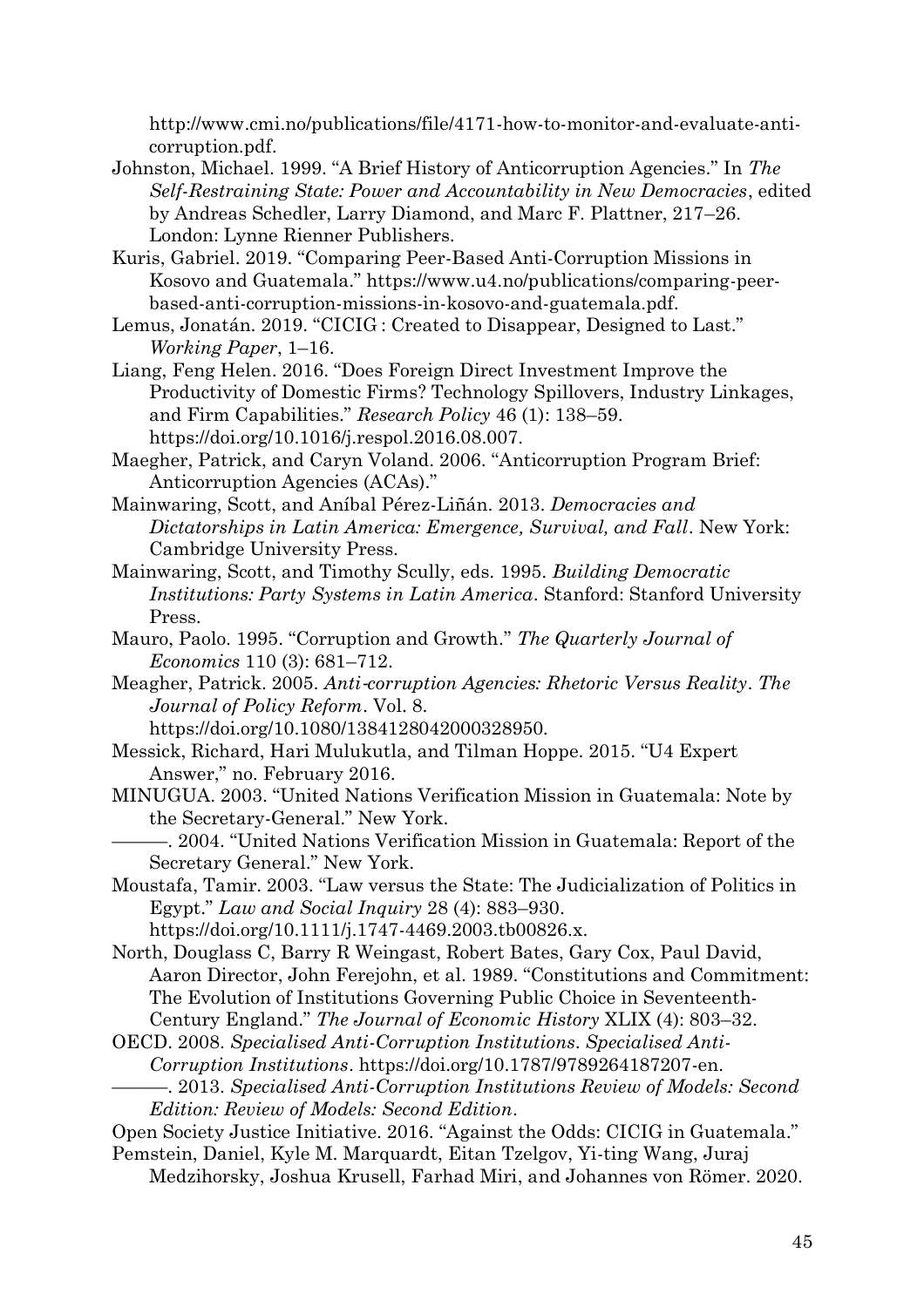http://www.cmi.no/publications/file/4171-how-to-monitor-and-evaluate-anti-corruption.pdf.

Johnston, Michael. 1999. "A Brief History of Anticorruption Agencies." In *The Self-Restraining State: Power and Accountability in New Democracies*, edited by Andreas Schedler, Larry Diamond, and Marc F. Plattner, 217–26. London: Lynne Rienner Publishers.

Kuris, Gabriel. 2019. "Comparing Peer-Based Anti-Corruption Missions in Kosovo and Guatemala." https://www.u4.no/publications/comparing-peer-based-anti-corruption-missions-in-kosovo-and-guatemala.pdf.

Lemus, Jonatán. 2019. "CICIG : Created to Disappear, Designed to Last." *Working Paper*, 1–16.

Liang, Feng Helen. 2016. "Does Foreign Direct Investment Improve the Productivity of Domestic Firms? Technology Spillovers, Industry Linkages, and Firm Capabilities." *Research Policy* 46 (1): 138–59. https://doi.org/10.1016/j.respol.2016.08.007.

Maegher, Patrick, and Caryn Voland. 2006. "Anticorruption Program Brief: Anticorruption Agencies (ACAs)."

Mainwaring, Scott, and Aníbal Pérez-Liñán. 2013. *Democracies and Dictatorships in Latin America: Emergence, Survival, and Fall*. New York: Cambridge University Press.

Mainwaring, Scott, and Timothy Scully, eds. 1995. *Building Democratic Institutions: Party Systems in Latin America*. Stanford: Stanford University Press.

Mauro, Paolo. 1995. "Corruption and Growth." *The Quarterly Journal of Economics* 110 (3): 681–712.

Meagher, Patrick. 2005. *Anti‐corruption Agencies: Rhetoric Versus Reality*. *The Journal of Policy Reform*. Vol. 8. https://doi.org/10.1080/1384128042000328950.

Messick, Richard, Hari Mulukutla, and Tilman Hoppe. 2015. "U4 Expert Answer," no. February 2016.

MINUGUA. 2003. "United Nations Verification Mission in Guatemala: Note by the Secretary-General." New York.

———. 2004. "United Nations Verification Mission in Guatemala: Report of the Secretary General." New York.

Moustafa, Tamir. 2003. "Law versus the State: The Judicialization of Politics in Egypt." *Law and Social Inquiry* 28 (4): 883–930. https://doi.org/10.1111/j.1747-4469.2003.tb00826.x.

North, Douglass C, Barry R Weingast, Robert Bates, Gary Cox, Paul David, Aaron Director, John Ferejohn, et al. 1989. "Constitutions and Commitment: The Evolution of Institutions Governing Public Choice in Seventeenth-Century England." *The Journal of Economic History* XLIX (4): 803–32.

OECD. 2008. *Specialised Anti-Corruption Institutions*. *Specialised Anti-Corruption Institutions*. https://doi.org/10.1787/9789264187207-en.

———. 2013. *Specialised Anti-Corruption Institutions Review of Models: Second Edition: Review of Models: Second Edition*.

Open Society Justice Initiative. 2016. "Against the Odds: CICIG in Guatemala."

Pemstein, Daniel, Kyle M. Marquardt, Eitan Tzelgov, Yi-ting Wang, Juraj Medzihorsky, Joshua Krusell, Farhad Miri, and Johannes von Römer. 2020.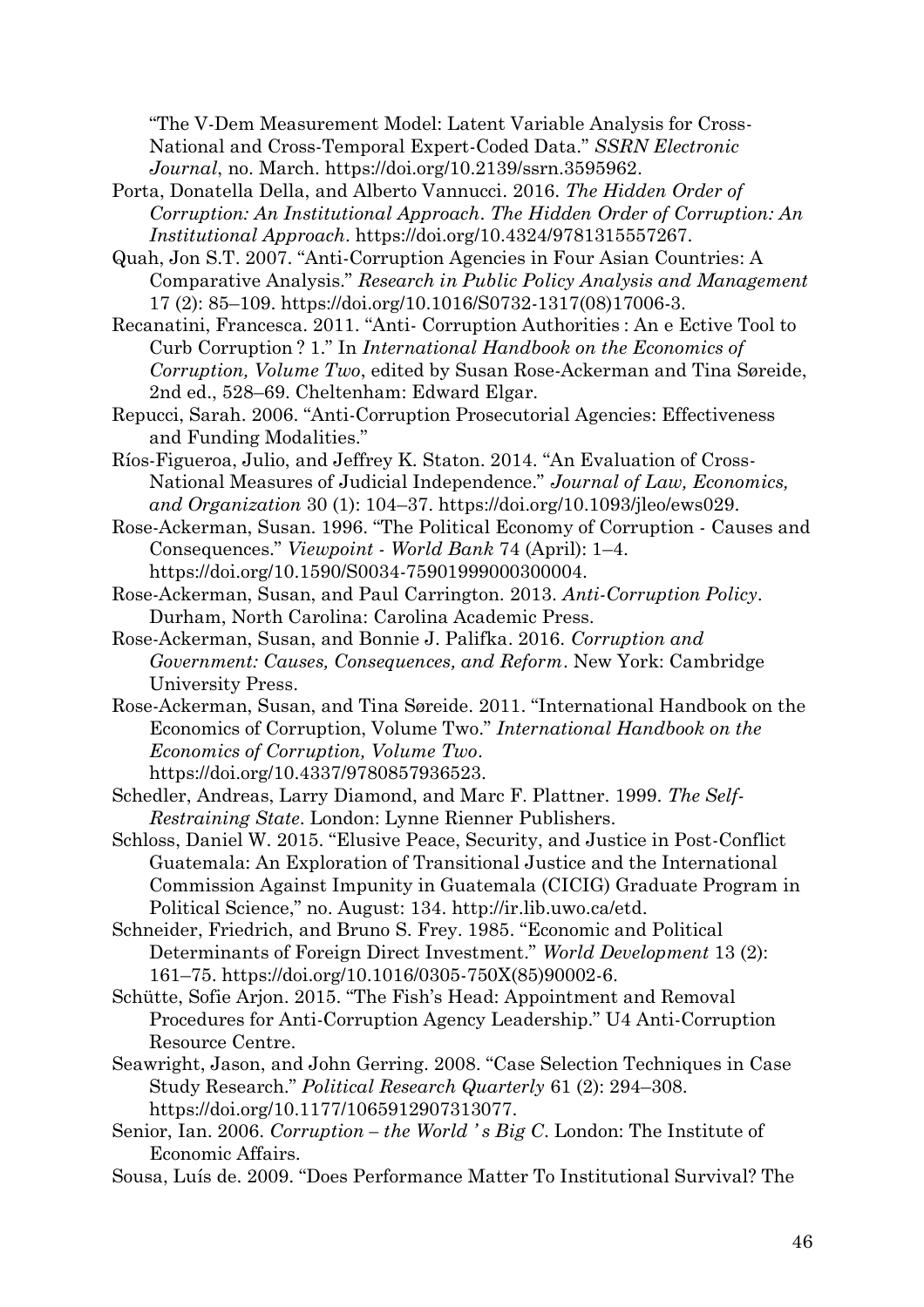"The V-Dem Measurement Model: Latent Variable Analysis for Cross-National and Cross-Temporal Expert-Coded Data." *SSRN Electronic Journal*, no. March. https://doi.org/10.2139/ssrn.3595962.

Porta, Donatella Della, and Alberto Vannucci. 2016. *The Hidden Order of Corruption: An Institutional Approach*. *The Hidden Order of Corruption: An Institutional Approach*. https://doi.org/10.4324/9781315557267.

Quah, Jon S.T. 2007. "Anti-Corruption Agencies in Four Asian Countries: A Comparative Analysis." *Research in Public Policy Analysis and Management* 17 (2): 85–109. https://doi.org/10.1016/S0732-1317(08)17006-3.

Recanatini, Francesca. 2011. "Anti- Corruption Authorities : An e Ective Tool to Curb Corruption ? 1." In *International Handbook on the Economics of Corruption, Volume Two*, edited by Susan Rose-Ackerman and Tina Søreide, 2nd ed., 528–69. Cheltenham: Edward Elgar.

Repucci, Sarah. 2006. "Anti-Corruption Prosecutorial Agencies: Effectiveness and Funding Modalities."

Ríos-Figueroa, Julio, and Jeffrey K. Staton. 2014. "An Evaluation of Cross-National Measures of Judicial Independence." *Journal of Law, Economics, and Organization* 30 (1): 104–37. https://doi.org/10.1093/jleo/ews029.

Rose-Ackerman, Susan. 1996. "The Political Economy of Corruption - Causes and Consequences." *Viewpoint - World Bank* 74 (April): 1–4. https://doi.org/10.1590/S0034-75901999000300004.

Rose-Ackerman, Susan, and Paul Carrington. 2013. *Anti-Corruption Policy*. Durham, North Carolina: Carolina Academic Press.

Rose-Ackerman, Susan, and Bonnie J. Palifka. 2016. *Corruption and Government: Causes, Consequences, and Reform*. New York: Cambridge University Press.

Rose-Ackerman, Susan, and Tina Søreide. 2011. "International Handbook on the Economics of Corruption, Volume Two." *International Handbook on the Economics of Corruption, Volume Two*. https://doi.org/10.4337/9780857936523.

Schedler, Andreas, Larry Diamond, and Marc F. Plattner. 1999. *The Self-Restraining State*. London: Lynne Rienner Publishers.

Schloss, Daniel W. 2015. "Elusive Peace, Security, and Justice in Post-Conflict Guatemala: An Exploration of Transitional Justice and the International Commission Against Impunity in Guatemala (CICIG) Graduate Program in Political Science," no. August: 134. http://ir.lib.uwo.ca/etd.

Schneider, Friedrich, and Bruno S. Frey. 1985. "Economic and Political Determinants of Foreign Direct Investment." *World Development* 13 (2): 161–75. https://doi.org/10.1016/0305-750X(85)90002-6.

Schütte, Sofie Arjon. 2015. "The Fish's Head: Appointment and Removal Procedures for Anti-Corruption Agency Leadership." U4 Anti-Corruption Resource Centre.

Seawright, Jason, and John Gerring. 2008. "Case Selection Techniques in Case Study Research." *Political Research Quarterly* 61 (2): 294–308. https://doi.org/10.1177/1065912907313077.

Senior, Ian. 2006. *Corruption – the World ' s Big C*. London: The Institute of Economic Affairs.

Sousa, Luís de. 2009. "Does Performance Matter To Institutional Survival? The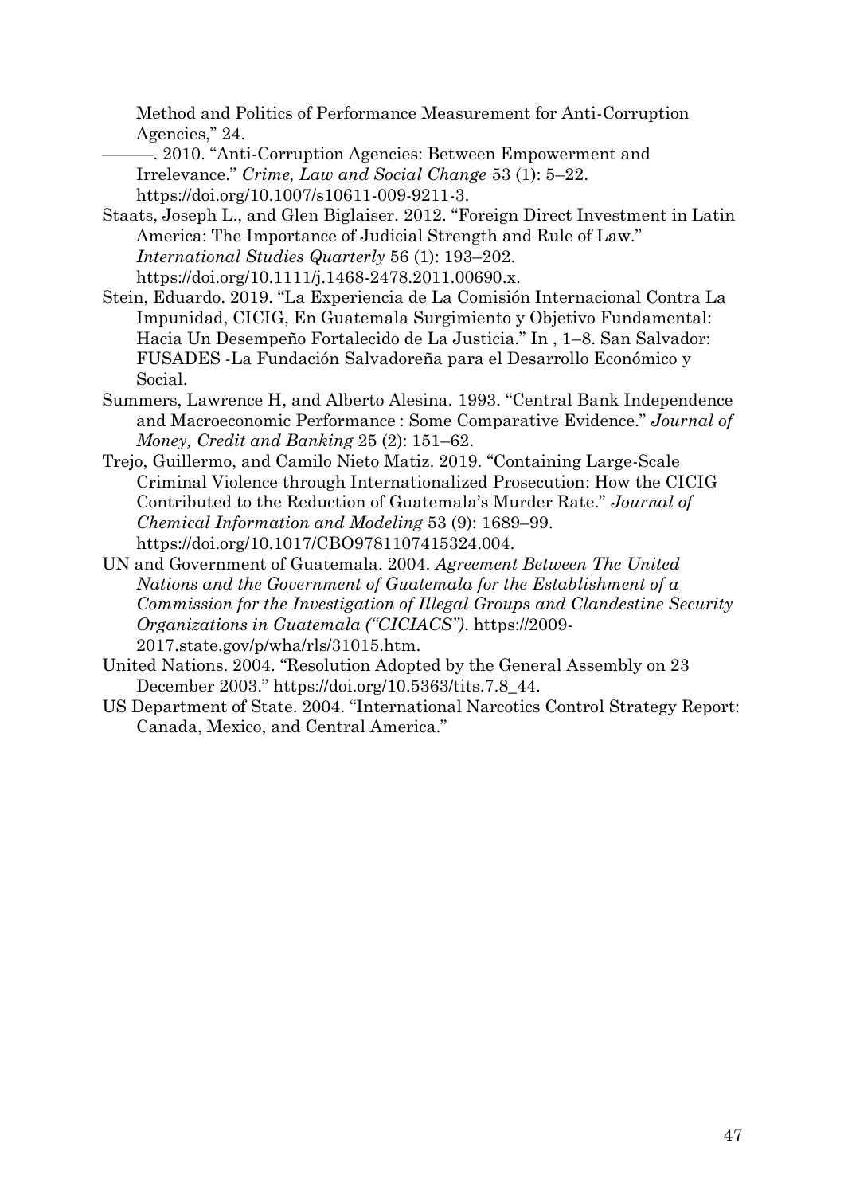Method and Politics of Performance Measurement for Anti-Corruption Agencies," 24.

———. 2010. "Anti-Corruption Agencies: Between Empowerment and Irrelevance." *Crime, Law and Social Change* 53 (1): 5–22. https://doi.org/10.1007/s10611-009-9211-3.

Staats, Joseph L., and Glen Biglaiser. 2012. "Foreign Direct Investment in Latin America: The Importance of Judicial Strength and Rule of Law." *International Studies Quarterly* 56 (1): 193–202. https://doi.org/10.1111/j.1468-2478.2011.00690.x.

Stein, Eduardo. 2019. "La Experiencia de La Comisión Internacional Contra La Impunidad, CICIG, En Guatemala Surgimiento y Objetivo Fundamental: Hacia Un Desempeño Fortalecido de La Justicia." In , 1–8. San Salvador: FUSADES -La Fundación Salvadoreña para el Desarrollo Económico y Social.

Summers, Lawrence H, and Alberto Alesina. 1993. "Central Bank Independence and Macroeconomic Performance : Some Comparative Evidence." *Journal of Money, Credit and Banking* 25 (2): 151–62.

Trejo, Guillermo, and Camilo Nieto Matiz. 2019. "Containing Large-Scale Criminal Violence through Internationalized Prosecution: How the CICIG Contributed to the Reduction of Guatemala's Murder Rate." *Journal of Chemical Information and Modeling* 53 (9): 1689–99. https://doi.org/10.1017/CBO9781107415324.004.

UN and Government of Guatemala. 2004. *Agreement Between The United Nations and the Government of Guatemala for the Establishment of a Commission for the Investigation of Illegal Groups and Clandestine Security Organizations in Guatemala ("CICIACS")*. https://2009-2017.state.gov/p/wha/rls/31015.htm.

United Nations. 2004. "Resolution Adopted by the General Assembly on 23 December 2003." https://doi.org/10.5363/tits.7.8_44.

US Department of State. 2004. "International Narcotics Control Strategy Report: Canada, Mexico, and Central America."